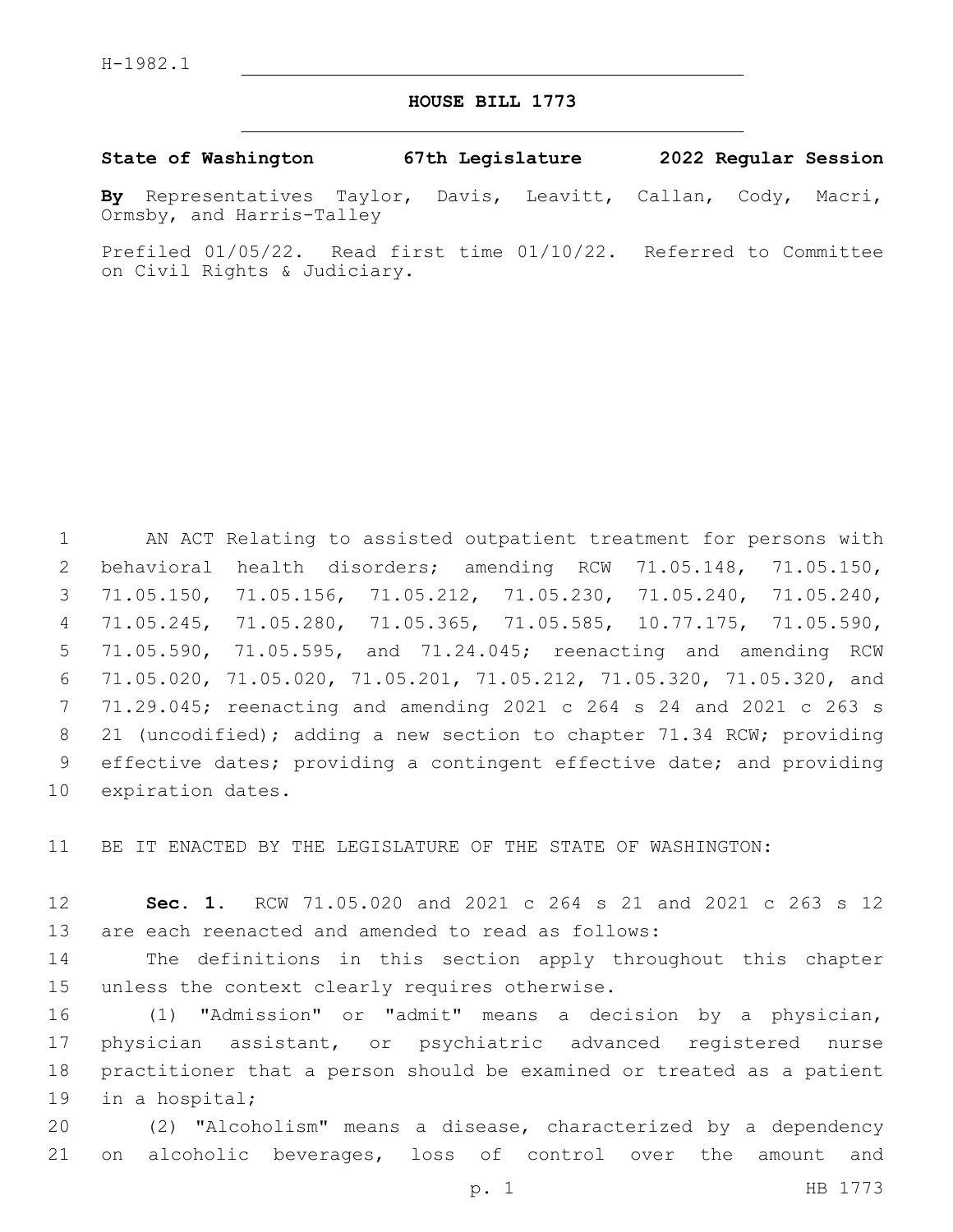H-1982.1

# HOUSE BILL 1773

**State of Washington 67th Legislature 2022 Regular Session**

**By** Representatives Taylor, Davis, Leavitt, Callan, Cody, Macri, Ormsby, and Harris-Talley

Prefiled 01/05/22. Read first time 01/10/22. Referred to Committee on Civil Rights & Judiciary.

AN ACT Relating to assisted outpatient treatment for persons with behavioral health disorders; amending RCW 71.05.148, 71.05.150, 71.05.150, 71.05.156, 71.05.212, 71.05.230, 71.05.240, 71.05.240, 71.05.245, 71.05.280, 71.05.365, 71.05.585, 10.77.175, 71.05.590, 71.05.590, 71.05.595, and 71.24.045; reenacting and amending RCW 71.05.020, 71.05.020, 71.05.201, 71.05.212, 71.05.320, 71.05.320, and 71.29.045; reenacting and amending 2021 c 264 s 24 and 2021 c 263 s 21 (uncodified); adding a new section to chapter 71.34 RCW; providing effective dates; providing a contingent effective date; and providing expiration dates.

BE IT ENACTED BY THE LEGISLATURE OF THE STATE OF WASHINGTON:

**Sec. 1.** RCW 71.05.020 and 2021 c 264 s 21 and 2021 c 263 s 12 are each reenacted and amended to read as follows:

The definitions in this section apply throughout this chapter unless the context clearly requires otherwise.

(1) "Admission" or "admit" means a decision by a physician, physician assistant, or psychiatric advanced registered nurse practitioner that a person should be examined or treated as a patient in a hospital;

(2) "Alcoholism" means a disease, characterized by a dependency on alcoholic beverages, loss of control over the amount and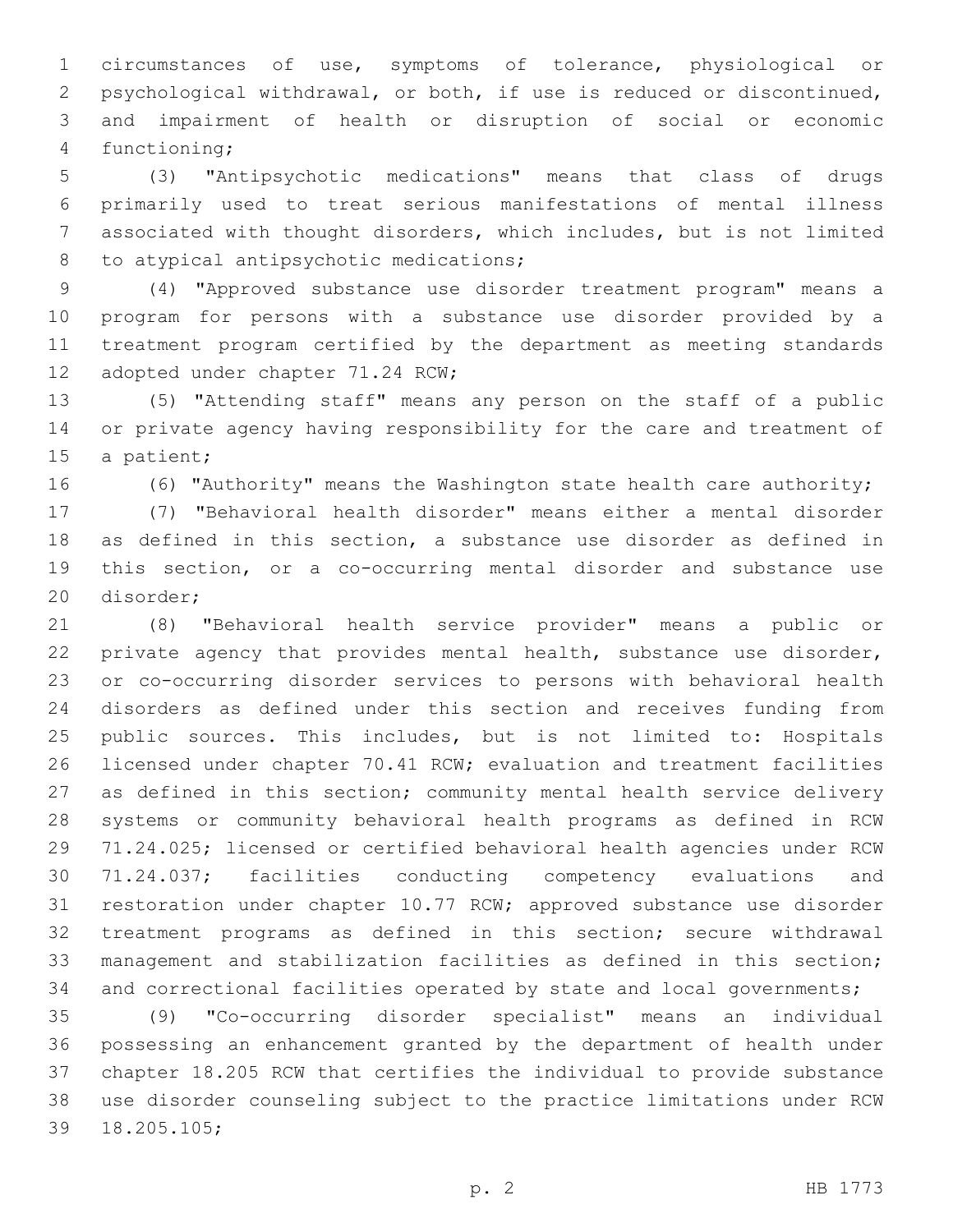circumstances of use, symptoms of tolerance, physiological or psychological withdrawal, or both, if use is reduced or discontinued, and impairment of health or disruption of social or economic functioning;

(3) "Antipsychotic medications" means that class of drugs primarily used to treat serious manifestations of mental illness associated with thought disorders, which includes, but is not limited to atypical antipsychotic medications;

(4) "Approved substance use disorder treatment program" means a program for persons with a substance use disorder provided by a treatment program certified by the department as meeting standards adopted under chapter 71.24 RCW;

(5) "Attending staff" means any person on the staff of a public or private agency having responsibility for the care and treatment of a patient;

(6) "Authority" means the Washington state health care authority;

(7) "Behavioral health disorder" means either a mental disorder as defined in this section, a substance use disorder as defined in this section, or a co-occurring mental disorder and substance use disorder;

(8) "Behavioral health service provider" means a public or private agency that provides mental health, substance use disorder, or co-occurring disorder services to persons with behavioral health disorders as defined under this section and receives funding from public sources. This includes, but is not limited to: Hospitals licensed under chapter 70.41 RCW; evaluation and treatment facilities as defined in this section; community mental health service delivery systems or community behavioral health programs as defined in RCW 71.24.025; licensed or certified behavioral health agencies under RCW 71.24.037; facilities conducting competency evaluations and restoration under chapter 10.77 RCW; approved substance use disorder treatment programs as defined in this section; secure withdrawal management and stabilization facilities as defined in this section; and correctional facilities operated by state and local governments;

(9) "Co-occurring disorder specialist" means an individual possessing an enhancement granted by the department of health under chapter 18.205 RCW that certifies the individual to provide substance use disorder counseling subject to the practice limitations under RCW 18.205.105;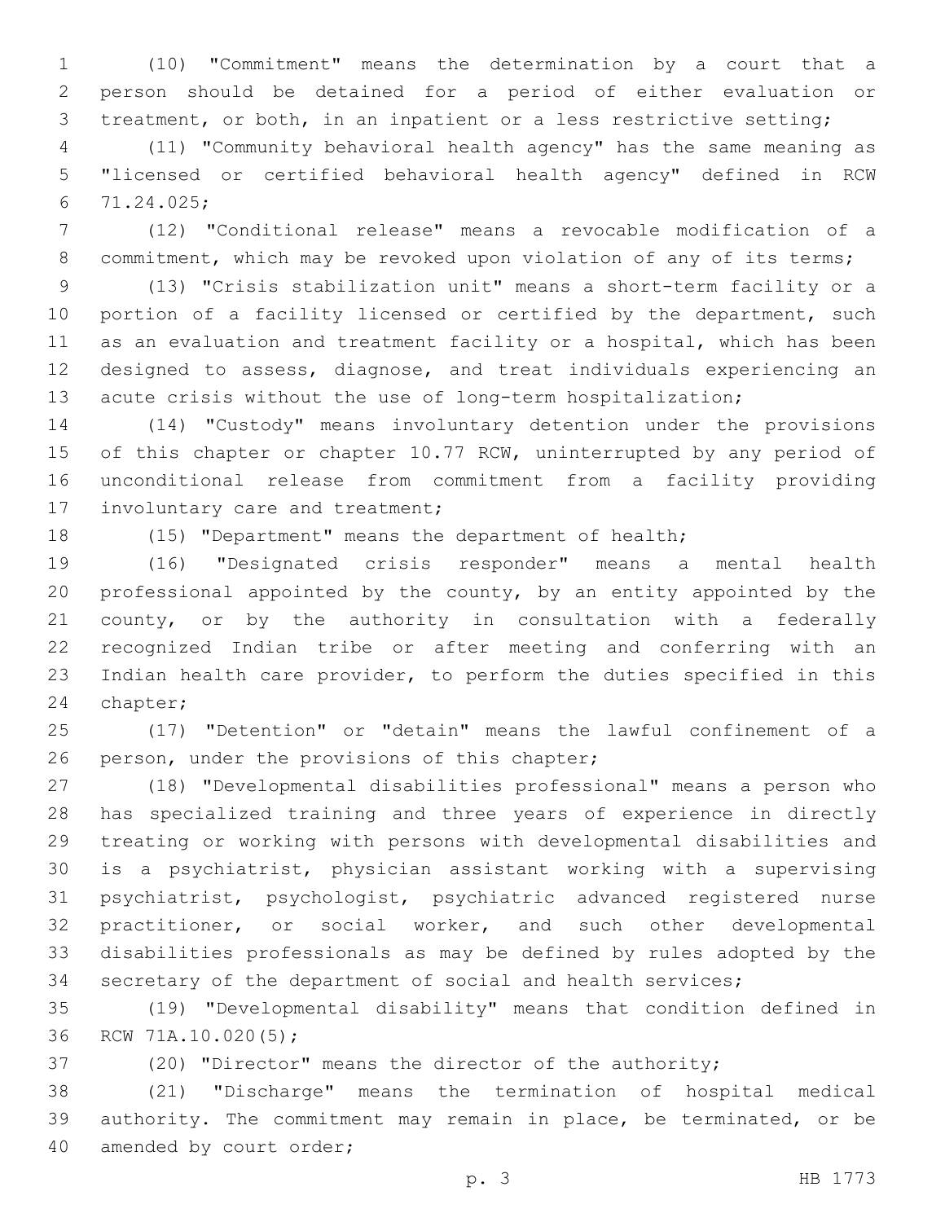(10) "Commitment" means the determination by a court that a person should be detained for a period of either evaluation or treatment, or both, in an inpatient or a less restrictive setting;

(11) "Community behavioral health agency" has the same meaning as "licensed or certified behavioral health agency" defined in RCW 71.24.025;

(12) "Conditional release" means a revocable modification of a commitment, which may be revoked upon violation of any of its terms;

(13) "Crisis stabilization unit" means a short-term facility or a portion of a facility licensed or certified by the department, such as an evaluation and treatment facility or a hospital, which has been designed to assess, diagnose, and treat individuals experiencing an acute crisis without the use of long-term hospitalization;

(14) "Custody" means involuntary detention under the provisions of this chapter or chapter 10.77 RCW, uninterrupted by any period of unconditional release from commitment from a facility providing involuntary care and treatment;

(15) "Department" means the department of health;

(16) "Designated crisis responder" means a mental health professional appointed by the county, by an entity appointed by the county, or by the authority in consultation with a federally recognized Indian tribe or after meeting and conferring with an Indian health care provider, to perform the duties specified in this chapter;

(17) "Detention" or "detain" means the lawful confinement of a person, under the provisions of this chapter;

(18) "Developmental disabilities professional" means a person who has specialized training and three years of experience in directly treating or working with persons with developmental disabilities and is a psychiatrist, physician assistant working with a supervising psychiatrist, psychologist, psychiatric advanced registered nurse practitioner, or social worker, and such other developmental disabilities professionals as may be defined by rules adopted by the secretary of the department of social and health services;

(19) "Developmental disability" means that condition defined in RCW 71A.10.020(5);

(20) "Director" means the director of the authority;

(21) "Discharge" means the termination of hospital medical authority. The commitment may remain in place, be terminated, or be amended by court order;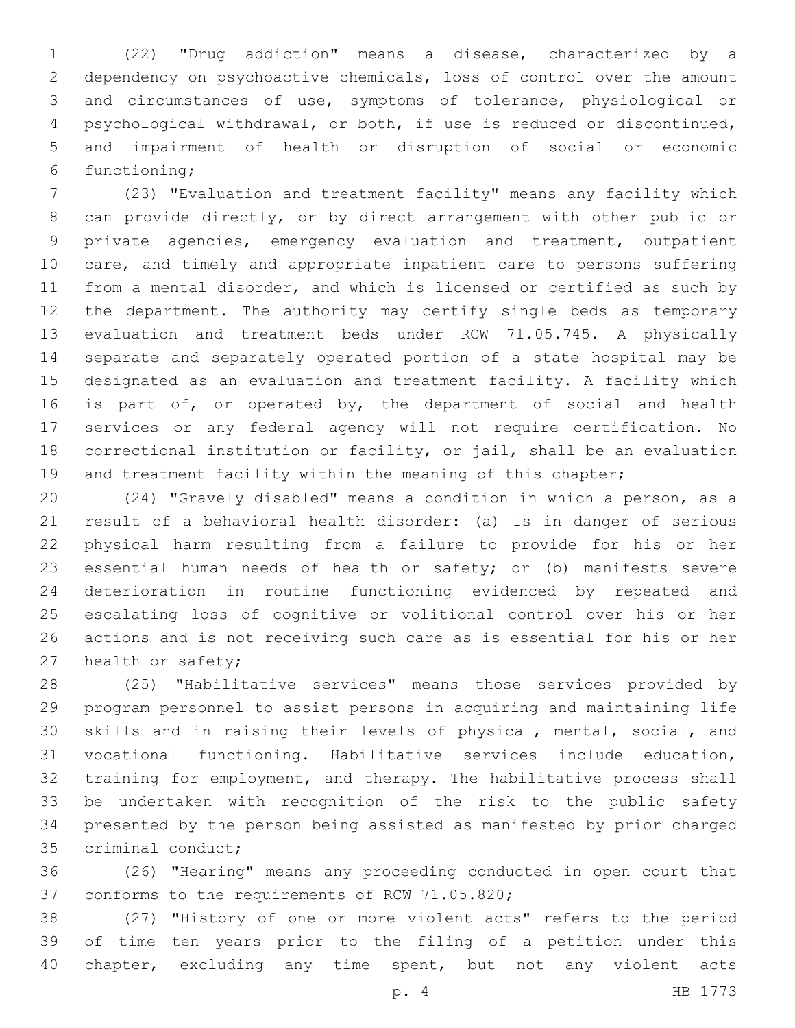(22) "Drug addiction" means a disease, characterized by a dependency on psychoactive chemicals, loss of control over the amount and circumstances of use, symptoms of tolerance, physiological or psychological withdrawal, or both, if use is reduced or discontinued, and impairment of health or disruption of social or economic functioning;

(23) "Evaluation and treatment facility" means any facility which can provide directly, or by direct arrangement with other public or private agencies, emergency evaluation and treatment, outpatient care, and timely and appropriate inpatient care to persons suffering from a mental disorder, and which is licensed or certified as such by the department. The authority may certify single beds as temporary evaluation and treatment beds under RCW 71.05.745. A physically separate and separately operated portion of a state hospital may be designated as an evaluation and treatment facility. A facility which is part of, or operated by, the department of social and health services or any federal agency will not require certification. No correctional institution or facility, or jail, shall be an evaluation and treatment facility within the meaning of this chapter;

(24) "Gravely disabled" means a condition in which a person, as a result of a behavioral health disorder: (a) Is in danger of serious physical harm resulting from a failure to provide for his or her essential human needs of health or safety; or (b) manifests severe deterioration in routine functioning evidenced by repeated and escalating loss of cognitive or volitional control over his or her actions and is not receiving such care as is essential for his or her health or safety;

(25) "Habilitative services" means those services provided by program personnel to assist persons in acquiring and maintaining life skills and in raising their levels of physical, mental, social, and vocational functioning. Habilitative services include education, training for employment, and therapy. The habilitative process shall be undertaken with recognition of the risk to the public safety presented by the person being assisted as manifested by prior charged criminal conduct;

(26) "Hearing" means any proceeding conducted in open court that conforms to the requirements of RCW 71.05.820;

(27) "History of one or more violent acts" refers to the period of time ten years prior to the filing of a petition under this chapter, excluding any time spent, but not any violent acts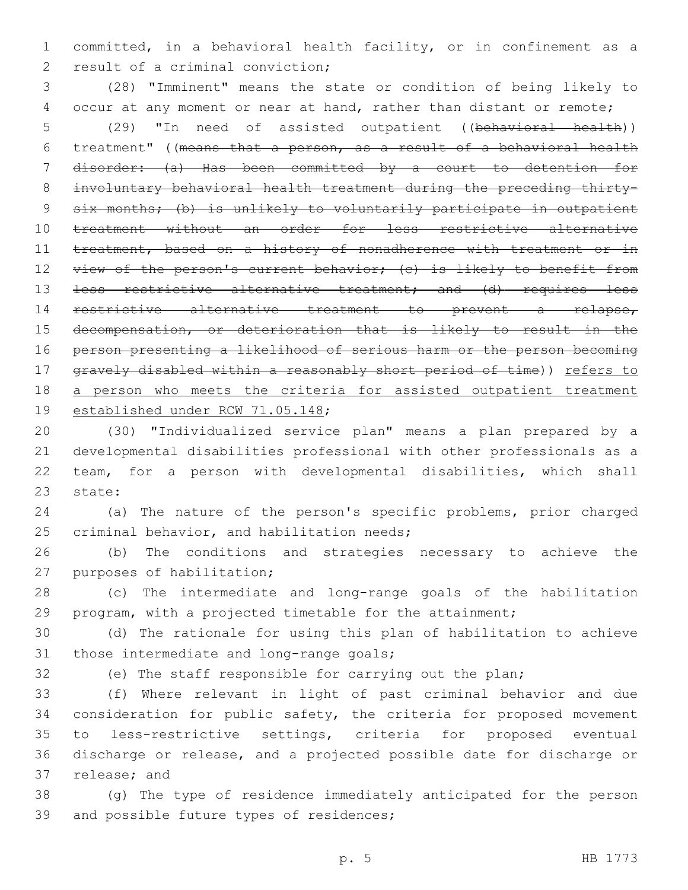committed, in a behavioral health facility, or in confinement as a result of a criminal conviction;

(28) "Imminent" means the state or condition of being likely to occur at any moment or near at hand, rather than distant or remote;

(29) "In need of assisted outpatient ((~~behavioral health~~)) treatment" ((~~means that a person, as a result of a behavioral health disorder: (a) Has been committed by a court to detention for involuntary behavioral health treatment during the preceding thirty-six months; (b) is unlikely to voluntarily participate in outpatient treatment without an order for less restrictive alternative treatment, based on a history of nonadherence with treatment or in view of the person's current behavior; (c) is likely to benefit from less restrictive alternative treatment; and (d) requires less restrictive alternative treatment to prevent a relapse, decompensation, or deterioration that is likely to result in the person presenting a likelihood of serious harm or the person becoming gravely disabled within a reasonably short period of time~~)) <u>refers to a person who meets the criteria for assisted outpatient treatment established under RCW 71.05.148</u>;

(30) "Individualized service plan" means a plan prepared by a developmental disabilities professional with other professionals as a team, for a person with developmental disabilities, which shall state:

(a) The nature of the person's specific problems, prior charged criminal behavior, and habilitation needs;

(b) The conditions and strategies necessary to achieve the purposes of habilitation;

(c) The intermediate and long-range goals of the habilitation program, with a projected timetable for the attainment;

(d) The rationale for using this plan of habilitation to achieve those intermediate and long-range goals;

(e) The staff responsible for carrying out the plan;

(f) Where relevant in light of past criminal behavior and due consideration for public safety, the criteria for proposed movement to less-restrictive settings, criteria for proposed eventual discharge or release, and a projected possible date for discharge or release; and

(g) The type of residence immediately anticipated for the person and possible future types of residences;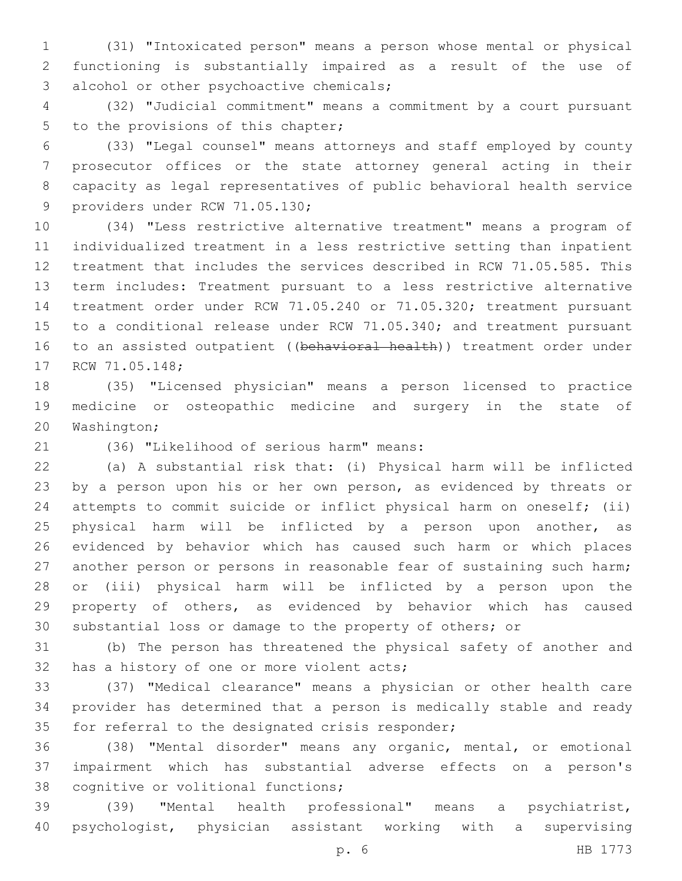(31) "Intoxicated person" means a person whose mental or physical functioning is substantially impaired as a result of the use of alcohol or other psychoactive chemicals;

(32) "Judicial commitment" means a commitment by a court pursuant to the provisions of this chapter;

(33) "Legal counsel" means attorneys and staff employed by county prosecutor offices or the state attorney general acting in their capacity as legal representatives of public behavioral health service providers under RCW 71.05.130;

(34) "Less restrictive alternative treatment" means a program of individualized treatment in a less restrictive setting than inpatient treatment that includes the services described in RCW 71.05.585. This term includes: Treatment pursuant to a less restrictive alternative treatment order under RCW 71.05.240 or 71.05.320; treatment pursuant to a conditional release under RCW 71.05.340; and treatment pursuant to an assisted outpatient ((~~behavioral health~~)) treatment order under RCW 71.05.148;

(35) "Licensed physician" means a person licensed to practice medicine or osteopathic medicine and surgery in the state of Washington;

(36) "Likelihood of serious harm" means:

(a) A substantial risk that: (i) Physical harm will be inflicted by a person upon his or her own person, as evidenced by threats or attempts to commit suicide or inflict physical harm on oneself; (ii) physical harm will be inflicted by a person upon another, as evidenced by behavior which has caused such harm or which places another person or persons in reasonable fear of sustaining such harm; or (iii) physical harm will be inflicted by a person upon the property of others, as evidenced by behavior which has caused substantial loss or damage to the property of others; or

(b) The person has threatened the physical safety of another and has a history of one or more violent acts;

(37) "Medical clearance" means a physician or other health care provider has determined that a person is medically stable and ready for referral to the designated crisis responder;

(38) "Mental disorder" means any organic, mental, or emotional impairment which has substantial adverse effects on a person's cognitive or volitional functions;

(39) "Mental health professional" means a psychiatrist, psychologist, physician assistant working with a supervising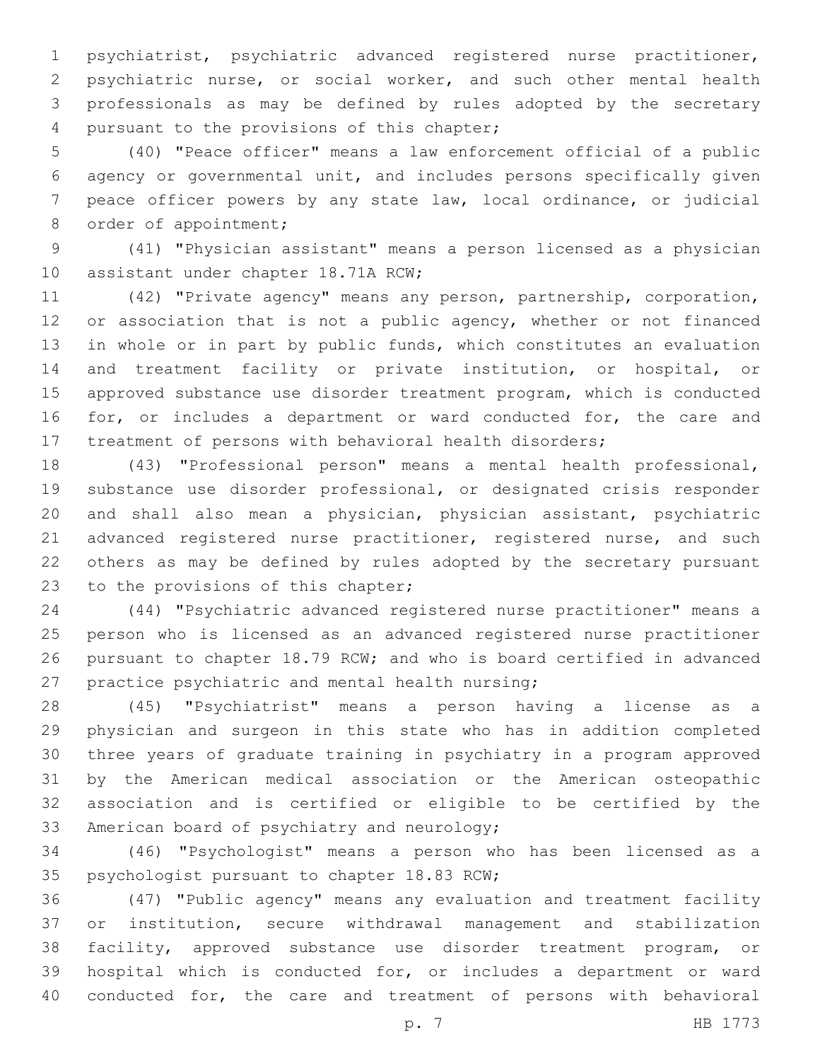psychiatrist, psychiatric advanced registered nurse practitioner, psychiatric nurse, or social worker, and such other mental health professionals as may be defined by rules adopted by the secretary pursuant to the provisions of this chapter;

(40) "Peace officer" means a law enforcement official of a public agency or governmental unit, and includes persons specifically given peace officer powers by any state law, local ordinance, or judicial order of appointment;

(41) "Physician assistant" means a person licensed as a physician assistant under chapter 18.71A RCW;

(42) "Private agency" means any person, partnership, corporation, or association that is not a public agency, whether or not financed in whole or in part by public funds, which constitutes an evaluation and treatment facility or private institution, or hospital, or approved substance use disorder treatment program, which is conducted for, or includes a department or ward conducted for, the care and treatment of persons with behavioral health disorders;

(43) "Professional person" means a mental health professional, substance use disorder professional, or designated crisis responder and shall also mean a physician, physician assistant, psychiatric advanced registered nurse practitioner, registered nurse, and such others as may be defined by rules adopted by the secretary pursuant to the provisions of this chapter;

(44) "Psychiatric advanced registered nurse practitioner" means a person who is licensed as an advanced registered nurse practitioner pursuant to chapter 18.79 RCW; and who is board certified in advanced practice psychiatric and mental health nursing;

(45) "Psychiatrist" means a person having a license as a physician and surgeon in this state who has in addition completed three years of graduate training in psychiatry in a program approved by the American medical association or the American osteopathic association and is certified or eligible to be certified by the American board of psychiatry and neurology;

(46) "Psychologist" means a person who has been licensed as a psychologist pursuant to chapter 18.83 RCW;

(47) "Public agency" means any evaluation and treatment facility or institution, secure withdrawal management and stabilization facility, approved substance use disorder treatment program, or hospital which is conducted for, or includes a department or ward conducted for, the care and treatment of persons with behavioral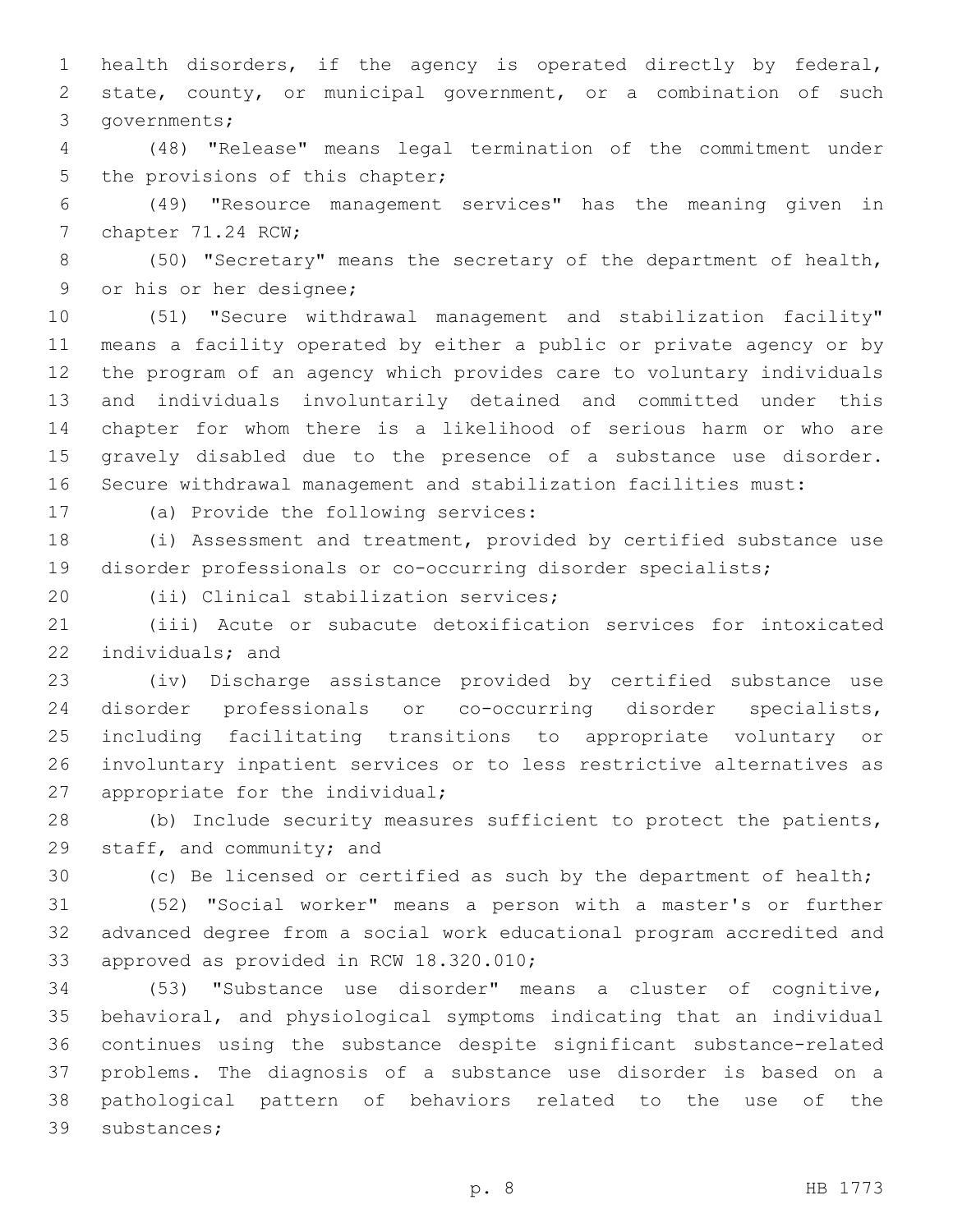health disorders, if the agency is operated directly by federal, state, county, or municipal government, or a combination of such governments;

(48) "Release" means legal termination of the commitment under the provisions of this chapter;

(49) "Resource management services" has the meaning given in chapter 71.24 RCW;

(50) "Secretary" means the secretary of the department of health, or his or her designee;

(51) "Secure withdrawal management and stabilization facility" means a facility operated by either a public or private agency or by the program of an agency which provides care to voluntary individuals and individuals involuntarily detained and committed under this chapter for whom there is a likelihood of serious harm or who are gravely disabled due to the presence of a substance use disorder. Secure withdrawal management and stabilization facilities must:

(a) Provide the following services:

(i) Assessment and treatment, provided by certified substance use disorder professionals or co-occurring disorder specialists;

(ii) Clinical stabilization services;

(iii) Acute or subacute detoxification services for intoxicated individuals; and

(iv) Discharge assistance provided by certified substance use disorder professionals or co-occurring disorder specialists, including facilitating transitions to appropriate voluntary or involuntary inpatient services or to less restrictive alternatives as appropriate for the individual;

(b) Include security measures sufficient to protect the patients, staff, and community; and

(c) Be licensed or certified as such by the department of health;

(52) "Social worker" means a person with a master's or further advanced degree from a social work educational program accredited and approved as provided in RCW 18.320.010;

(53) "Substance use disorder" means a cluster of cognitive, behavioral, and physiological symptoms indicating that an individual continues using the substance despite significant substance-related problems. The diagnosis of a substance use disorder is based on a pathological pattern of behaviors related to the use of the substances;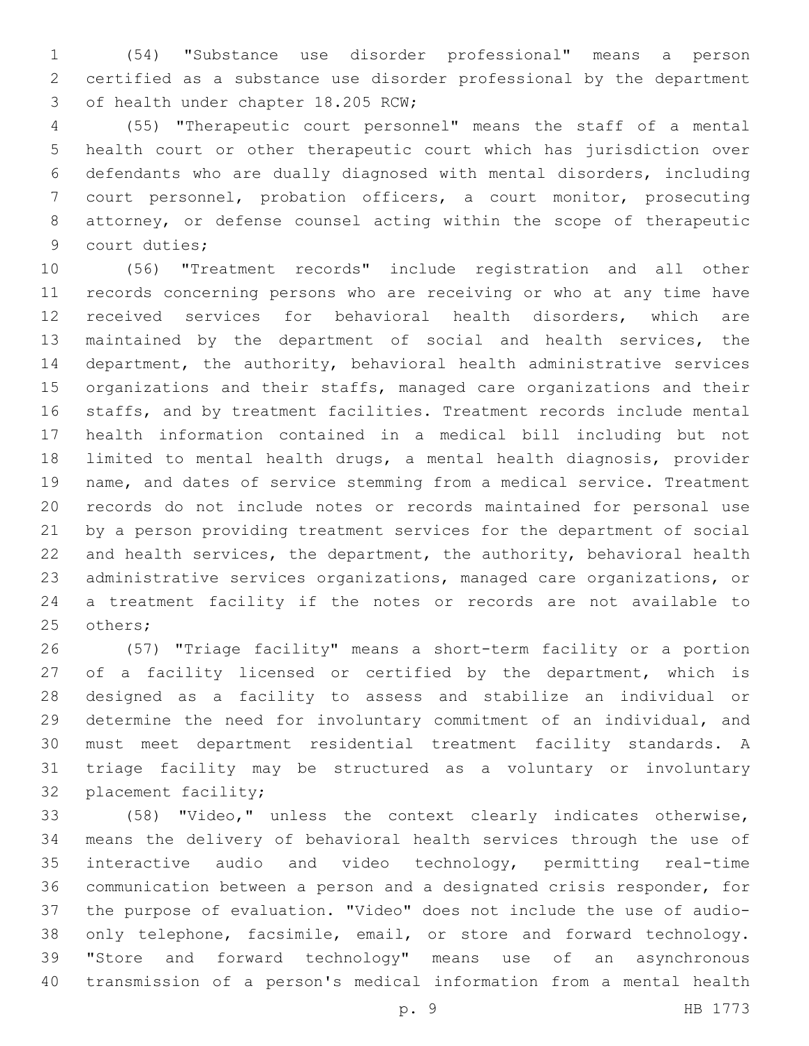(54) "Substance use disorder professional" means a person certified as a substance use disorder professional by the department of health under chapter 18.205 RCW;

(55) "Therapeutic court personnel" means the staff of a mental health court or other therapeutic court which has jurisdiction over defendants who are dually diagnosed with mental disorders, including court personnel, probation officers, a court monitor, prosecuting attorney, or defense counsel acting within the scope of therapeutic court duties;

(56) "Treatment records" include registration and all other records concerning persons who are receiving or who at any time have received services for behavioral health disorders, which are maintained by the department of social and health services, the department, the authority, behavioral health administrative services organizations and their staffs, managed care organizations and their staffs, and by treatment facilities. Treatment records include mental health information contained in a medical bill including but not limited to mental health drugs, a mental health diagnosis, provider name, and dates of service stemming from a medical service. Treatment records do not include notes or records maintained for personal use by a person providing treatment services for the department of social and health services, the department, the authority, behavioral health administrative services organizations, managed care organizations, or a treatment facility if the notes or records are not available to others;

(57) "Triage facility" means a short-term facility or a portion of a facility licensed or certified by the department, which is designed as a facility to assess and stabilize an individual or determine the need for involuntary commitment of an individual, and must meet department residential treatment facility standards. A triage facility may be structured as a voluntary or involuntary placement facility;

(58) "Video," unless the context clearly indicates otherwise, means the delivery of behavioral health services through the use of interactive audio and video technology, permitting real-time communication between a person and a designated crisis responder, for the purpose of evaluation. "Video" does not include the use of audio-only telephone, facsimile, email, or store and forward technology. "Store and forward technology" means use of an asynchronous transmission of a person's medical information from a mental health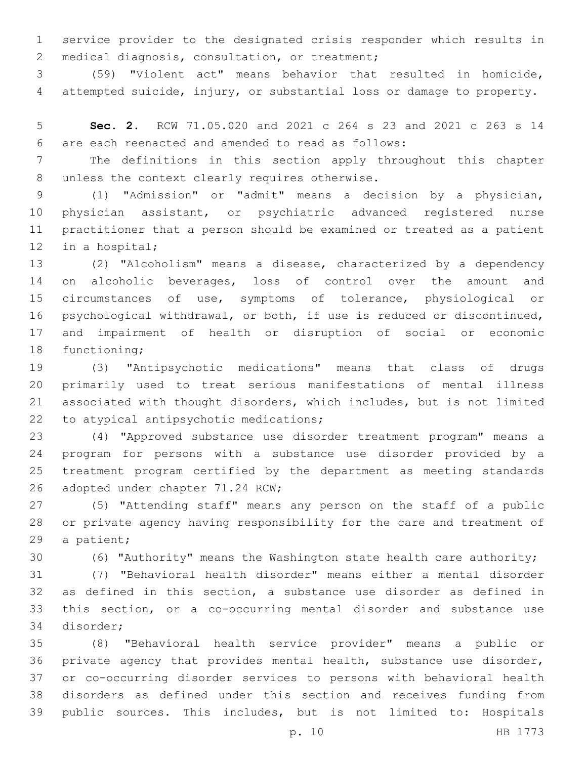service provider to the designated crisis responder which results in medical diagnosis, consultation, or treatment;

(59) "Violent act" means behavior that resulted in homicide, attempted suicide, injury, or substantial loss or damage to property.

**Sec. 2.** RCW 71.05.020 and 2021 c 264 s 23 and 2021 c 263 s 14 are each reenacted and amended to read as follows:

The definitions in this section apply throughout this chapter unless the context clearly requires otherwise.

(1) "Admission" or "admit" means a decision by a physician, physician assistant, or psychiatric advanced registered nurse practitioner that a person should be examined or treated as a patient in a hospital;

(2) "Alcoholism" means a disease, characterized by a dependency on alcoholic beverages, loss of control over the amount and circumstances of use, symptoms of tolerance, physiological or psychological withdrawal, or both, if use is reduced or discontinued, and impairment of health or disruption of social or economic functioning;

(3) "Antipsychotic medications" means that class of drugs primarily used to treat serious manifestations of mental illness associated with thought disorders, which includes, but is not limited to atypical antipsychotic medications;

(4) "Approved substance use disorder treatment program" means a program for persons with a substance use disorder provided by a treatment program certified by the department as meeting standards adopted under chapter 71.24 RCW;

(5) "Attending staff" means any person on the staff of a public or private agency having responsibility for the care and treatment of a patient;

(6) "Authority" means the Washington state health care authority;

(7) "Behavioral health disorder" means either a mental disorder as defined in this section, a substance use disorder as defined in this section, or a co-occurring mental disorder and substance use disorder;

(8) "Behavioral health service provider" means a public or private agency that provides mental health, substance use disorder, or co-occurring disorder services to persons with behavioral health disorders as defined under this section and receives funding from public sources. This includes, but is not limited to: Hospitals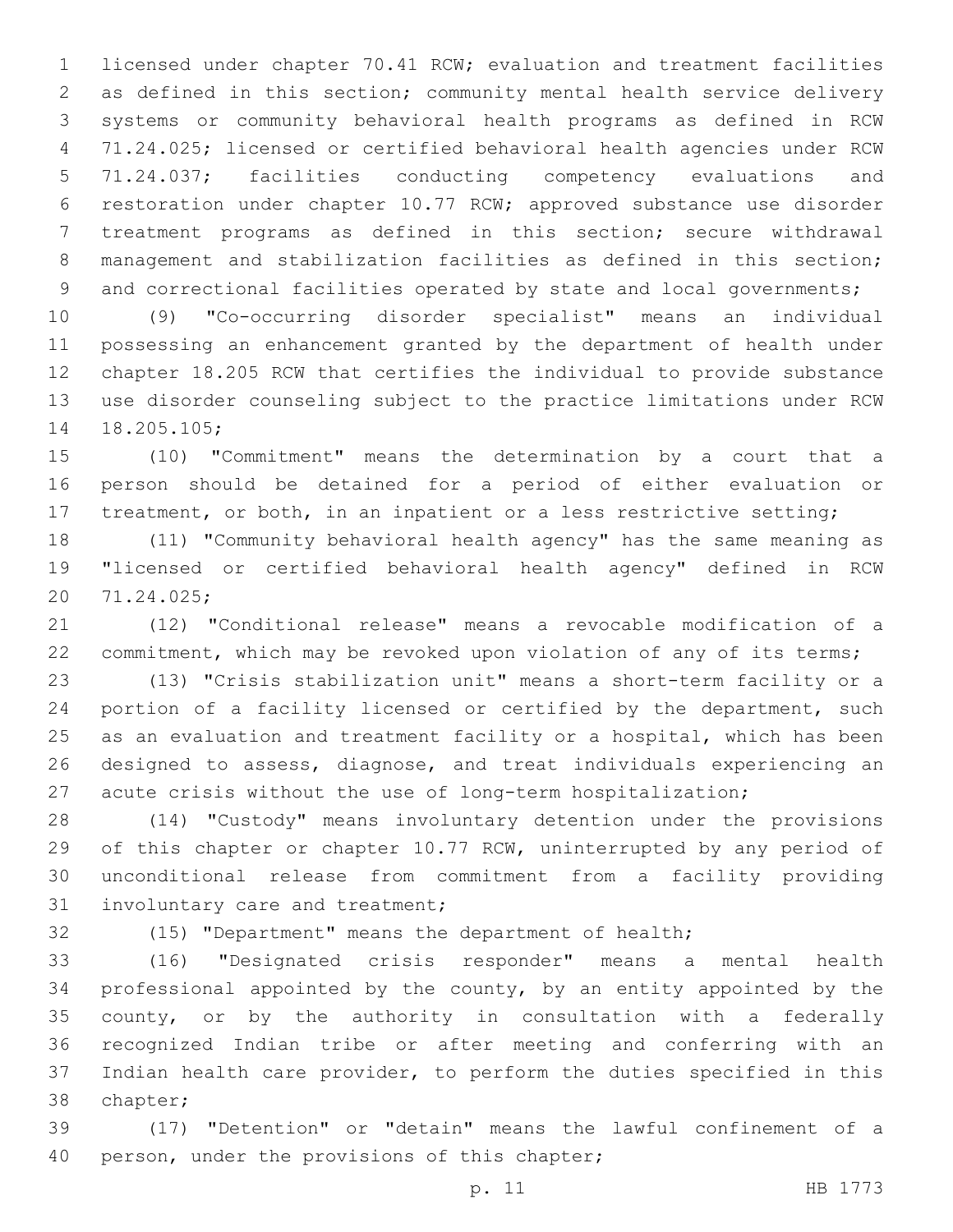licensed under chapter 70.41 RCW; evaluation and treatment facilities as defined in this section; community mental health service delivery systems or community behavioral health programs as defined in RCW 71.24.025; licensed or certified behavioral health agencies under RCW 71.24.037; facilities conducting competency evaluations and restoration under chapter 10.77 RCW; approved substance use disorder treatment programs as defined in this section; secure withdrawal management and stabilization facilities as defined in this section; and correctional facilities operated by state and local governments;

(9) "Co-occurring disorder specialist" means an individual possessing an enhancement granted by the department of health under chapter 18.205 RCW that certifies the individual to provide substance use disorder counseling subject to the practice limitations under RCW 18.205.105;

(10) "Commitment" means the determination by a court that a person should be detained for a period of either evaluation or treatment, or both, in an inpatient or a less restrictive setting;

(11) "Community behavioral health agency" has the same meaning as "licensed or certified behavioral health agency" defined in RCW 71.24.025;

(12) "Conditional release" means a revocable modification of a commitment, which may be revoked upon violation of any of its terms;

(13) "Crisis stabilization unit" means a short-term facility or a portion of a facility licensed or certified by the department, such as an evaluation and treatment facility or a hospital, which has been designed to assess, diagnose, and treat individuals experiencing an acute crisis without the use of long-term hospitalization;

(14) "Custody" means involuntary detention under the provisions of this chapter or chapter 10.77 RCW, uninterrupted by any period of unconditional release from commitment from a facility providing involuntary care and treatment;

(15) "Department" means the department of health;

(16) "Designated crisis responder" means a mental health professional appointed by the county, by an entity appointed by the county, or by the authority in consultation with a federally recognized Indian tribe or after meeting and conferring with an Indian health care provider, to perform the duties specified in this chapter;

(17) "Detention" or "detain" means the lawful confinement of a person, under the provisions of this chapter;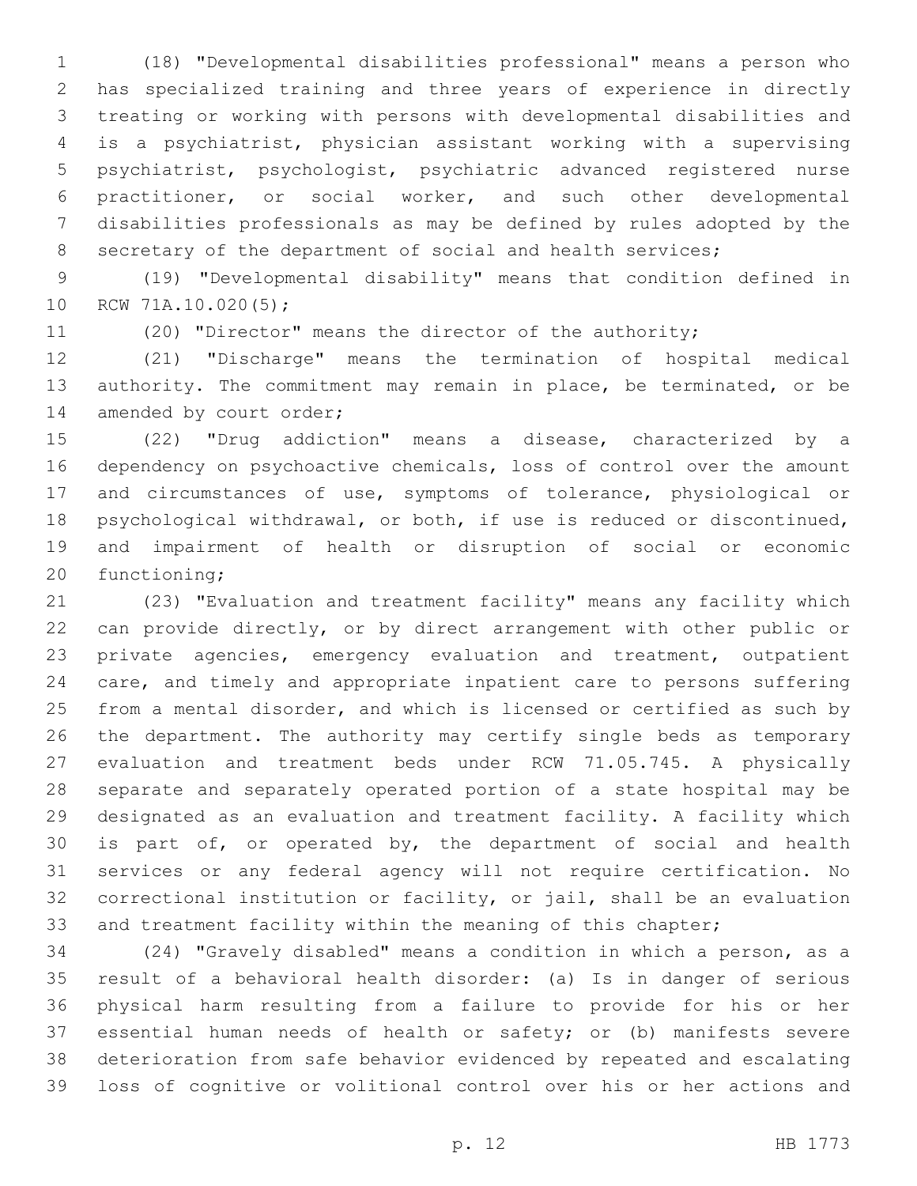(18) "Developmental disabilities professional" means a person who has specialized training and three years of experience in directly treating or working with persons with developmental disabilities and is a psychiatrist, physician assistant working with a supervising psychiatrist, psychologist, psychiatric advanced registered nurse practitioner, or social worker, and such other developmental disabilities professionals as may be defined by rules adopted by the secretary of the department of social and health services;

(19) "Developmental disability" means that condition defined in RCW 71A.10.020(5);

(20) "Director" means the director of the authority;

(21) "Discharge" means the termination of hospital medical authority. The commitment may remain in place, be terminated, or be amended by court order;

(22) "Drug addiction" means a disease, characterized by a dependency on psychoactive chemicals, loss of control over the amount and circumstances of use, symptoms of tolerance, physiological or psychological withdrawal, or both, if use is reduced or discontinued, and impairment of health or disruption of social or economic functioning;

(23) "Evaluation and treatment facility" means any facility which can provide directly, or by direct arrangement with other public or private agencies, emergency evaluation and treatment, outpatient care, and timely and appropriate inpatient care to persons suffering from a mental disorder, and which is licensed or certified as such by the department. The authority may certify single beds as temporary evaluation and treatment beds under RCW 71.05.745. A physically separate and separately operated portion of a state hospital may be designated as an evaluation and treatment facility. A facility which is part of, or operated by, the department of social and health services or any federal agency will not require certification. No correctional institution or facility, or jail, shall be an evaluation and treatment facility within the meaning of this chapter;

(24) "Gravely disabled" means a condition in which a person, as a result of a behavioral health disorder: (a) Is in danger of serious physical harm resulting from a failure to provide for his or her essential human needs of health or safety; or (b) manifests severe deterioration from safe behavior evidenced by repeated and escalating loss of cognitive or volitional control over his or her actions and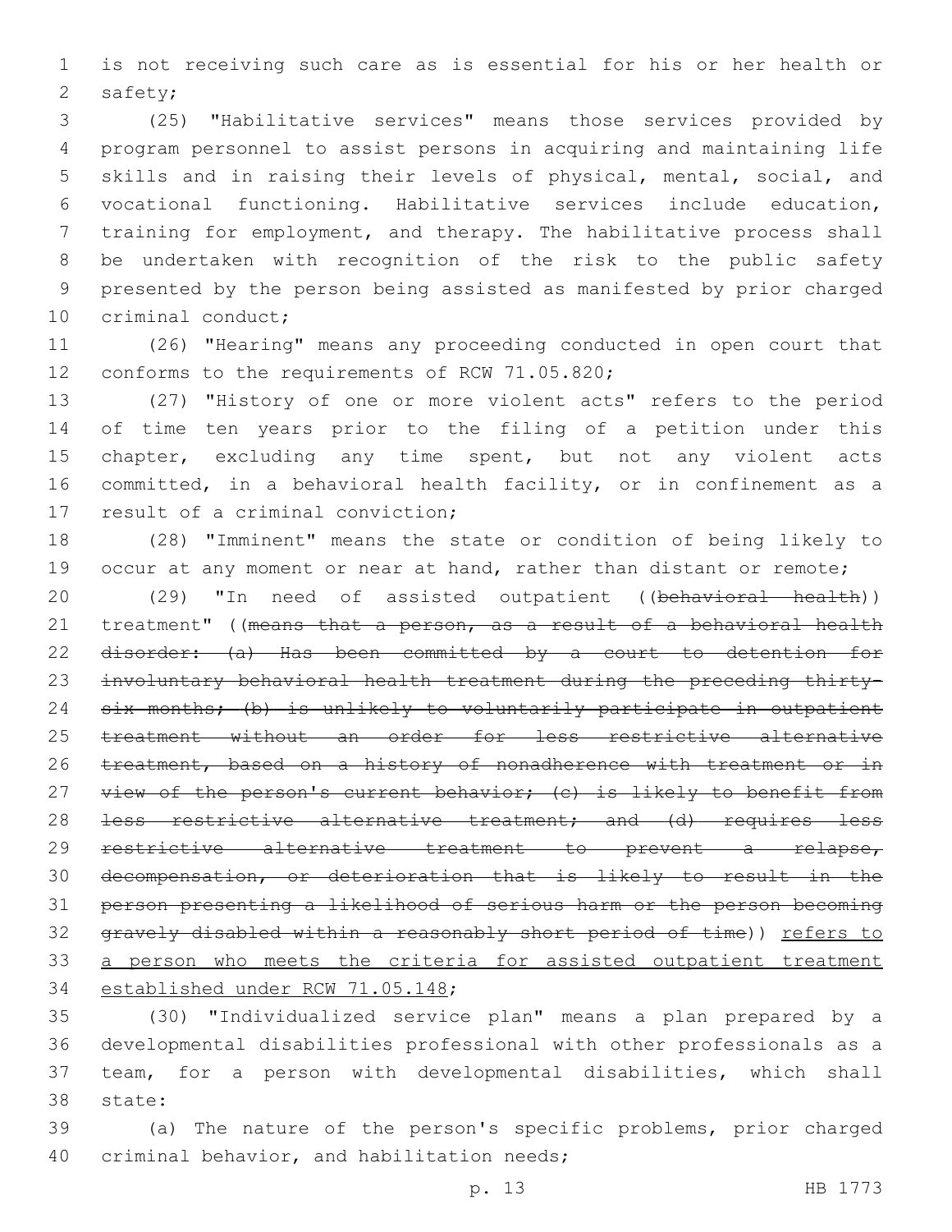is not receiving such care as is essential for his or her health or safety;

(25) "Habilitative services" means those services provided by program personnel to assist persons in acquiring and maintaining life skills and in raising their levels of physical, mental, social, and vocational functioning. Habilitative services include education, training for employment, and therapy. The habilitative process shall be undertaken with recognition of the risk to the public safety presented by the person being assisted as manifested by prior charged criminal conduct;

(26) "Hearing" means any proceeding conducted in open court that conforms to the requirements of RCW 71.05.820;

(27) "History of one or more violent acts" refers to the period of time ten years prior to the filing of a petition under this chapter, excluding any time spent, but not any violent acts committed, in a behavioral health facility, or in confinement as a result of a criminal conviction;

(28) "Imminent" means the state or condition of being likely to occur at any moment or near at hand, rather than distant or remote;

(29) "In need of assisted outpatient ((~~behavioral health~~)) treatment" ((~~means that a person, as a result of a behavioral health disorder: (a) Has been committed by a court to detention for involuntary behavioral health treatment during the preceding thirty-six months; (b) is unlikely to voluntarily participate in outpatient treatment without an order for less restrictive alternative treatment, based on a history of nonadherence with treatment or in view of the person's current behavior; (c) is likely to benefit from less restrictive alternative treatment; and (d) requires less restrictive alternative treatment to prevent a relapse, decompensation, or deterioration that is likely to result in the person presenting a likelihood of serious harm or the person becoming gravely disabled within a reasonably short period of time~~)) <u>refers to a person who meets the criteria for assisted outpatient treatment established under RCW 71.05.148</u>;

(30) "Individualized service plan" means a plan prepared by a developmental disabilities professional with other professionals as a team, for a person with developmental disabilities, which shall state:

(a) The nature of the person's specific problems, prior charged criminal behavior, and habilitation needs;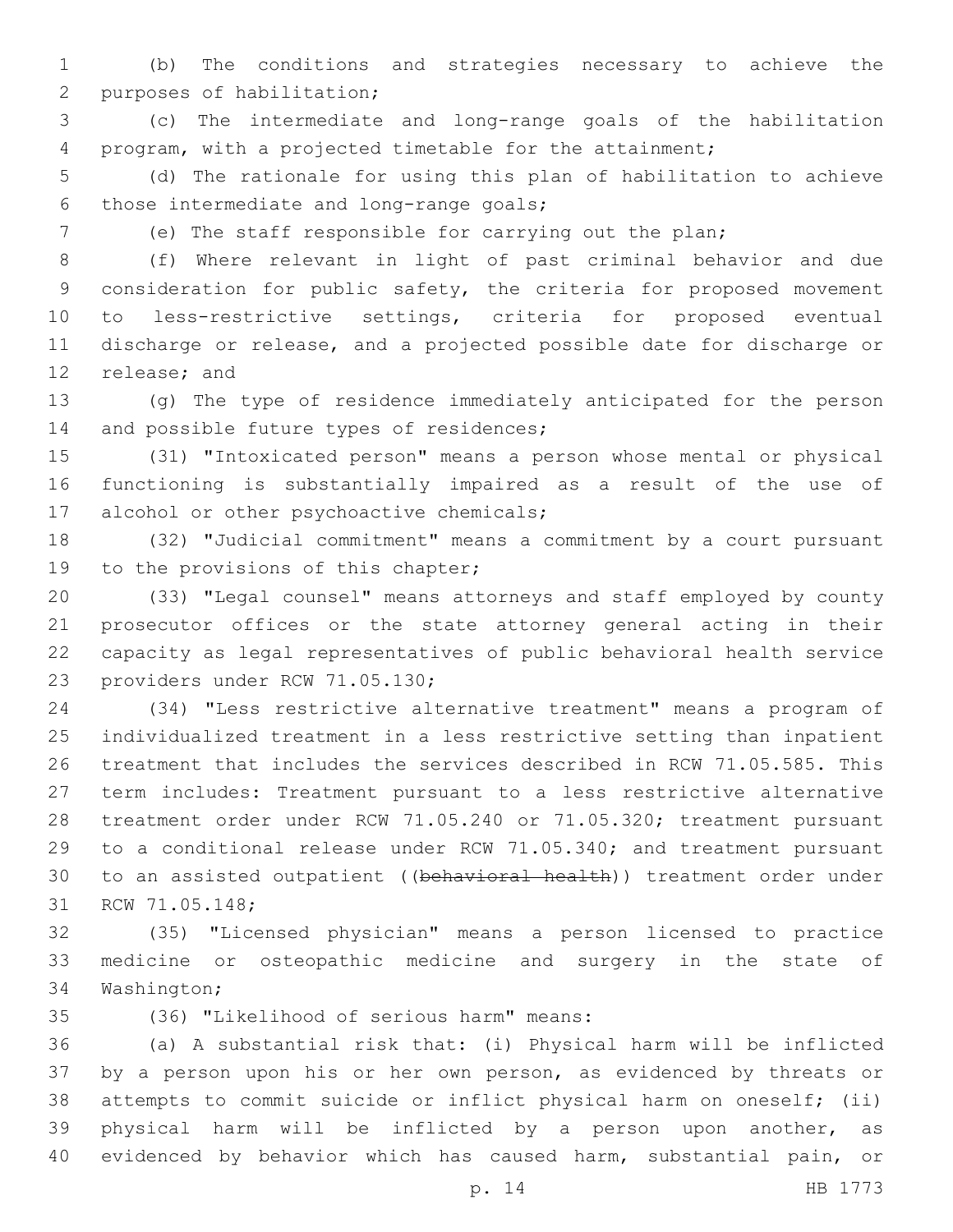(b) The conditions and strategies necessary to achieve the purposes of habilitation;

(c) The intermediate and long-range goals of the habilitation program, with a projected timetable for the attainment;

(d) The rationale for using this plan of habilitation to achieve those intermediate and long-range goals;

(e) The staff responsible for carrying out the plan;

(f) Where relevant in light of past criminal behavior and due consideration for public safety, the criteria for proposed movement to less-restrictive settings, criteria for proposed eventual discharge or release, and a projected possible date for discharge or release; and

(g) The type of residence immediately anticipated for the person and possible future types of residences;

(31) "Intoxicated person" means a person whose mental or physical functioning is substantially impaired as a result of the use of alcohol or other psychoactive chemicals;

(32) "Judicial commitment" means a commitment by a court pursuant to the provisions of this chapter;

(33) "Legal counsel" means attorneys and staff employed by county prosecutor offices or the state attorney general acting in their capacity as legal representatives of public behavioral health service providers under RCW 71.05.130;

(34) "Less restrictive alternative treatment" means a program of individualized treatment in a less restrictive setting than inpatient treatment that includes the services described in RCW 71.05.585. This term includes: Treatment pursuant to a less restrictive alternative treatment order under RCW 71.05.240 or 71.05.320; treatment pursuant to a conditional release under RCW 71.05.340; and treatment pursuant to an assisted outpatient ((~~behavioral health~~)) treatment order under RCW 71.05.148;

(35) "Licensed physician" means a person licensed to practice medicine or osteopathic medicine and surgery in the state of Washington;

(36) "Likelihood of serious harm" means:

(a) A substantial risk that: (i) Physical harm will be inflicted by a person upon his or her own person, as evidenced by threats or attempts to commit suicide or inflict physical harm on oneself; (ii) physical harm will be inflicted by a person upon another, as evidenced by behavior which has caused harm, substantial pain, or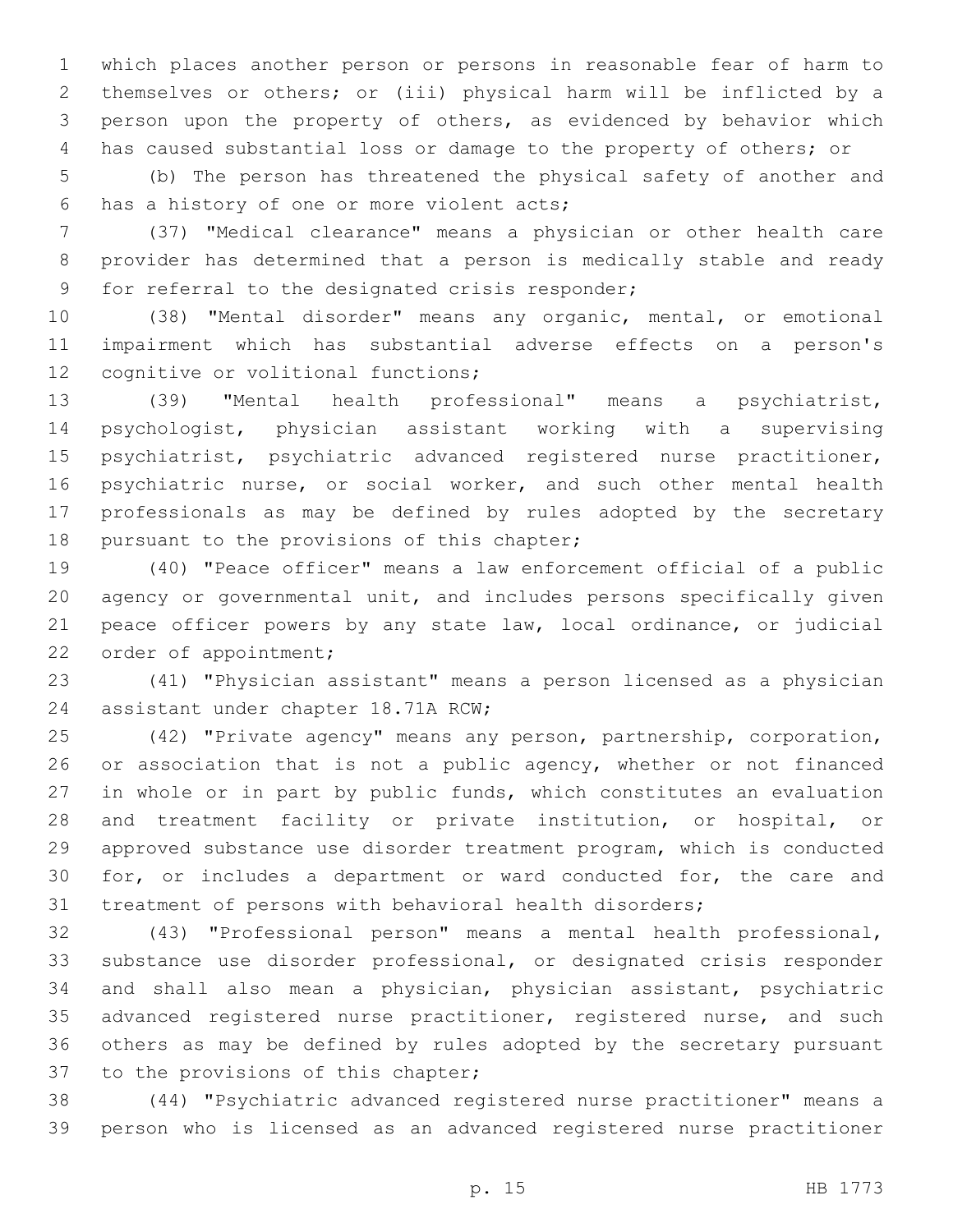which places another person or persons in reasonable fear of harm to themselves or others; or (iii) physical harm will be inflicted by a person upon the property of others, as evidenced by behavior which has caused substantial loss or damage to the property of others; or

(b) The person has threatened the physical safety of another and has a history of one or more violent acts;

(37) "Medical clearance" means a physician or other health care provider has determined that a person is medically stable and ready for referral to the designated crisis responder;

(38) "Mental disorder" means any organic, mental, or emotional impairment which has substantial adverse effects on a person's cognitive or volitional functions;

(39) "Mental health professional" means a psychiatrist, psychologist, physician assistant working with a supervising psychiatrist, psychiatric advanced registered nurse practitioner, psychiatric nurse, or social worker, and such other mental health professionals as may be defined by rules adopted by the secretary pursuant to the provisions of this chapter;

(40) "Peace officer" means a law enforcement official of a public agency or governmental unit, and includes persons specifically given peace officer powers by any state law, local ordinance, or judicial order of appointment;

(41) "Physician assistant" means a person licensed as a physician assistant under chapter 18.71A RCW;

(42) "Private agency" means any person, partnership, corporation, or association that is not a public agency, whether or not financed in whole or in part by public funds, which constitutes an evaluation and treatment facility or private institution, or hospital, or approved substance use disorder treatment program, which is conducted for, or includes a department or ward conducted for, the care and treatment of persons with behavioral health disorders;

(43) "Professional person" means a mental health professional, substance use disorder professional, or designated crisis responder and shall also mean a physician, physician assistant, psychiatric advanced registered nurse practitioner, registered nurse, and such others as may be defined by rules adopted by the secretary pursuant to the provisions of this chapter;

(44) "Psychiatric advanced registered nurse practitioner" means a person who is licensed as an advanced registered nurse practitioner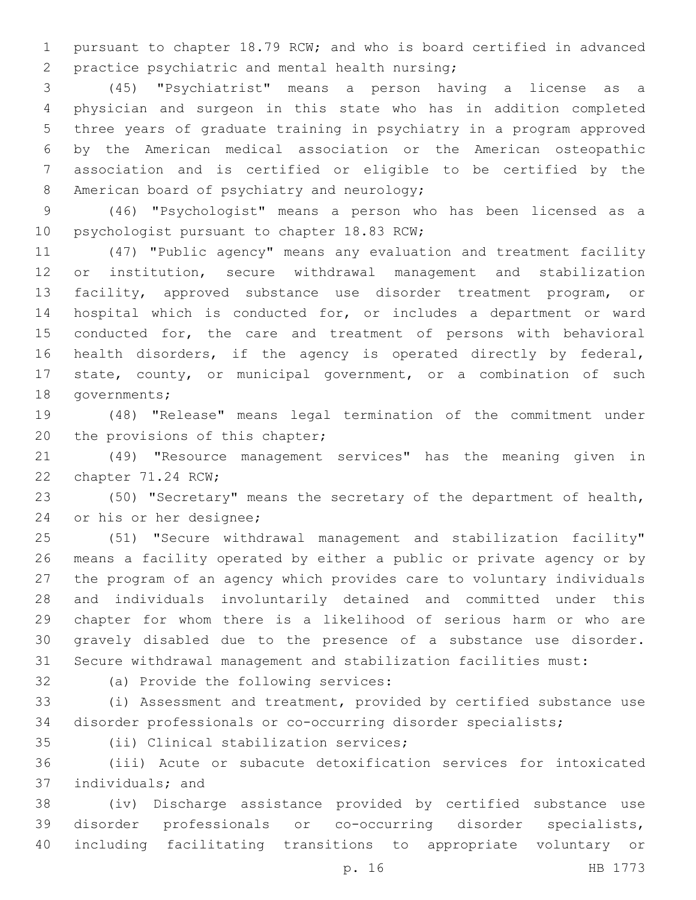pursuant to chapter 18.79 RCW; and who is board certified in advanced practice psychiatric and mental health nursing;

(45) "Psychiatrist" means a person having a license as a physician and surgeon in this state who has in addition completed three years of graduate training in psychiatry in a program approved by the American medical association or the American osteopathic association and is certified or eligible to be certified by the American board of psychiatry and neurology;

(46) "Psychologist" means a person who has been licensed as a psychologist pursuant to chapter 18.83 RCW;

(47) "Public agency" means any evaluation and treatment facility or institution, secure withdrawal management and stabilization facility, approved substance use disorder treatment program, or hospital which is conducted for, or includes a department or ward conducted for, the care and treatment of persons with behavioral health disorders, if the agency is operated directly by federal, state, county, or municipal government, or a combination of such governments;

(48) "Release" means legal termination of the commitment under the provisions of this chapter;

(49) "Resource management services" has the meaning given in chapter 71.24 RCW;

(50) "Secretary" means the secretary of the department of health, or his or her designee;

(51) "Secure withdrawal management and stabilization facility" means a facility operated by either a public or private agency or by the program of an agency which provides care to voluntary individuals and individuals involuntarily detained and committed under this chapter for whom there is a likelihood of serious harm or who are gravely disabled due to the presence of a substance use disorder. Secure withdrawal management and stabilization facilities must:

(a) Provide the following services:

(i) Assessment and treatment, provided by certified substance use disorder professionals or co-occurring disorder specialists;

(ii) Clinical stabilization services;

(iii) Acute or subacute detoxification services for intoxicated individuals; and

(iv) Discharge assistance provided by certified substance use disorder professionals or co-occurring disorder specialists, including facilitating transitions to appropriate voluntary or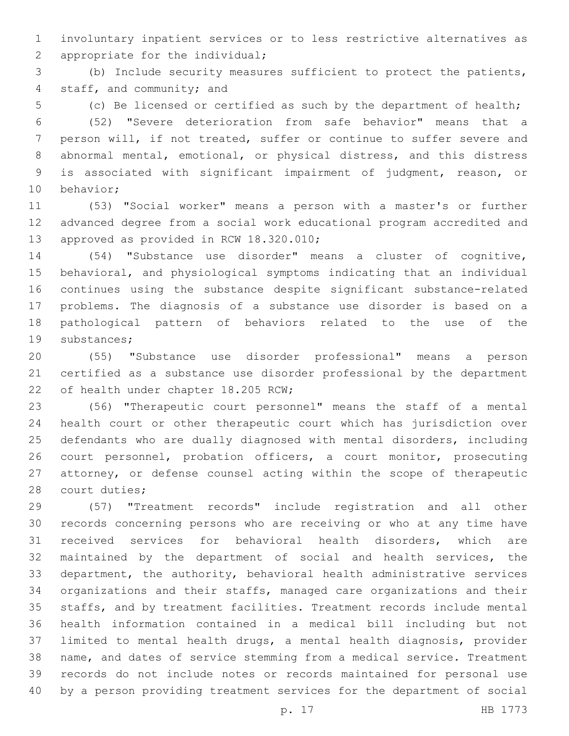involuntary inpatient services or to less restrictive alternatives as appropriate for the individual;

(b) Include security measures sufficient to protect the patients, staff, and community; and

(c) Be licensed or certified as such by the department of health;

(52) "Severe deterioration from safe behavior" means that a person will, if not treated, suffer or continue to suffer severe and abnormal mental, emotional, or physical distress, and this distress is associated with significant impairment of judgment, reason, or behavior;

(53) "Social worker" means a person with a master's or further advanced degree from a social work educational program accredited and approved as provided in RCW 18.320.010;

(54) "Substance use disorder" means a cluster of cognitive, behavioral, and physiological symptoms indicating that an individual continues using the substance despite significant substance-related problems. The diagnosis of a substance use disorder is based on a pathological pattern of behaviors related to the use of the substances;

(55) "Substance use disorder professional" means a person certified as a substance use disorder professional by the department of health under chapter 18.205 RCW;

(56) "Therapeutic court personnel" means the staff of a mental health court or other therapeutic court which has jurisdiction over defendants who are dually diagnosed with mental disorders, including court personnel, probation officers, a court monitor, prosecuting attorney, or defense counsel acting within the scope of therapeutic court duties;

(57) "Treatment records" include registration and all other records concerning persons who are receiving or who at any time have received services for behavioral health disorders, which are maintained by the department of social and health services, the department, the authority, behavioral health administrative services organizations and their staffs, managed care organizations and their staffs, and by treatment facilities. Treatment records include mental health information contained in a medical bill including but not limited to mental health drugs, a mental health diagnosis, provider name, and dates of service stemming from a medical service. Treatment records do not include notes or records maintained for personal use by a person providing treatment services for the department of social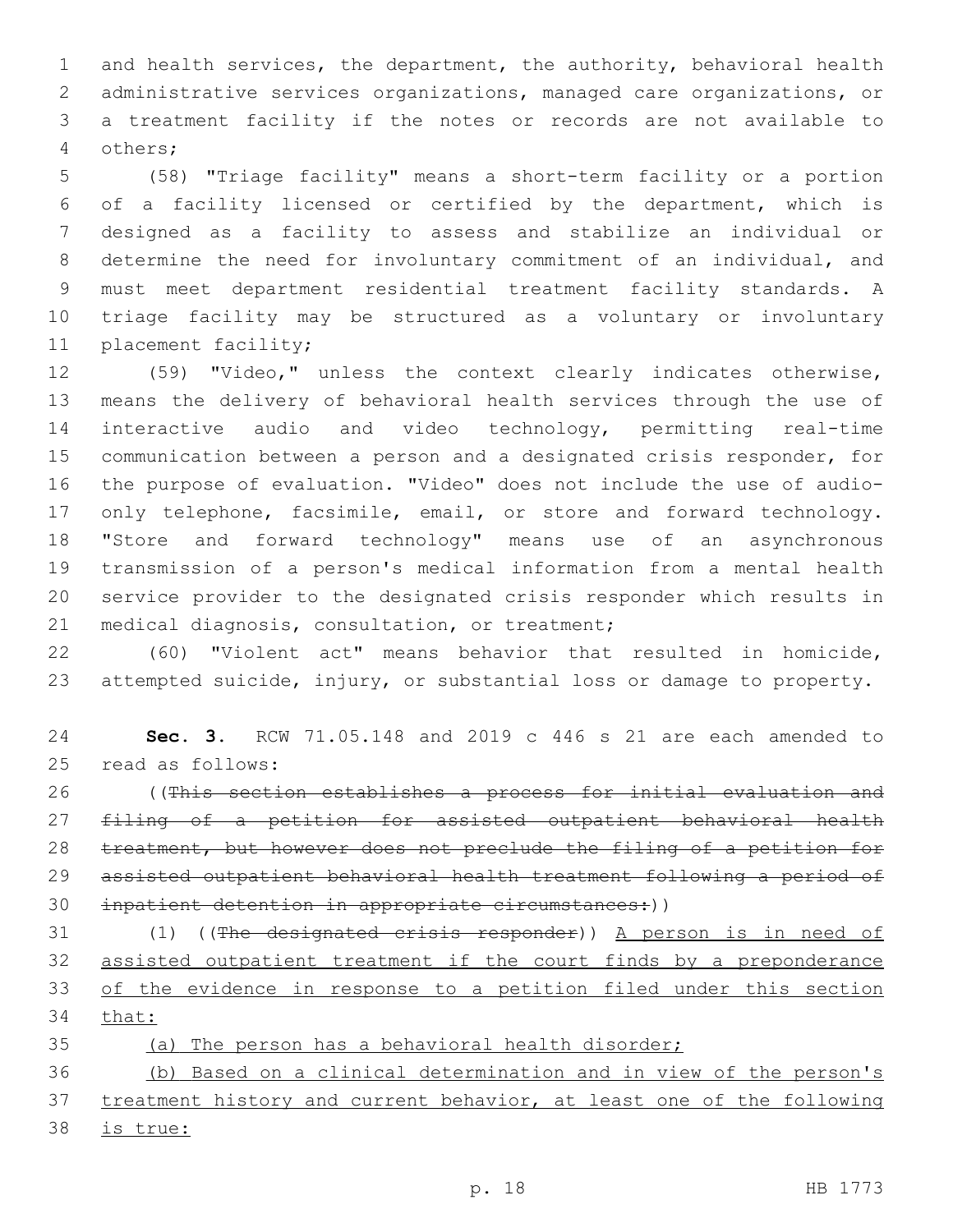and health services, the department, the authority, behavioral health administrative services organizations, managed care organizations, or a treatment facility if the notes or records are not available to others;

(58) "Triage facility" means a short-term facility or a portion of a facility licensed or certified by the department, which is designed as a facility to assess and stabilize an individual or determine the need for involuntary commitment of an individual, and must meet department residential treatment facility standards. A triage facility may be structured as a voluntary or involuntary placement facility;

(59) "Video," unless the context clearly indicates otherwise, means the delivery of behavioral health services through the use of interactive audio and video technology, permitting real-time communication between a person and a designated crisis responder, for the purpose of evaluation. "Video" does not include the use of audio-only telephone, facsimile, email, or store and forward technology. "Store and forward technology" means use of an asynchronous transmission of a person's medical information from a mental health service provider to the designated crisis responder which results in medical diagnosis, consultation, or treatment;

(60) "Violent act" means behavior that resulted in homicide, attempted suicide, injury, or substantial loss or damage to property.

**Sec. 3.** RCW 71.05.148 and 2019 c 446 s 21 are each amended to read as follows:

((~~This section establishes a process for initial evaluation and filing of a petition for assisted outpatient behavioral health treatment, but however does not preclude the filing of a petition for assisted outpatient behavioral health treatment following a period of inpatient detention in appropriate circumstances:~~))

(1) ((~~The designated crisis responder~~)) <u>A person is in need of assisted outpatient treatment if the court finds by a preponderance of the evidence in response to a petition filed under this section that:</u>

<u>(a) The person has a behavioral health disorder;</u>

<u>(b) Based on a clinical determination and in view of the person's treatment history and current behavior, at least one of the following is true:</u>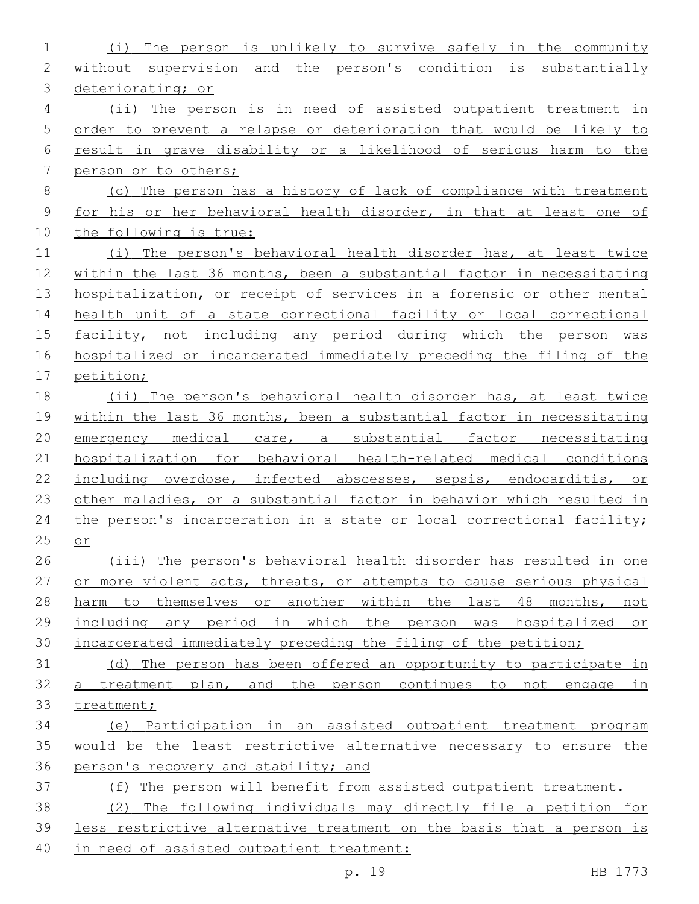(i) The person is unlikely to survive safely in the community without supervision and the person's condition is substantially deteriorating; or

(ii) The person is in need of assisted outpatient treatment in order to prevent a relapse or deterioration that would be likely to result in grave disability or a likelihood of serious harm to the person or to others;

(c) The person has a history of lack of compliance with treatment for his or her behavioral health disorder, in that at least one of the following is true:

(i) The person's behavioral health disorder has, at least twice within the last 36 months, been a substantial factor in necessitating hospitalization, or receipt of services in a forensic or other mental health unit of a state correctional facility or local correctional facility, not including any period during which the person was hospitalized or incarcerated immediately preceding the filing of the petition;

(ii) The person's behavioral health disorder has, at least twice within the last 36 months, been a substantial factor in necessitating emergency medical care, a substantial factor necessitating hospitalization for behavioral health-related medical conditions including overdose, infected abscesses, sepsis, endocarditis, or other maladies, or a substantial factor in behavior which resulted in the person's incarceration in a state or local correctional facility; or

(iii) The person's behavioral health disorder has resulted in one or more violent acts, threats, or attempts to cause serious physical harm to themselves or another within the last 48 months, not including any period in which the person was hospitalized or incarcerated immediately preceding the filing of the petition;

(d) The person has been offered an opportunity to participate in a treatment plan, and the person continues to not engage in treatment;

(e) Participation in an assisted outpatient treatment program would be the least restrictive alternative necessary to ensure the person's recovery and stability; and

(f) The person will benefit from assisted outpatient treatment.

(2) The following individuals may directly file a petition for less restrictive alternative treatment on the basis that a person is in need of assisted outpatient treatment: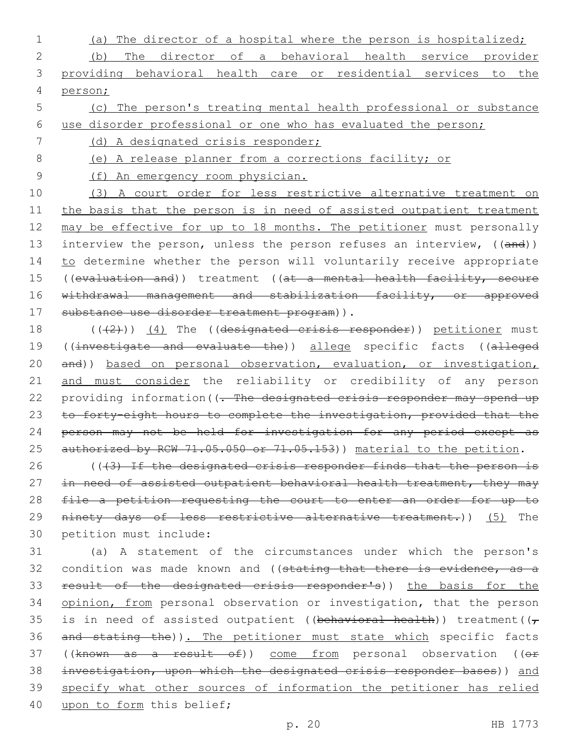(a) The director of a hospital where the person is hospitalized;

(b) The director of a behavioral health service provider providing behavioral health care or residential services to the person;

(c) The person's treating mental health professional or substance use disorder professional or one who has evaluated the person;

(d) A designated crisis responder;

(e) A release planner from a corrections facility; or

(f) An emergency room physician.

(3) A court order for less restrictive alternative treatment on the basis that the person is in need of assisted outpatient treatment may be effective for up to 18 months. The petitioner must personally interview the person, unless the person refuses an interview, ((and)) to determine whether the person will voluntarily receive appropriate ((evaluation and)) treatment ((at a mental health facility, secure withdrawal management and stabilization facility, or approved substance use disorder treatment program)).

(((2))) (4) The ((designated crisis responder)) petitioner must ((investigate and evaluate the)) allege specific facts ((alleged and)) based on personal observation, evaluation, or investigation, and must consider the reliability or credibility of any person providing information((. The designated crisis responder may spend up to forty-eight hours to complete the investigation, provided that the person may not be held for investigation for any period except as authorized by RCW 71.05.050 or 71.05.153)) material to the petition.

(((3) If the designated crisis responder finds that the person is in need of assisted outpatient behavioral health treatment, they may file a petition requesting the court to enter an order for up to ninety days of less restrictive alternative treatment.)) (5) The petition must include:

(a) A statement of the circumstances under which the person's condition was made known and ((stating that there is evidence, as a result of the designated crisis responder's)) the basis for the opinion, from personal observation or investigation, that the person is in need of assisted outpatient ((behavioral health)) treatment((, and stating the)). The petitioner must state which specific facts ((known as a result of)) come from personal observation ((or investigation, upon which the designated crisis responder bases)) and specify what other sources of information the petitioner has relied upon to form this belief;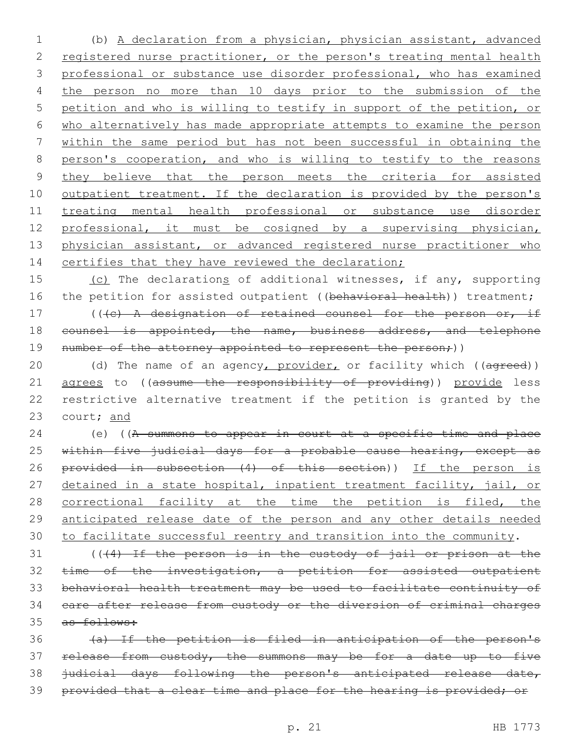(b) A declaration from a physician, physician assistant, advanced registered nurse practitioner, or the person's treating mental health professional or substance use disorder professional, who has examined the person no more than 10 days prior to the submission of the petition and who is willing to testify in support of the petition, or who alternatively has made appropriate attempts to examine the person within the same period but has not been successful in obtaining the person's cooperation, and who is willing to testify to the reasons they believe that the person meets the criteria for assisted outpatient treatment. If the declaration is provided by the person's treating mental health professional or substance use disorder professional, it must be cosigned by a supervising physician, physician assistant, or advanced registered nurse practitioner who certifies that they have reviewed the declaration;

(c) The declarations of additional witnesses, if any, supporting the petition for assisted outpatient ((behavioral health)) treatment;

(((c) A designation of retained counsel for the person or, if counsel is appointed, the name, business address, and telephone number of the attorney appointed to represent the person;))

(d) The name of an agency, provider, or facility which ((agreed)) agrees to ((assume the responsibility of providing)) provide less restrictive alternative treatment if the petition is granted by the court; and

(e) ((A summons to appear in court at a specific time and place within five judicial days for a probable cause hearing, except as provided in subsection (4) of this section)) If the person is detained in a state hospital, inpatient treatment facility, jail, or correctional facility at the time the petition is filed, the anticipated release date of the person and any other details needed to facilitate successful reentry and transition into the community.

(((4) If the person is in the custody of jail or prison at the time of the investigation, a petition for assisted outpatient behavioral health treatment may be used to facilitate continuity of care after release from custody or the diversion of criminal charges as follows:

(a) If the petition is filed in anticipation of the person's release from custody, the summons may be for a date up to five judicial days following the person's anticipated release date, provided that a clear time and place for the hearing is provided; or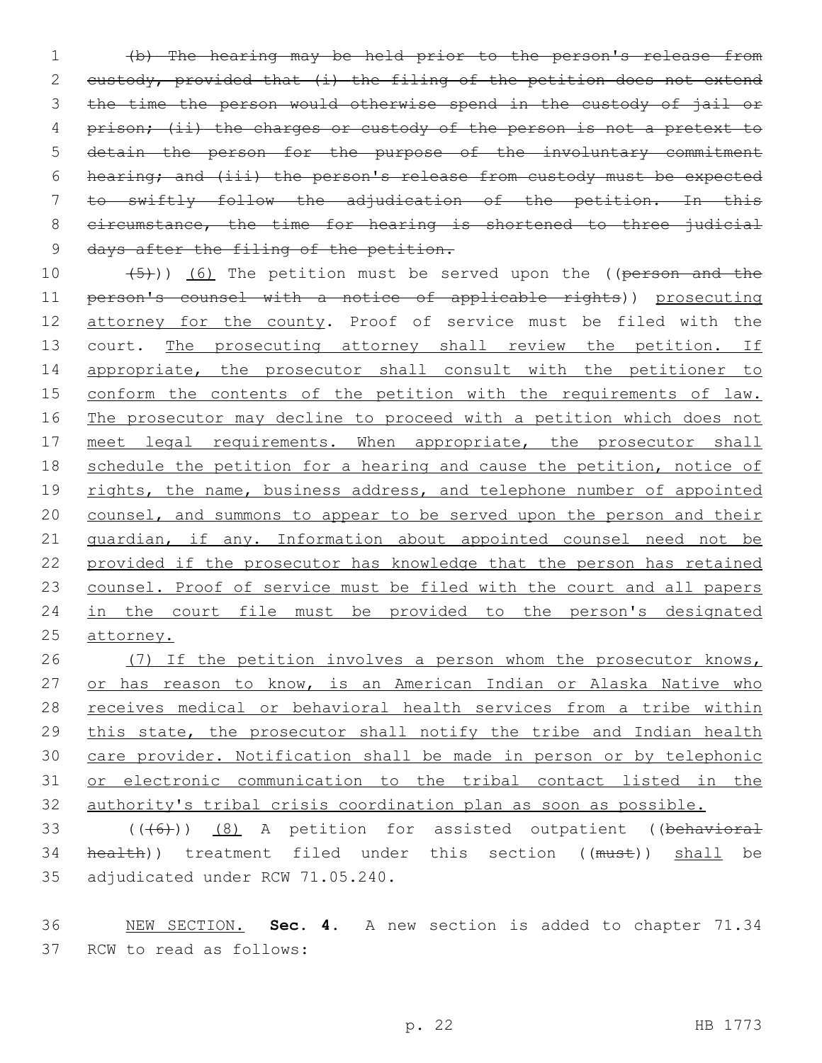~~(b) The hearing may be held prior to the person's release from custody, provided that (i) the filing of the petition does not extend the time the person would otherwise spend in the custody of jail or prison; (ii) the charges or custody of the person is not a pretext to detain the person for the purpose of the involuntary commitment hearing; and (iii) the person's release from custody must be expected to swiftly follow the adjudication of the petition. In this circumstance, the time for hearing is shortened to three judicial days after the filing of the petition.~~

((~~(5)~~)) <u>(6)</u> The petition must be served upon the ((~~person and the person's counsel with a notice of applicable rights~~)) <u>prosecuting attorney for the county</u>. Proof of service must be filed with the court. <u>The prosecuting attorney shall review the petition. If appropriate, the prosecutor shall consult with the petitioner to conform the contents of the petition with the requirements of law. The prosecutor may decline to proceed with a petition which does not meet legal requirements. When appropriate, the prosecutor shall schedule the petition for a hearing and cause the petition, notice of rights, the name, business address, and telephone number of appointed counsel, and summons to appear to be served upon the person and their guardian, if any. Information about appointed counsel need not be provided if the prosecutor has knowledge that the person has retained counsel. Proof of service must be filed with the court and all papers in the court file must be provided to the person's designated attorney.</u>

<u>(7) If the petition involves a person whom the prosecutor knows, or has reason to know, is an American Indian or Alaska Native who receives medical or behavioral health services from a tribe within this state, the prosecutor shall notify the tribe and Indian health care provider. Notification shall be made in person or by telephonic or electronic communication to the tribal contact listed in the authority's tribal crisis coordination plan as soon as possible.</u>

((~~(6)~~)) <u>(8)</u> A petition for assisted outpatient ((~~behavioral health~~)) treatment filed under this section ((~~must~~)) <u>shall</u> be adjudicated under RCW 71.05.240.

<u>NEW SECTION.</u> **Sec. 4.** A new section is added to chapter 71.34 RCW to read as follows: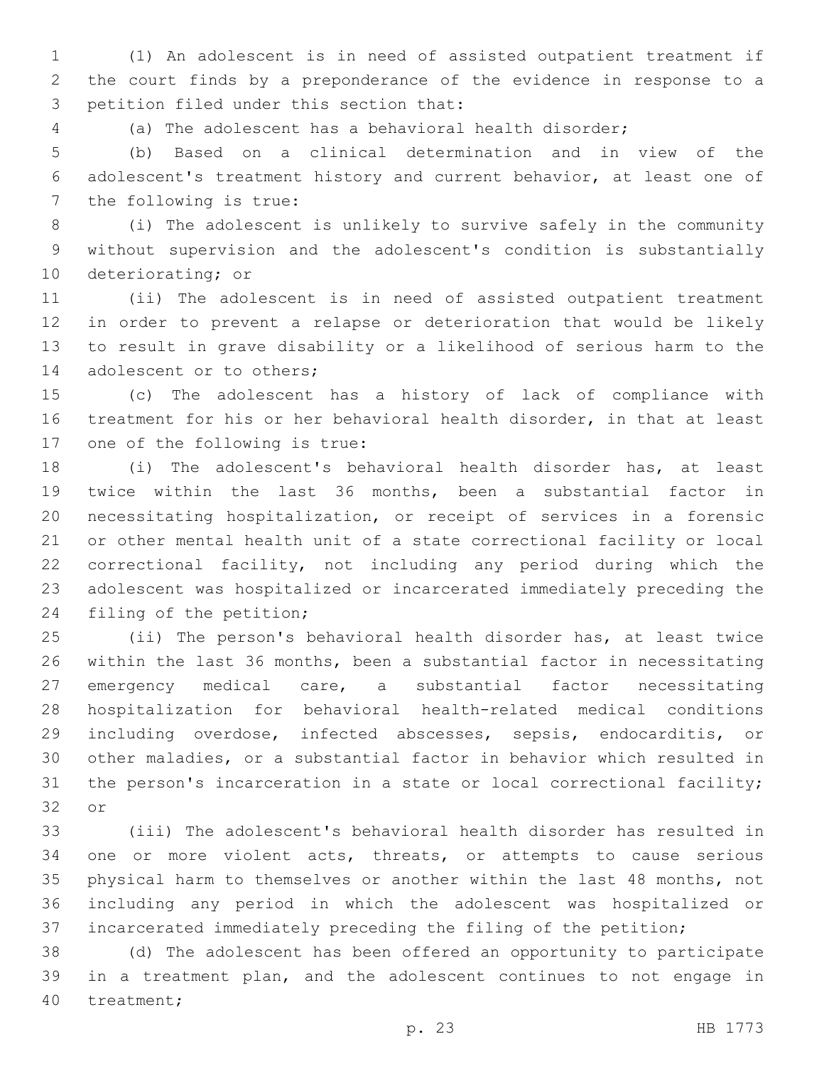(1) An adolescent is in need of assisted outpatient treatment if the court finds by a preponderance of the evidence in response to a petition filed under this section that:

(a) The adolescent has a behavioral health disorder;

(b) Based on a clinical determination and in view of the adolescent's treatment history and current behavior, at least one of the following is true:

(i) The adolescent is unlikely to survive safely in the community without supervision and the adolescent's condition is substantially deteriorating; or

(ii) The adolescent is in need of assisted outpatient treatment in order to prevent a relapse or deterioration that would be likely to result in grave disability or a likelihood of serious harm to the adolescent or to others;

(c) The adolescent has a history of lack of compliance with treatment for his or her behavioral health disorder, in that at least one of the following is true:

(i) The adolescent's behavioral health disorder has, at least twice within the last 36 months, been a substantial factor in necessitating hospitalization, or receipt of services in a forensic or other mental health unit of a state correctional facility or local correctional facility, not including any period during which the adolescent was hospitalized or incarcerated immediately preceding the filing of the petition;

(ii) The person's behavioral health disorder has, at least twice within the last 36 months, been a substantial factor in necessitating emergency medical care, a substantial factor necessitating hospitalization for behavioral health-related medical conditions including overdose, infected abscesses, sepsis, endocarditis, or other maladies, or a substantial factor in behavior which resulted in the person's incarceration in a state or local correctional facility; or

(iii) The adolescent's behavioral health disorder has resulted in one or more violent acts, threats, or attempts to cause serious physical harm to themselves or another within the last 48 months, not including any period in which the adolescent was hospitalized or incarcerated immediately preceding the filing of the petition;

(d) The adolescent has been offered an opportunity to participate in a treatment plan, and the adolescent continues to not engage in treatment;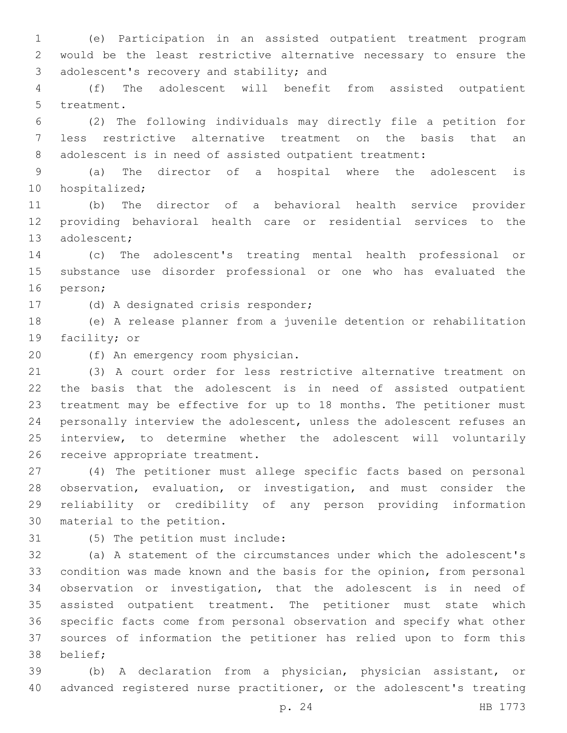(e) Participation in an assisted outpatient treatment program would be the least restrictive alternative necessary to ensure the adolescent's recovery and stability; and

(f) The adolescent will benefit from assisted outpatient treatment.

(2) The following individuals may directly file a petition for less restrictive alternative treatment on the basis that an adolescent is in need of assisted outpatient treatment:

(a) The director of a hospital where the adolescent is hospitalized;

(b) The director of a behavioral health service provider providing behavioral health care or residential services to the adolescent;

(c) The adolescent's treating mental health professional or substance use disorder professional or one who has evaluated the person;

(d) A designated crisis responder;

(e) A release planner from a juvenile detention or rehabilitation facility; or

(f) An emergency room physician.

(3) A court order for less restrictive alternative treatment on the basis that the adolescent is in need of assisted outpatient treatment may be effective for up to 18 months. The petitioner must personally interview the adolescent, unless the adolescent refuses an interview, to determine whether the adolescent will voluntarily receive appropriate treatment.

(4) The petitioner must allege specific facts based on personal observation, evaluation, or investigation, and must consider the reliability or credibility of any person providing information material to the petition.

(5) The petition must include:

(a) A statement of the circumstances under which the adolescent's condition was made known and the basis for the opinion, from personal observation or investigation, that the adolescent is in need of assisted outpatient treatment. The petitioner must state which specific facts come from personal observation and specify what other sources of information the petitioner has relied upon to form this belief;

(b) A declaration from a physician, physician assistant, or advanced registered nurse practitioner, or the adolescent's treating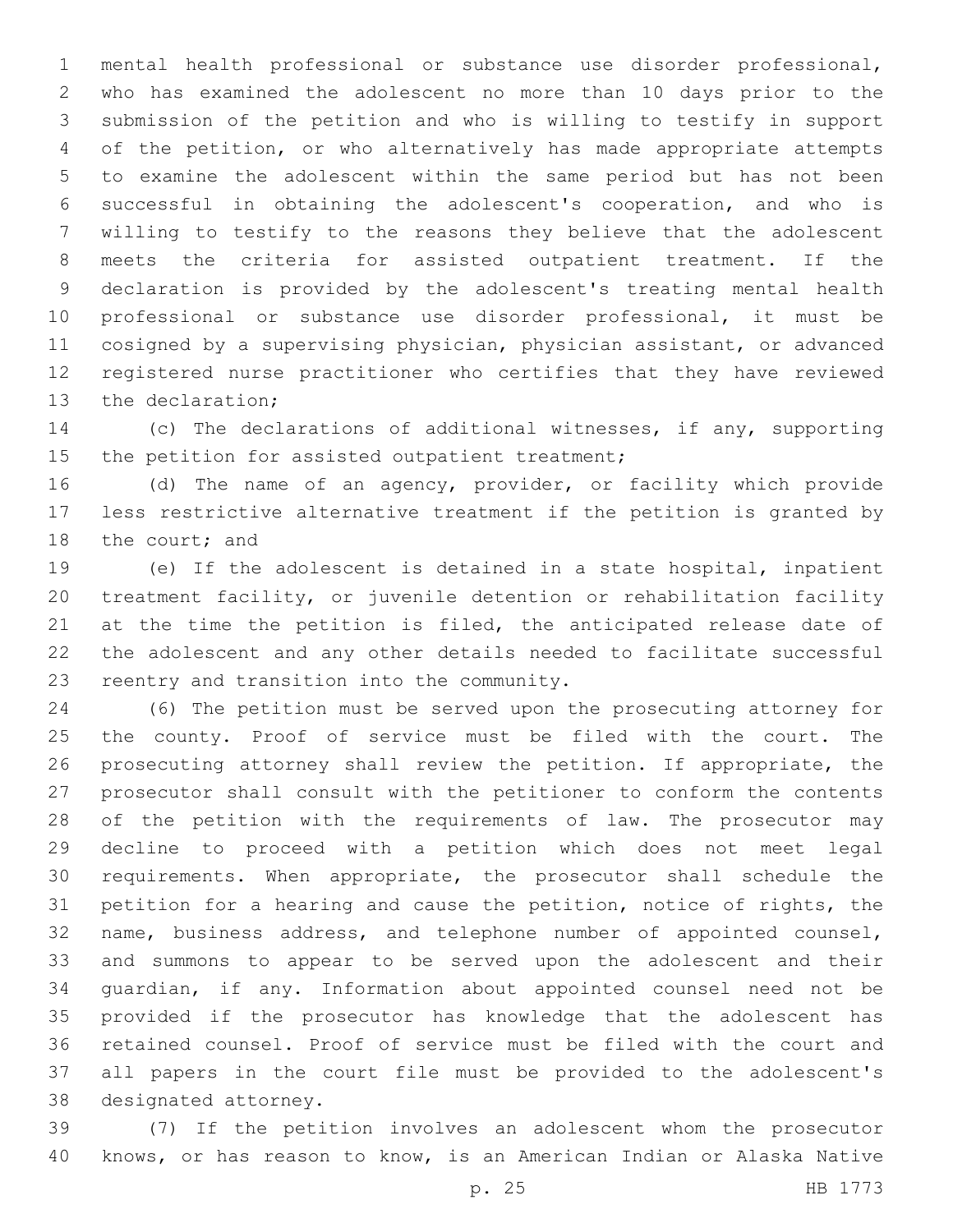mental health professional or substance use disorder professional, who has examined the adolescent no more than 10 days prior to the submission of the petition and who is willing to testify in support of the petition, or who alternatively has made appropriate attempts to examine the adolescent within the same period but has not been successful in obtaining the adolescent's cooperation, and who is willing to testify to the reasons they believe that the adolescent meets the criteria for assisted outpatient treatment. If the declaration is provided by the adolescent's treating mental health professional or substance use disorder professional, it must be cosigned by a supervising physician, physician assistant, or advanced registered nurse practitioner who certifies that they have reviewed the declaration;

(c) The declarations of additional witnesses, if any, supporting the petition for assisted outpatient treatment;

(d) The name of an agency, provider, or facility which provide less restrictive alternative treatment if the petition is granted by the court; and

(e) If the adolescent is detained in a state hospital, inpatient treatment facility, or juvenile detention or rehabilitation facility at the time the petition is filed, the anticipated release date of the adolescent and any other details needed to facilitate successful reentry and transition into the community.

(6) The petition must be served upon the prosecuting attorney for the county. Proof of service must be filed with the court. The prosecuting attorney shall review the petition. If appropriate, the prosecutor shall consult with the petitioner to conform the contents of the petition with the requirements of law. The prosecutor may decline to proceed with a petition which does not meet legal requirements. When appropriate, the prosecutor shall schedule the petition for a hearing and cause the petition, notice of rights, the name, business address, and telephone number of appointed counsel, and summons to appear to be served upon the adolescent and their guardian, if any. Information about appointed counsel need not be provided if the prosecutor has knowledge that the adolescent has retained counsel. Proof of service must be filed with the court and all papers in the court file must be provided to the adolescent's designated attorney.

(7) If the petition involves an adolescent whom the prosecutor knows, or has reason to know, is an American Indian or Alaska Native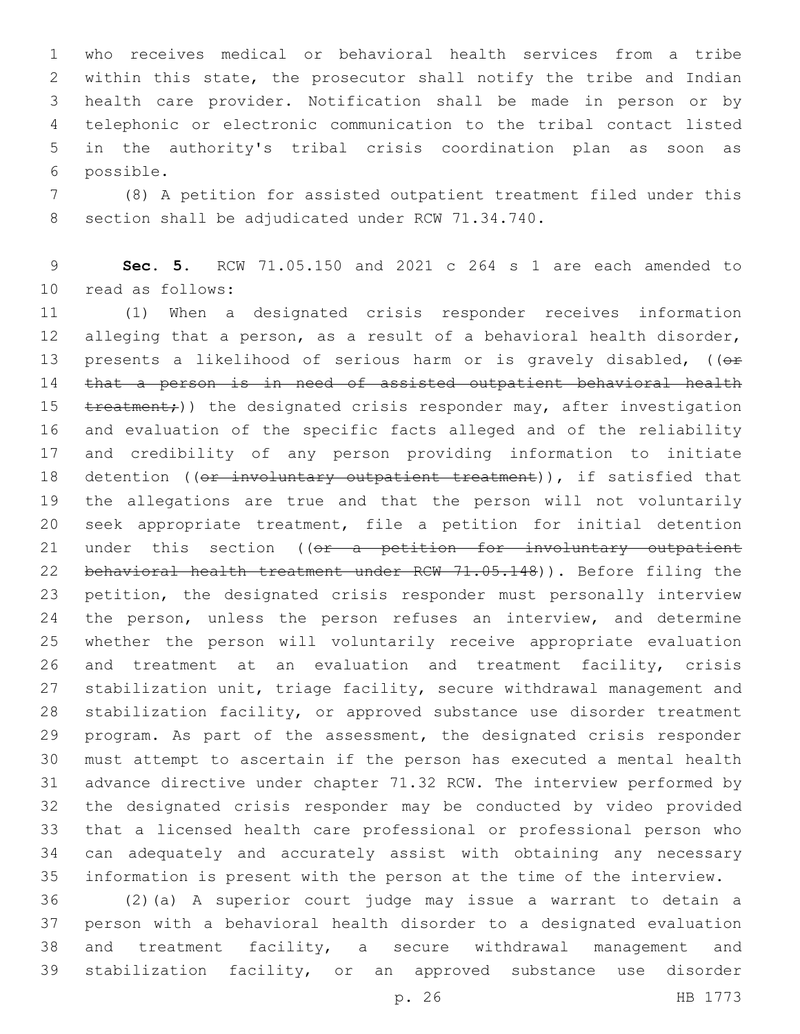who receives medical or behavioral health services from a tribe within this state, the prosecutor shall notify the tribe and Indian health care provider. Notification shall be made in person or by telephonic or electronic communication to the tribal contact listed in the authority's tribal crisis coordination plan as soon as possible.

(8) A petition for assisted outpatient treatment filed under this section shall be adjudicated under RCW 71.34.740.

**Sec. 5.** RCW 71.05.150 and 2021 c 264 s 1 are each amended to read as follows:

(1) When a designated crisis responder receives information alleging that a person, as a result of a behavioral health disorder, presents a likelihood of serious harm or is gravely disabled, ((~~or that a person is in need of assisted outpatient behavioral health treatment;~~)) the designated crisis responder may, after investigation and evaluation of the specific facts alleged and of the reliability and credibility of any person providing information to initiate detention ((~~or involuntary outpatient treatment~~)), if satisfied that the allegations are true and that the person will not voluntarily seek appropriate treatment, file a petition for initial detention under this section ((~~or a petition for involuntary outpatient behavioral health treatment under RCW 71.05.148~~)). Before filing the petition, the designated crisis responder must personally interview the person, unless the person refuses an interview, and determine whether the person will voluntarily receive appropriate evaluation and treatment at an evaluation and treatment facility, crisis stabilization unit, triage facility, secure withdrawal management and stabilization facility, or approved substance use disorder treatment program. As part of the assessment, the designated crisis responder must attempt to ascertain if the person has executed a mental health advance directive under chapter 71.32 RCW. The interview performed by the designated crisis responder may be conducted by video provided that a licensed health care professional or professional person who can adequately and accurately assist with obtaining any necessary information is present with the person at the time of the interview.

(2)(a) A superior court judge may issue a warrant to detain a person with a behavioral health disorder to a designated evaluation and treatment facility, a secure withdrawal management and stabilization facility, or an approved substance use disorder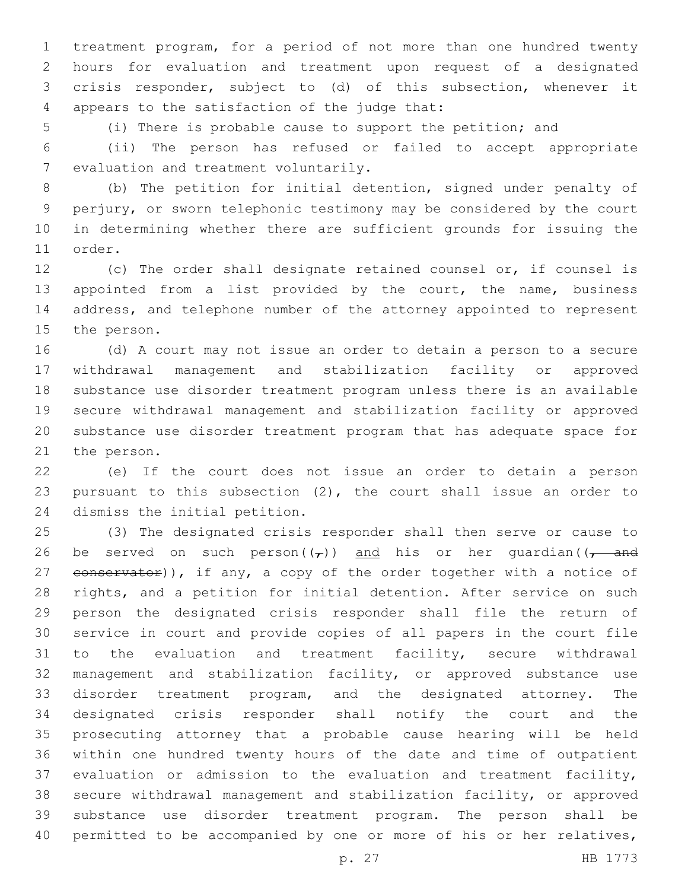treatment program, for a period of not more than one hundred twenty hours for evaluation and treatment upon request of a designated crisis responder, subject to (d) of this subsection, whenever it appears to the satisfaction of the judge that:

(i) There is probable cause to support the petition; and

(ii) The person has refused or failed to accept appropriate evaluation and treatment voluntarily.

(b) The petition for initial detention, signed under penalty of perjury, or sworn telephonic testimony may be considered by the court in determining whether there are sufficient grounds for issuing the order.

(c) The order shall designate retained counsel or, if counsel is appointed from a list provided by the court, the name, business address, and telephone number of the attorney appointed to represent the person.

(d) A court may not issue an order to detain a person to a secure withdrawal management and stabilization facility or approved substance use disorder treatment program unless there is an available secure withdrawal management and stabilization facility or approved substance use disorder treatment program that has adequate space for the person.

(e) If the court does not issue an order to detain a person pursuant to this subsection (2), the court shall issue an order to dismiss the initial petition.

(3) The designated crisis responder shall then serve or cause to be served on such person((~~,~~)) and his or her guardian((~~, and conservator~~)), if any, a copy of the order together with a notice of rights, and a petition for initial detention. After service on such person the designated crisis responder shall file the return of service in court and provide copies of all papers in the court file to the evaluation and treatment facility, secure withdrawal management and stabilization facility, or approved substance use disorder treatment program, and the designated attorney. The designated crisis responder shall notify the court and the prosecuting attorney that a probable cause hearing will be held within one hundred twenty hours of the date and time of outpatient evaluation or admission to the evaluation and treatment facility, secure withdrawal management and stabilization facility, or approved substance use disorder treatment program. The person shall be permitted to be accompanied by one or more of his or her relatives,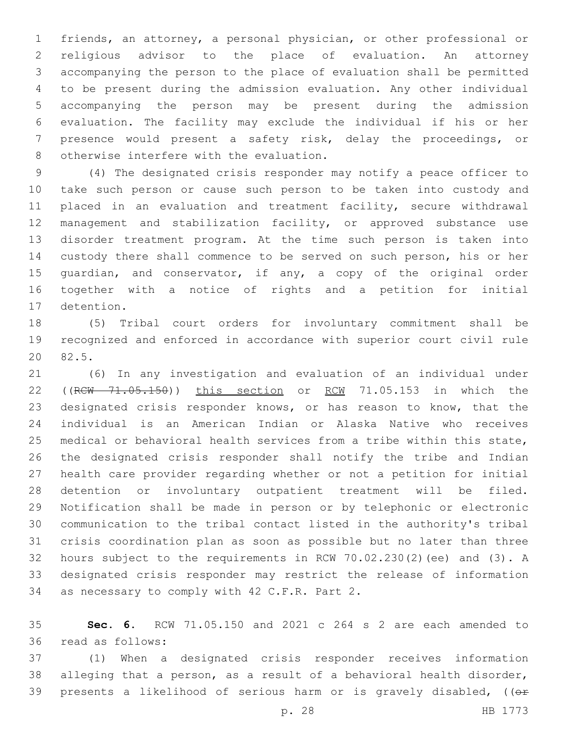friends, an attorney, a personal physician, or other professional or religious advisor to the place of evaluation. An attorney accompanying the person to the place of evaluation shall be permitted to be present during the admission evaluation. Any other individual accompanying the person may be present during the admission evaluation. The facility may exclude the individual if his or her presence would present a safety risk, delay the proceedings, or otherwise interfere with the evaluation.

(4) The designated crisis responder may notify a peace officer to take such person or cause such person to be taken into custody and placed in an evaluation and treatment facility, secure withdrawal management and stabilization facility, or approved substance use disorder treatment program. At the time such person is taken into custody there shall commence to be served on such person, his or her guardian, and conservator, if any, a copy of the original order together with a notice of rights and a petition for initial detention.

(5) Tribal court orders for involuntary commitment shall be recognized and enforced in accordance with superior court civil rule 82.5.

(6) In any investigation and evaluation of an individual under ((~~RCW 71.05.150~~)) <u>this section</u> or <u>RCW</u> 71.05.153 in which the designated crisis responder knows, or has reason to know, that the individual is an American Indian or Alaska Native who receives medical or behavioral health services from a tribe within this state, the designated crisis responder shall notify the tribe and Indian health care provider regarding whether or not a petition for initial detention or involuntary outpatient treatment will be filed. Notification shall be made in person or by telephonic or electronic communication to the tribal contact listed in the authority's tribal crisis coordination plan as soon as possible but no later than three hours subject to the requirements in RCW 70.02.230(2)(ee) and (3). A designated crisis responder may restrict the release of information as necessary to comply with 42 C.F.R. Part 2.

**Sec. 6.** RCW 71.05.150 and 2021 c 264 s 2 are each amended to read as follows:

(1) When a designated crisis responder receives information alleging that a person, as a result of a behavioral health disorder, presents a likelihood of serious harm or is gravely disabled, ((~~or~~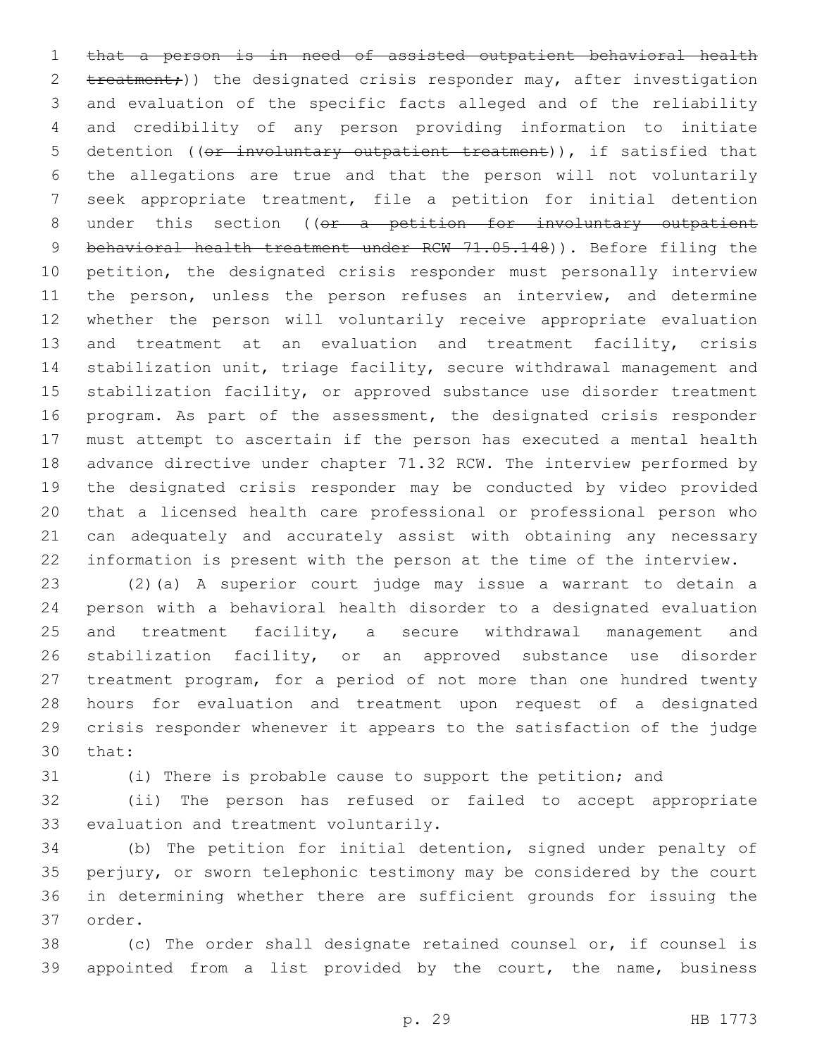~~that a person is in need of assisted outpatient behavioral health treatment;~~)) the designated crisis responder may, after investigation and evaluation of the specific facts alleged and of the reliability and credibility of any person providing information to initiate detention ((~~or involuntary outpatient treatment~~)), if satisfied that the allegations are true and that the person will not voluntarily seek appropriate treatment, file a petition for initial detention under this section ((~~or a petition for involuntary outpatient behavioral health treatment under RCW 71.05.148~~)). Before filing the petition, the designated crisis responder must personally interview the person, unless the person refuses an interview, and determine whether the person will voluntarily receive appropriate evaluation and treatment at an evaluation and treatment facility, crisis stabilization unit, triage facility, secure withdrawal management and stabilization facility, or approved substance use disorder treatment program. As part of the assessment, the designated crisis responder must attempt to ascertain if the person has executed a mental health advance directive under chapter 71.32 RCW. The interview performed by the designated crisis responder may be conducted by video provided that a licensed health care professional or professional person who can adequately and accurately assist with obtaining any necessary information is present with the person at the time of the interview.

(2)(a) A superior court judge may issue a warrant to detain a person with a behavioral health disorder to a designated evaluation and treatment facility, a secure withdrawal management and stabilization facility, or an approved substance use disorder treatment program, for a period of not more than one hundred twenty hours for evaluation and treatment upon request of a designated crisis responder whenever it appears to the satisfaction of the judge that:

(i) There is probable cause to support the petition; and

(ii) The person has refused or failed to accept appropriate evaluation and treatment voluntarily.

(b) The petition for initial detention, signed under penalty of perjury, or sworn telephonic testimony may be considered by the court in determining whether there are sufficient grounds for issuing the order.

(c) The order shall designate retained counsel or, if counsel is appointed from a list provided by the court, the name, business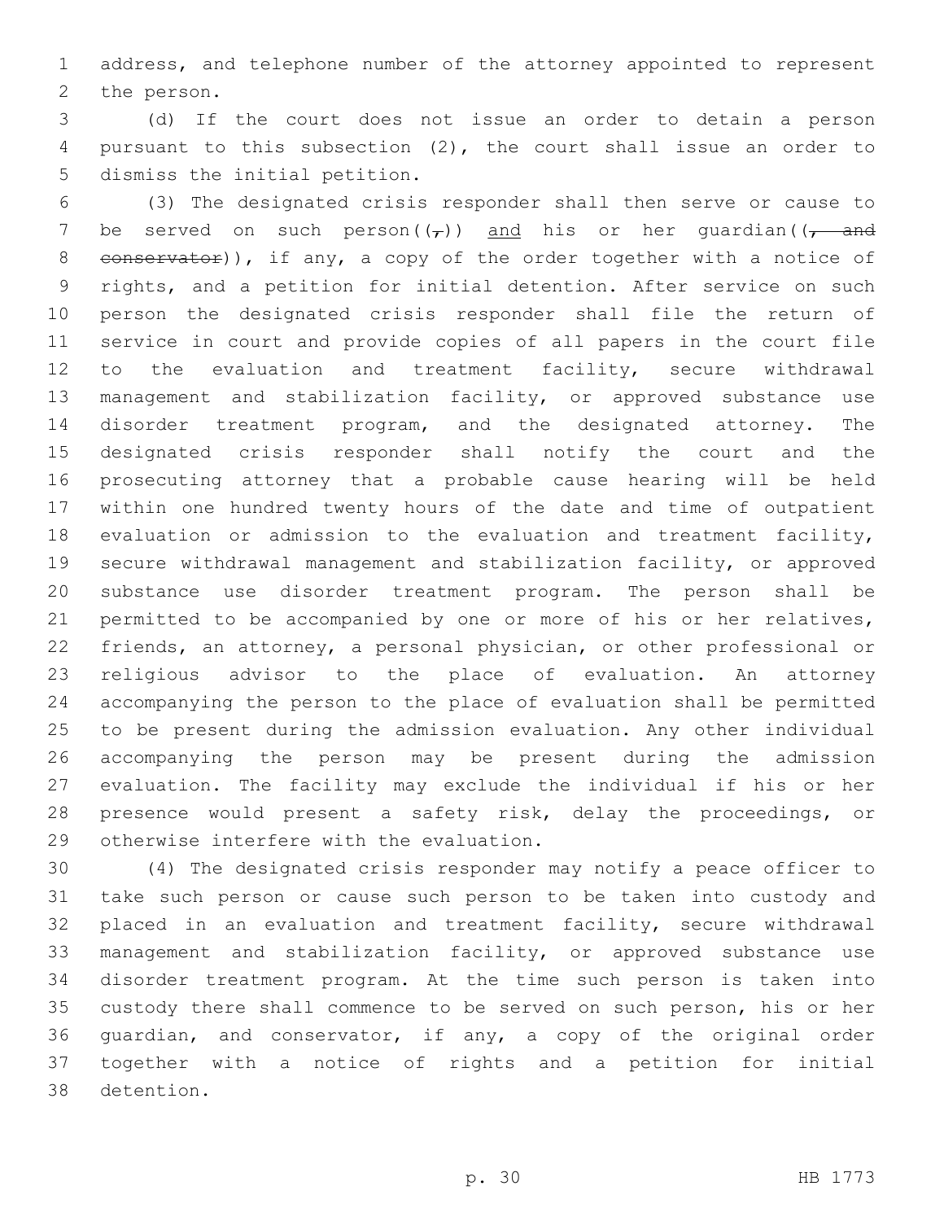address, and telephone number of the attorney appointed to represent the person.

(d) If the court does not issue an order to detain a person pursuant to this subsection (2), the court shall issue an order to dismiss the initial petition.

(3) The designated crisis responder shall then serve or cause to be served on such person((,)) and his or her guardian((, and conservator)), if any, a copy of the order together with a notice of rights, and a petition for initial detention. After service on such person the designated crisis responder shall file the return of service in court and provide copies of all papers in the court file to the evaluation and treatment facility, secure withdrawal management and stabilization facility, or approved substance use disorder treatment program, and the designated attorney. The designated crisis responder shall notify the court and the prosecuting attorney that a probable cause hearing will be held within one hundred twenty hours of the date and time of outpatient evaluation or admission to the evaluation and treatment facility, secure withdrawal management and stabilization facility, or approved substance use disorder treatment program. The person shall be permitted to be accompanied by one or more of his or her relatives, friends, an attorney, a personal physician, or other professional or religious advisor to the place of evaluation. An attorney accompanying the person to the place of evaluation shall be permitted to be present during the admission evaluation. Any other individual accompanying the person may be present during the admission evaluation. The facility may exclude the individual if his or her presence would present a safety risk, delay the proceedings, or otherwise interfere with the evaluation.

(4) The designated crisis responder may notify a peace officer to take such person or cause such person to be taken into custody and placed in an evaluation and treatment facility, secure withdrawal management and stabilization facility, or approved substance use disorder treatment program. At the time such person is taken into custody there shall commence to be served on such person, his or her guardian, and conservator, if any, a copy of the original order together with a notice of rights and a petition for initial detention.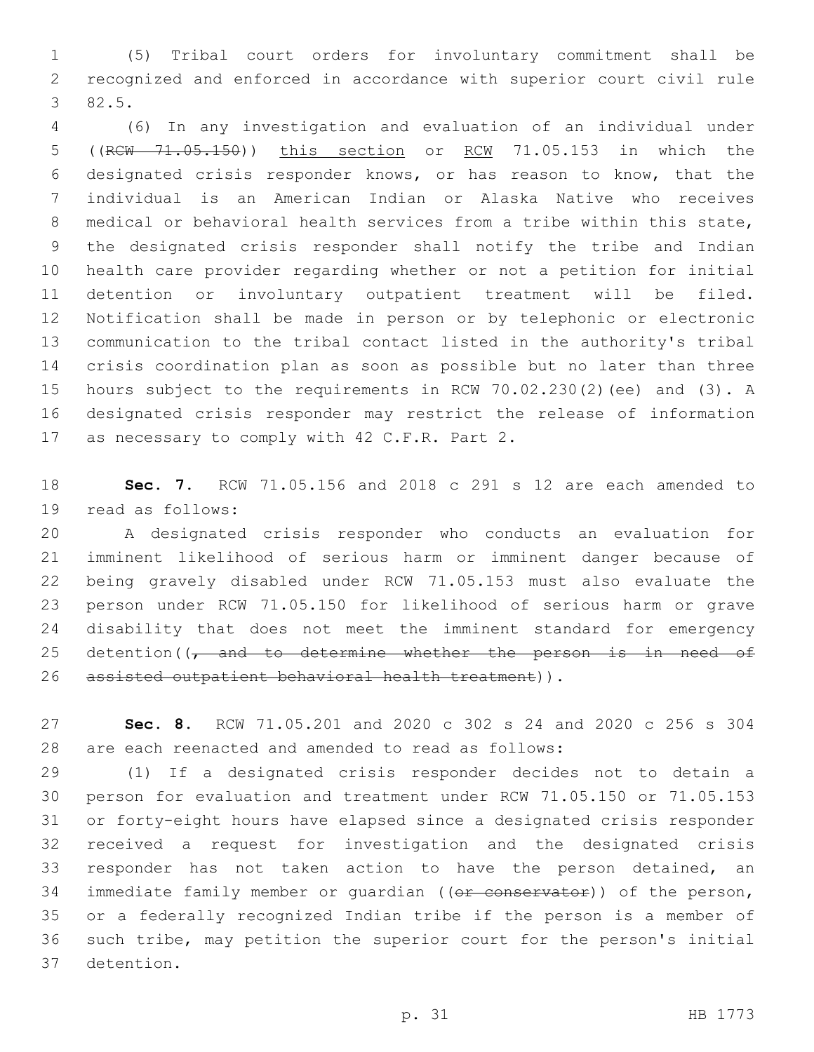(5) Tribal court orders for involuntary commitment shall be recognized and enforced in accordance with superior court civil rule 82.5.

(6) In any investigation and evaluation of an individual under ((~~RCW 71.05.150~~)) <u>this section</u> or <u>RCW</u> 71.05.153 in which the designated crisis responder knows, or has reason to know, that the individual is an American Indian or Alaska Native who receives medical or behavioral health services from a tribe within this state, the designated crisis responder shall notify the tribe and Indian health care provider regarding whether or not a petition for initial detention or involuntary outpatient treatment will be filed. Notification shall be made in person or by telephonic or electronic communication to the tribal contact listed in the authority's tribal crisis coordination plan as soon as possible but no later than three hours subject to the requirements in RCW 70.02.230(2)(ee) and (3). A designated crisis responder may restrict the release of information as necessary to comply with 42 C.F.R. Part 2.

**Sec. 7.** RCW 71.05.156 and 2018 c 291 s 12 are each amended to read as follows:

A designated crisis responder who conducts an evaluation for imminent likelihood of serious harm or imminent danger because of being gravely disabled under RCW 71.05.153 must also evaluate the person under RCW 71.05.150 for likelihood of serious harm or grave disability that does not meet the imminent standard for emergency detention((~~, and to determine whether the person is in need of assisted outpatient behavioral health treatment~~)).

**Sec. 8.** RCW 71.05.201 and 2020 c 302 s 24 and 2020 c 256 s 304 are each reenacted and amended to read as follows:

(1) If a designated crisis responder decides not to detain a person for evaluation and treatment under RCW 71.05.150 or 71.05.153 or forty-eight hours have elapsed since a designated crisis responder received a request for investigation and the designated crisis responder has not taken action to have the person detained, an immediate family member or guardian ((~~or conservator~~)) of the person, or a federally recognized Indian tribe if the person is a member of such tribe, may petition the superior court for the person's initial detention.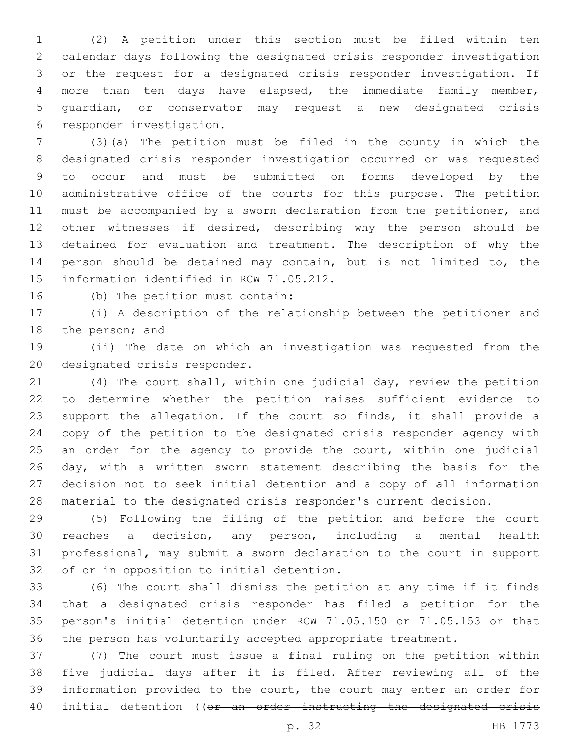(2) A petition under this section must be filed within ten calendar days following the designated crisis responder investigation or the request for a designated crisis responder investigation. If more than ten days have elapsed, the immediate family member, guardian, or conservator may request a new designated crisis responder investigation.

(3)(a) The petition must be filed in the county in which the designated crisis responder investigation occurred or was requested to occur and must be submitted on forms developed by the administrative office of the courts for this purpose. The petition must be accompanied by a sworn declaration from the petitioner, and other witnesses if desired, describing why the person should be detained for evaluation and treatment. The description of why the person should be detained may contain, but is not limited to, the information identified in RCW 71.05.212.

(b) The petition must contain:

(i) A description of the relationship between the petitioner and the person; and

(ii) The date on which an investigation was requested from the designated crisis responder.

(4) The court shall, within one judicial day, review the petition to determine whether the petition raises sufficient evidence to support the allegation. If the court so finds, it shall provide a copy of the petition to the designated crisis responder agency with an order for the agency to provide the court, within one judicial day, with a written sworn statement describing the basis for the decision not to seek initial detention and a copy of all information material to the designated crisis responder's current decision.

(5) Following the filing of the petition and before the court reaches a decision, any person, including a mental health professional, may submit a sworn declaration to the court in support of or in opposition to initial detention.

(6) The court shall dismiss the petition at any time if it finds that a designated crisis responder has filed a petition for the person's initial detention under RCW 71.05.150 or 71.05.153 or that the person has voluntarily accepted appropriate treatment.

(7) The court must issue a final ruling on the petition within five judicial days after it is filed. After reviewing all of the information provided to the court, the court may enter an order for initial detention ((~~or an order instructing the designated crisis~~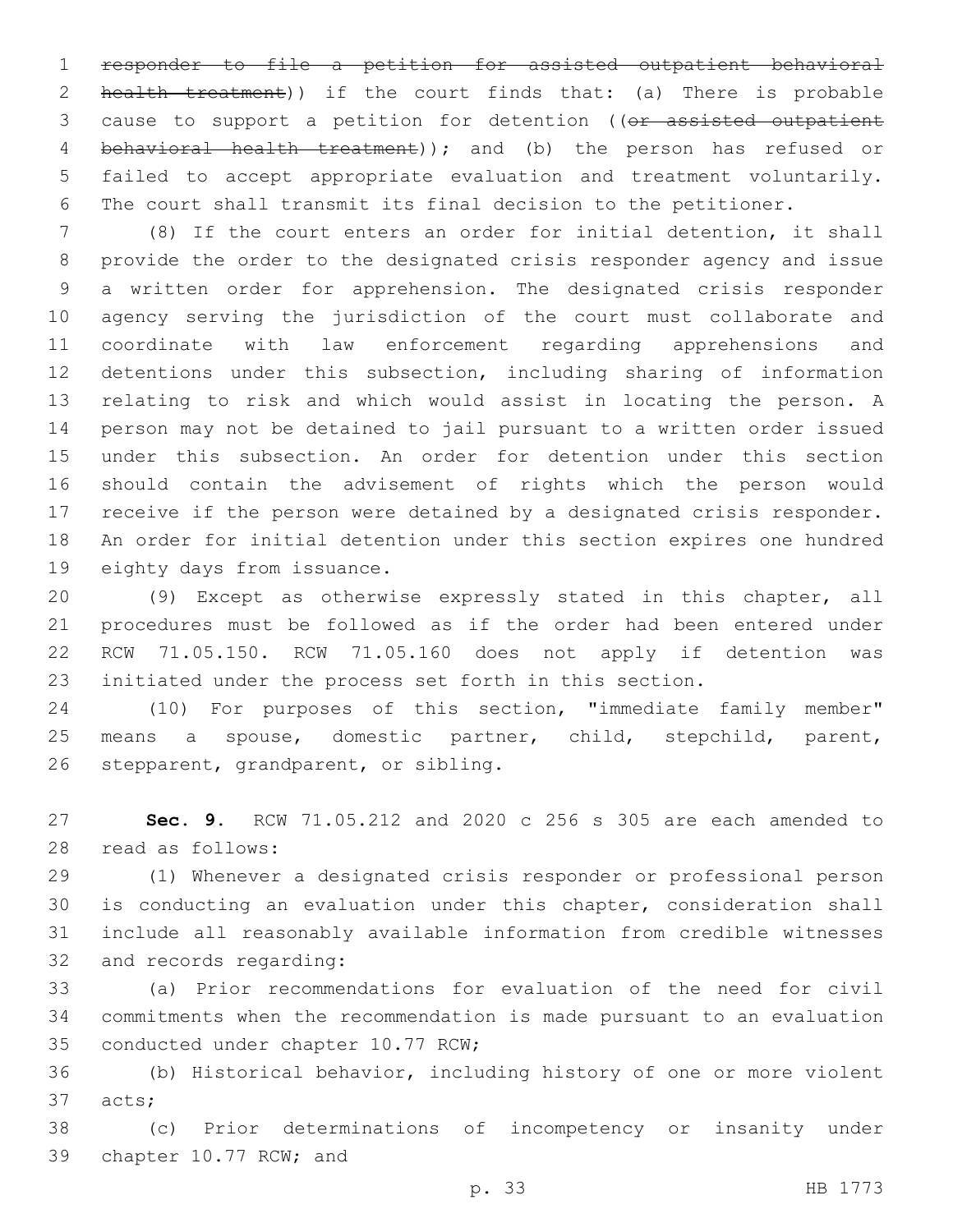~~responder to file a petition for assisted outpatient behavioral health treatment~~)) if the court finds that: (a) There is probable cause to support a petition for detention ((~~or assisted outpatient behavioral health treatment~~)); and (b) the person has refused or failed to accept appropriate evaluation and treatment voluntarily. The court shall transmit its final decision to the petitioner.

(8) If the court enters an order for initial detention, it shall provide the order to the designated crisis responder agency and issue a written order for apprehension. The designated crisis responder agency serving the jurisdiction of the court must collaborate and coordinate with law enforcement regarding apprehensions and detentions under this subsection, including sharing of information relating to risk and which would assist in locating the person. A person may not be detained to jail pursuant to a written order issued under this subsection. An order for detention under this section should contain the advisement of rights which the person would receive if the person were detained by a designated crisis responder. An order for initial detention under this section expires one hundred eighty days from issuance.

(9) Except as otherwise expressly stated in this chapter, all procedures must be followed as if the order had been entered under RCW 71.05.150. RCW 71.05.160 does not apply if detention was initiated under the process set forth in this section.

(10) For purposes of this section, "immediate family member" means a spouse, domestic partner, child, stepchild, parent, stepparent, grandparent, or sibling.

**Sec. 9.** RCW 71.05.212 and 2020 c 256 s 305 are each amended to read as follows:

(1) Whenever a designated crisis responder or professional person is conducting an evaluation under this chapter, consideration shall include all reasonably available information from credible witnesses and records regarding:

(a) Prior recommendations for evaluation of the need for civil commitments when the recommendation is made pursuant to an evaluation conducted under chapter 10.77 RCW;

(b) Historical behavior, including history of one or more violent acts;

(c) Prior determinations of incompetency or insanity under chapter 10.77 RCW; and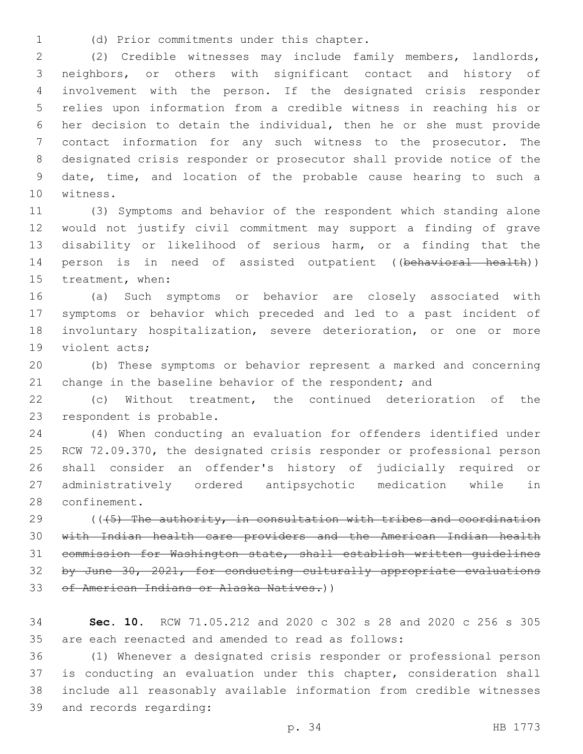(d) Prior commitments under this chapter.

(2) Credible witnesses may include family members, landlords, neighbors, or others with significant contact and history of involvement with the person. If the designated crisis responder relies upon information from a credible witness in reaching his or her decision to detain the individual, then he or she must provide contact information for any such witness to the prosecutor. The designated crisis responder or prosecutor shall provide notice of the date, time, and location of the probable cause hearing to such a witness.

(3) Symptoms and behavior of the respondent which standing alone would not justify civil commitment may support a finding of grave disability or likelihood of serious harm, or a finding that the person is in need of assisted outpatient ((~~behavioral health~~)) treatment, when:

(a) Such symptoms or behavior are closely associated with symptoms or behavior which preceded and led to a past incident of involuntary hospitalization, severe deterioration, or one or more violent acts;

(b) These symptoms or behavior represent a marked and concerning change in the baseline behavior of the respondent; and

(c) Without treatment, the continued deterioration of the respondent is probable.

(4) When conducting an evaluation for offenders identified under RCW 72.09.370, the designated crisis responder or professional person shall consider an offender's history of judicially required or administratively ordered antipsychotic medication while in confinement.

((~~(5) The authority, in consultation with tribes and coordination with Indian health care providers and the American Indian health commission for Washington state, shall establish written guidelines by June 30, 2021, for conducting culturally appropriate evaluations of American Indians or Alaska Natives.~~))

**Sec. 10.** RCW 71.05.212 and 2020 c 302 s 28 and 2020 c 256 s 305 are each reenacted and amended to read as follows:

(1) Whenever a designated crisis responder or professional person is conducting an evaluation under this chapter, consideration shall include all reasonably available information from credible witnesses and records regarding: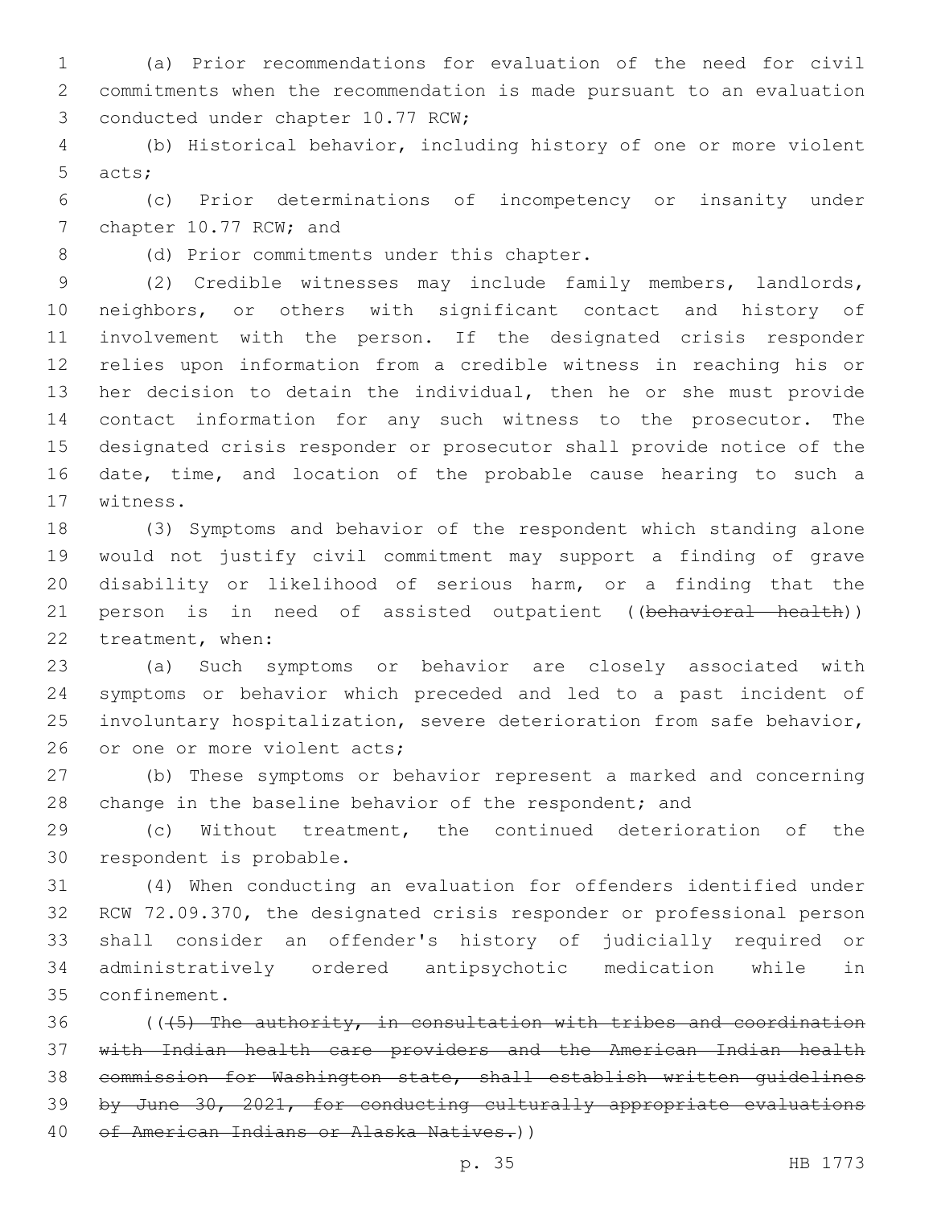(a) Prior recommendations for evaluation of the need for civil commitments when the recommendation is made pursuant to an evaluation conducted under chapter 10.77 RCW;

(b) Historical behavior, including history of one or more violent acts;

(c) Prior determinations of incompetency or insanity under chapter 10.77 RCW; and

(d) Prior commitments under this chapter.

(2) Credible witnesses may include family members, landlords, neighbors, or others with significant contact and history of involvement with the person. If the designated crisis responder relies upon information from a credible witness in reaching his or her decision to detain the individual, then he or she must provide contact information for any such witness to the prosecutor. The designated crisis responder or prosecutor shall provide notice of the date, time, and location of the probable cause hearing to such a witness.

(3) Symptoms and behavior of the respondent which standing alone would not justify civil commitment may support a finding of grave disability or likelihood of serious harm, or a finding that the person is in need of assisted outpatient ((~~behavioral health~~)) treatment, when:

(a) Such symptoms or behavior are closely associated with symptoms or behavior which preceded and led to a past incident of involuntary hospitalization, severe deterioration from safe behavior, or one or more violent acts;

(b) These symptoms or behavior represent a marked and concerning change in the baseline behavior of the respondent; and

(c) Without treatment, the continued deterioration of the respondent is probable.

(4) When conducting an evaluation for offenders identified under RCW 72.09.370, the designated crisis responder or professional person shall consider an offender's history of judicially required or administratively ordered antipsychotic medication while in confinement.

((~~(5) The authority, in consultation with tribes and coordination with Indian health care providers and the American Indian health commission for Washington state, shall establish written guidelines by June 30, 2021, for conducting culturally appropriate evaluations of American Indians or Alaska Natives.~~))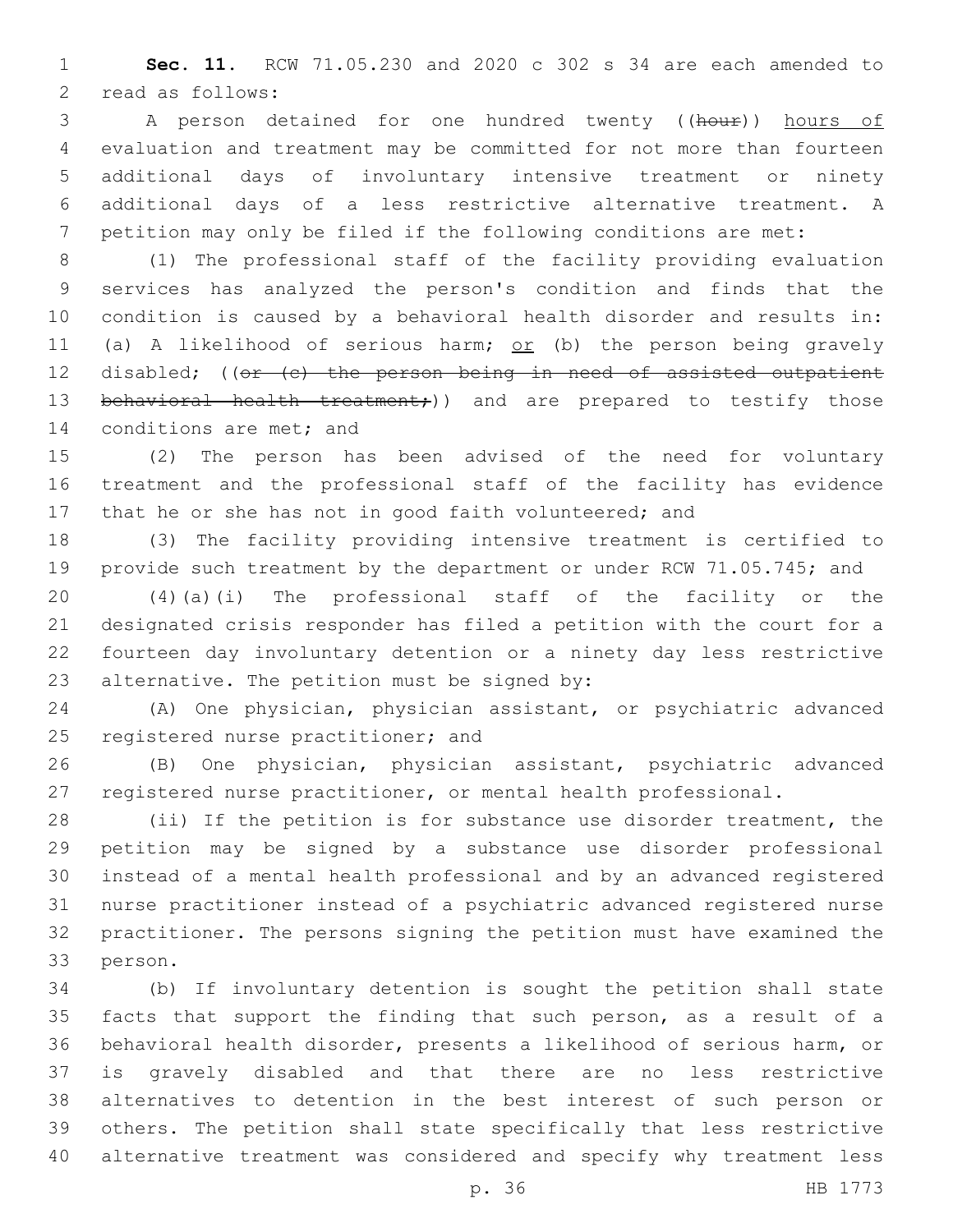**Sec. 11.** RCW 71.05.230 and 2020 c 302 s 34 are each amended to read as follows:

A person detained for one hundred twenty ((~~hour~~)) <u>hours of</u> evaluation and treatment may be committed for not more than fourteen additional days of involuntary intensive treatment or ninety additional days of a less restrictive alternative treatment. A petition may only be filed if the following conditions are met:

(1) The professional staff of the facility providing evaluation services has analyzed the person's condition and finds that the condition is caused by a behavioral health disorder and results in: (a) A likelihood of serious harm; <u>or</u> (b) the person being gravely disabled; ((~~or (c) the person being in need of assisted outpatient behavioral health treatment;~~)) and are prepared to testify those conditions are met; and

(2) The person has been advised of the need for voluntary treatment and the professional staff of the facility has evidence that he or she has not in good faith volunteered; and

(3) The facility providing intensive treatment is certified to provide such treatment by the department or under RCW 71.05.745; and

(4)(a)(i) The professional staff of the facility or the designated crisis responder has filed a petition with the court for a fourteen day involuntary detention or a ninety day less restrictive alternative. The petition must be signed by:

(A) One physician, physician assistant, or psychiatric advanced registered nurse practitioner; and

(B) One physician, physician assistant, psychiatric advanced registered nurse practitioner, or mental health professional.

(ii) If the petition is for substance use disorder treatment, the petition may be signed by a substance use disorder professional instead of a mental health professional and by an advanced registered nurse practitioner instead of a psychiatric advanced registered nurse practitioner. The persons signing the petition must have examined the person.

(b) If involuntary detention is sought the petition shall state facts that support the finding that such person, as a result of a behavioral health disorder, presents a likelihood of serious harm, or is gravely disabled and that there are no less restrictive alternatives to detention in the best interest of such person or others. The petition shall state specifically that less restrictive alternative treatment was considered and specify why treatment less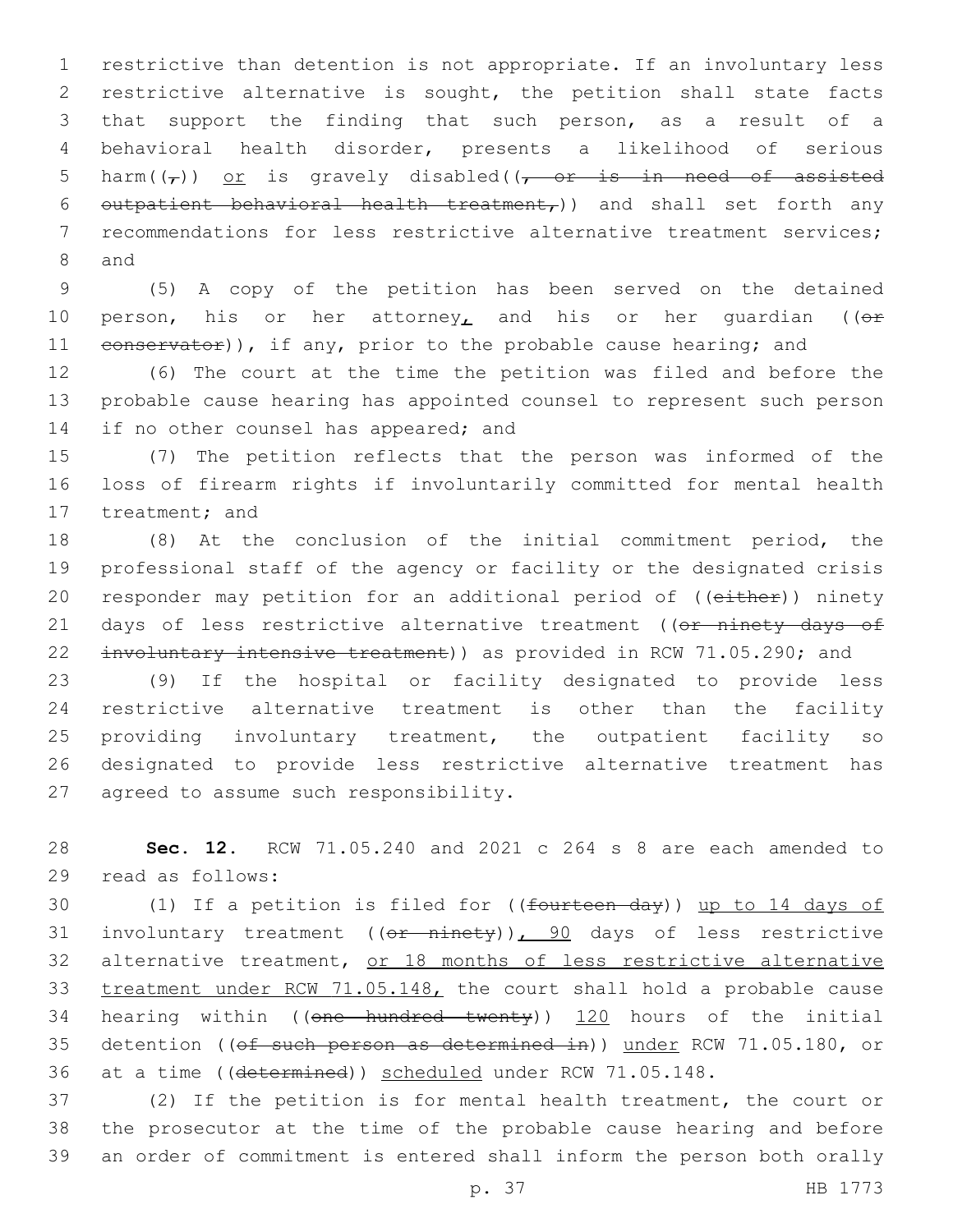restrictive than detention is not appropriate. If an involuntary less restrictive alternative is sought, the petition shall state facts that support the finding that such person, as a result of a behavioral health disorder, presents a likelihood of serious harm((,)) or is gravely disabled((, or is in need of assisted outpatient behavioral health treatment,)) and shall set forth any recommendations for less restrictive alternative treatment services; and

(5) A copy of the petition has been served on the detained person, his or her attorney, and his or her guardian ((or conservator)), if any, prior to the probable cause hearing; and

(6) The court at the time the petition was filed and before the probable cause hearing has appointed counsel to represent such person if no other counsel has appeared; and

(7) The petition reflects that the person was informed of the loss of firearm rights if involuntarily committed for mental health treatment; and

(8) At the conclusion of the initial commitment period, the professional staff of the agency or facility or the designated crisis responder may petition for an additional period of ((either)) ninety days of less restrictive alternative treatment ((or ninety days of involuntary intensive treatment)) as provided in RCW 71.05.290; and

(9) If the hospital or facility designated to provide less restrictive alternative treatment is other than the facility providing involuntary treatment, the outpatient facility so designated to provide less restrictive alternative treatment has agreed to assume such responsibility.

**Sec. 12.** RCW 71.05.240 and 2021 c 264 s 8 are each amended to read as follows:

(1) If a petition is filed for ((fourteen day)) up to 14 days of involuntary treatment ((or ninety)), 90 days of less restrictive alternative treatment, or 18 months of less restrictive alternative treatment under RCW 71.05.148, the court shall hold a probable cause hearing within ((one hundred twenty)) 120 hours of the initial detention ((of such person as determined in)) under RCW 71.05.180, or at a time ((determined)) scheduled under RCW 71.05.148.

(2) If the petition is for mental health treatment, the court or the prosecutor at the time of the probable cause hearing and before an order of commitment is entered shall inform the person both orally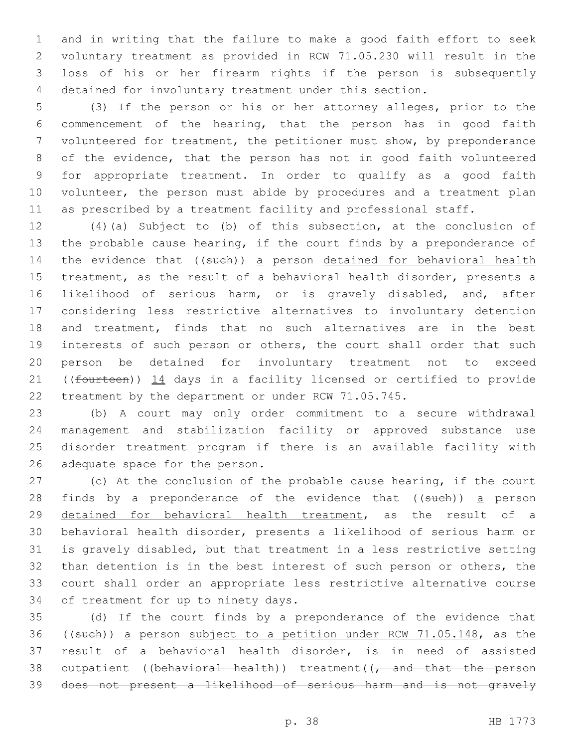and in writing that the failure to make a good faith effort to seek voluntary treatment as provided in RCW 71.05.230 will result in the loss of his or her firearm rights if the person is subsequently detained for involuntary treatment under this section.

(3) If the person or his or her attorney alleges, prior to the commencement of the hearing, that the person has in good faith volunteered for treatment, the petitioner must show, by preponderance of the evidence, that the person has not in good faith volunteered for appropriate treatment. In order to qualify as a good faith volunteer, the person must abide by procedures and a treatment plan as prescribed by a treatment facility and professional staff.

(4)(a) Subject to (b) of this subsection, at the conclusion of the probable cause hearing, if the court finds by a preponderance of the evidence that ((~~such~~)) <u>a</u> person <u>detained for behavioral health treatment</u>, as the result of a behavioral health disorder, presents a likelihood of serious harm, or is gravely disabled, and, after considering less restrictive alternatives to involuntary detention and treatment, finds that no such alternatives are in the best interests of such person or others, the court shall order that such person be detained for involuntary treatment not to exceed ((~~fourteen~~)) <u>14</u> days in a facility licensed or certified to provide treatment by the department or under RCW 71.05.745.

(b) A court may only order commitment to a secure withdrawal management and stabilization facility or approved substance use disorder treatment program if there is an available facility with adequate space for the person.

(c) At the conclusion of the probable cause hearing, if the court finds by a preponderance of the evidence that ((~~such~~)) <u>a</u> person <u>detained for behavioral health treatment</u>, as the result of a behavioral health disorder, presents a likelihood of serious harm or is gravely disabled, but that treatment in a less restrictive setting than detention is in the best interest of such person or others, the court shall order an appropriate less restrictive alternative course of treatment for up to ninety days.

(d) If the court finds by a preponderance of the evidence that ((~~such~~)) <u>a</u> person <u>subject to a petition under RCW 71.05.148</u>, as the result of a behavioral health disorder, is in need of assisted outpatient ((~~behavioral health~~)) treatment((~~, and that the person does not present a likelihood of serious harm and is not gravely~~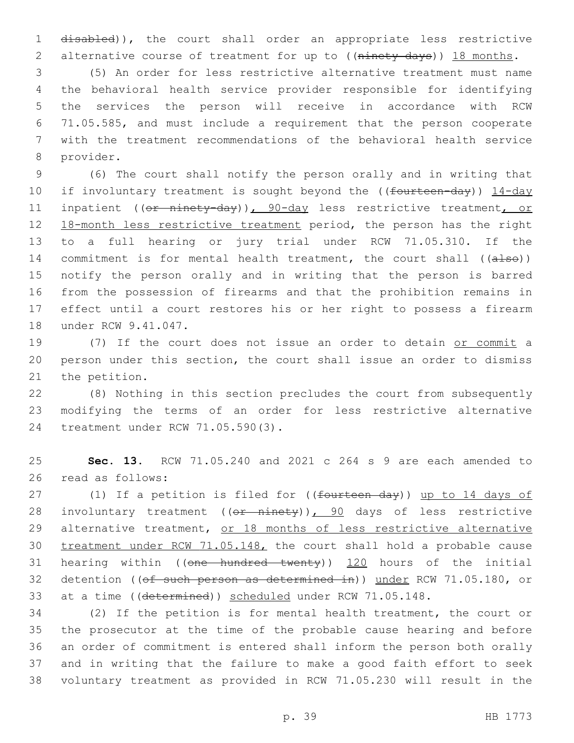disabled)), the court shall order an appropriate less restrictive alternative course of treatment for up to ((ninety days)) 18 months.

(5) An order for less restrictive alternative treatment must name the behavioral health service provider responsible for identifying the services the person will receive in accordance with RCW 71.05.585, and must include a requirement that the person cooperate with the treatment recommendations of the behavioral health service provider.

(6) The court shall notify the person orally and in writing that if involuntary treatment is sought beyond the ((fourteen-day)) 14-day inpatient ((or ninety-day)), 90-day less restrictive treatment, or 18-month less restrictive treatment period, the person has the right to a full hearing or jury trial under RCW 71.05.310. If the commitment is for mental health treatment, the court shall ((also)) notify the person orally and in writing that the person is barred from the possession of firearms and that the prohibition remains in effect until a court restores his or her right to possess a firearm under RCW 9.41.047.

(7) If the court does not issue an order to detain or commit a person under this section, the court shall issue an order to dismiss the petition.

(8) Nothing in this section precludes the court from subsequently modifying the terms of an order for less restrictive alternative treatment under RCW 71.05.590(3).

**Sec. 13.** RCW 71.05.240 and 2021 c 264 s 9 are each amended to read as follows:

(1) If a petition is filed for ((fourteen day)) up to 14 days of involuntary treatment ((or ninety)), 90 days of less restrictive alternative treatment, or 18 months of less restrictive alternative treatment under RCW 71.05.148, the court shall hold a probable cause hearing within ((one hundred twenty)) 120 hours of the initial detention ((of such person as determined in)) under RCW 71.05.180, or at a time ((determined)) scheduled under RCW 71.05.148.

(2) If the petition is for mental health treatment, the court or the prosecutor at the time of the probable cause hearing and before an order of commitment is entered shall inform the person both orally and in writing that the failure to make a good faith effort to seek voluntary treatment as provided in RCW 71.05.230 will result in the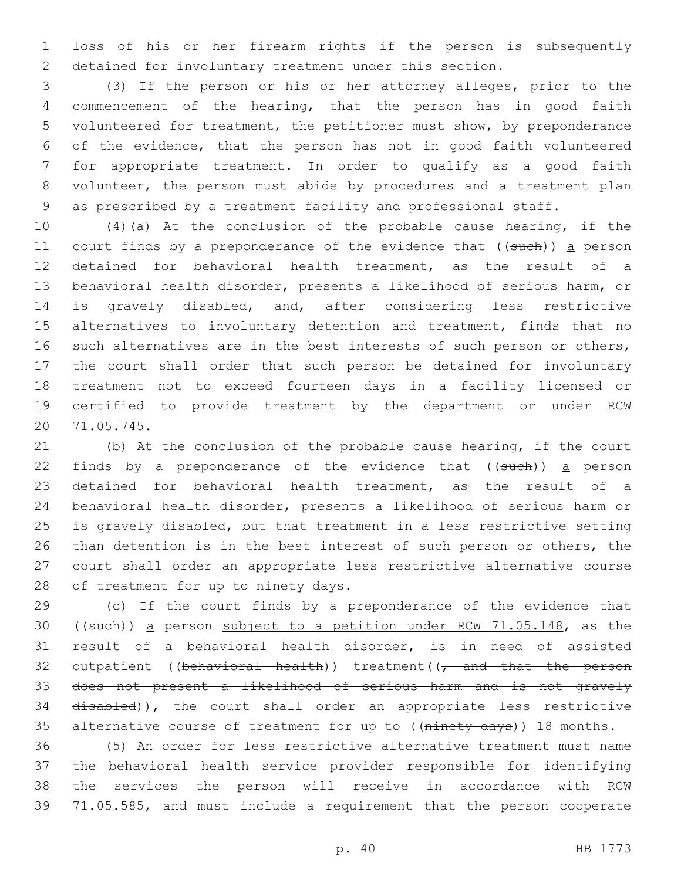loss of his or her firearm rights if the person is subsequently detained for involuntary treatment under this section.

(3) If the person or his or her attorney alleges, prior to the commencement of the hearing, that the person has in good faith volunteered for treatment, the petitioner must show, by preponderance of the evidence, that the person has not in good faith volunteered for appropriate treatment. In order to qualify as a good faith volunteer, the person must abide by procedures and a treatment plan as prescribed by a treatment facility and professional staff.

(4)(a) At the conclusion of the probable cause hearing, if the court finds by a preponderance of the evidence that ((~~such~~)) a person detained for behavioral health treatment, as the result of a behavioral health disorder, presents a likelihood of serious harm, or is gravely disabled, and, after considering less restrictive alternatives to involuntary detention and treatment, finds that no such alternatives are in the best interests of such person or others, the court shall order that such person be detained for involuntary treatment not to exceed fourteen days in a facility licensed or certified to provide treatment by the department or under RCW 71.05.745.

(b) At the conclusion of the probable cause hearing, if the court finds by a preponderance of the evidence that ((~~such~~)) a person detained for behavioral health treatment, as the result of a behavioral health disorder, presents a likelihood of serious harm or is gravely disabled, but that treatment in a less restrictive setting than detention is in the best interest of such person or others, the court shall order an appropriate less restrictive alternative course of treatment for up to ninety days.

(c) If the court finds by a preponderance of the evidence that ((~~such~~)) a person subject to a petition under RCW 71.05.148, as the result of a behavioral health disorder, is in need of assisted outpatient ((~~behavioral health~~)) treatment((~~, and that the person does not present a likelihood of serious harm and is not gravely disabled~~)), the court shall order an appropriate less restrictive alternative course of treatment for up to ((~~ninety days~~)) 18 months.

(5) An order for less restrictive alternative treatment must name the behavioral health service provider responsible for identifying the services the person will receive in accordance with RCW 71.05.585, and must include a requirement that the person cooperate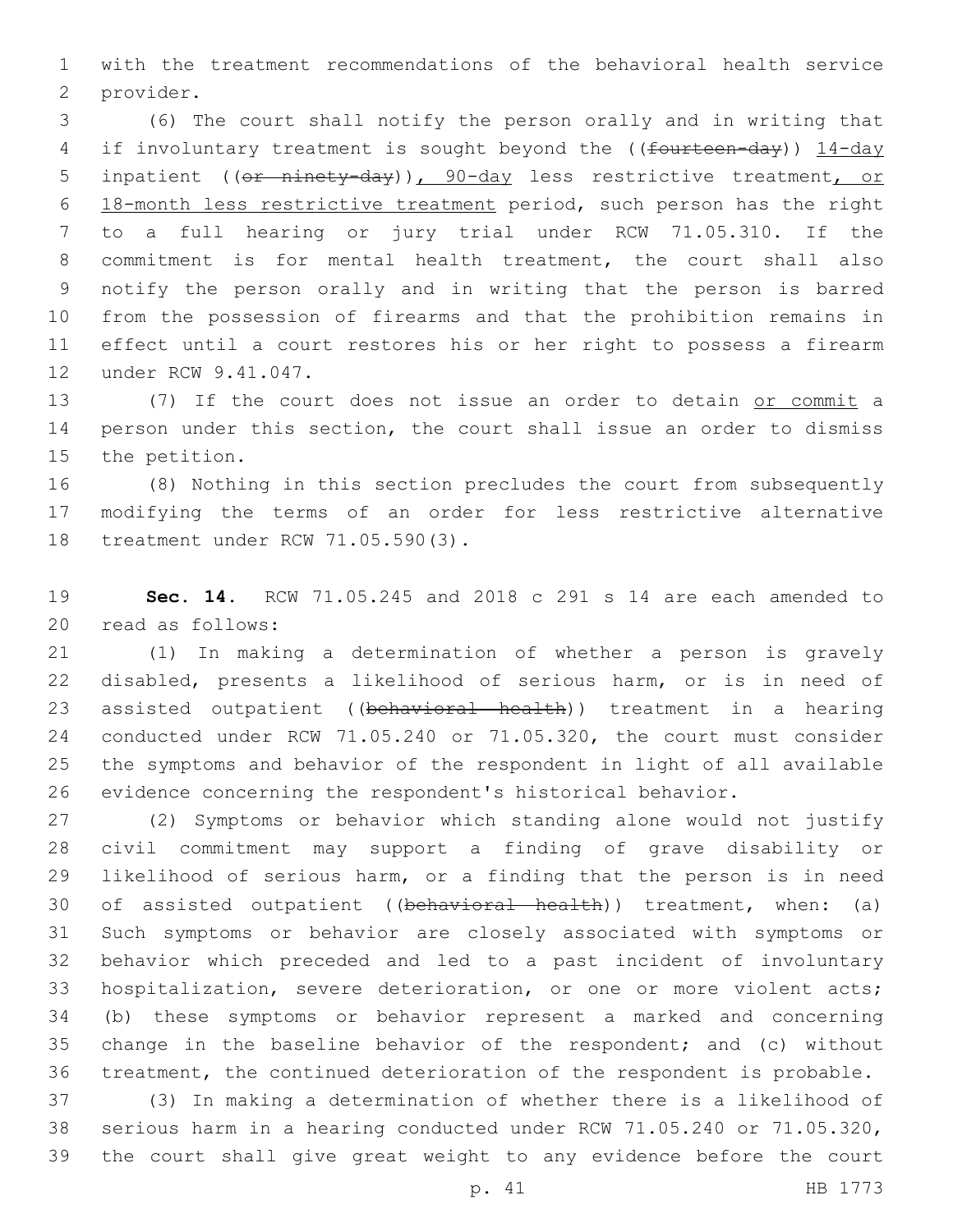with the treatment recommendations of the behavioral health service provider.

(6) The court shall notify the person orally and in writing that if involuntary treatment is sought beyond the ((~~fourteen-day~~)) 14-day inpatient ((~~or ninety-day~~)), 90-day less restrictive treatment, or 18-month less restrictive treatment period, such person has the right to a full hearing or jury trial under RCW 71.05.310. If the commitment is for mental health treatment, the court shall also notify the person orally and in writing that the person is barred from the possession of firearms and that the prohibition remains in effect until a court restores his or her right to possess a firearm under RCW 9.41.047.

(7) If the court does not issue an order to detain or commit a person under this section, the court shall issue an order to dismiss the petition.

(8) Nothing in this section precludes the court from subsequently modifying the terms of an order for less restrictive alternative treatment under RCW 71.05.590(3).

**Sec. 14.** RCW 71.05.245 and 2018 c 291 s 14 are each amended to read as follows:

(1) In making a determination of whether a person is gravely disabled, presents a likelihood of serious harm, or is in need of assisted outpatient ((~~behavioral health~~)) treatment in a hearing conducted under RCW 71.05.240 or 71.05.320, the court must consider the symptoms and behavior of the respondent in light of all available evidence concerning the respondent's historical behavior.

(2) Symptoms or behavior which standing alone would not justify civil commitment may support a finding of grave disability or likelihood of serious harm, or a finding that the person is in need of assisted outpatient ((~~behavioral health~~)) treatment, when: (a) Such symptoms or behavior are closely associated with symptoms or behavior which preceded and led to a past incident of involuntary hospitalization, severe deterioration, or one or more violent acts; (b) these symptoms or behavior represent a marked and concerning change in the baseline behavior of the respondent; and (c) without treatment, the continued deterioration of the respondent is probable.

(3) In making a determination of whether there is a likelihood of serious harm in a hearing conducted under RCW 71.05.240 or 71.05.320, the court shall give great weight to any evidence before the court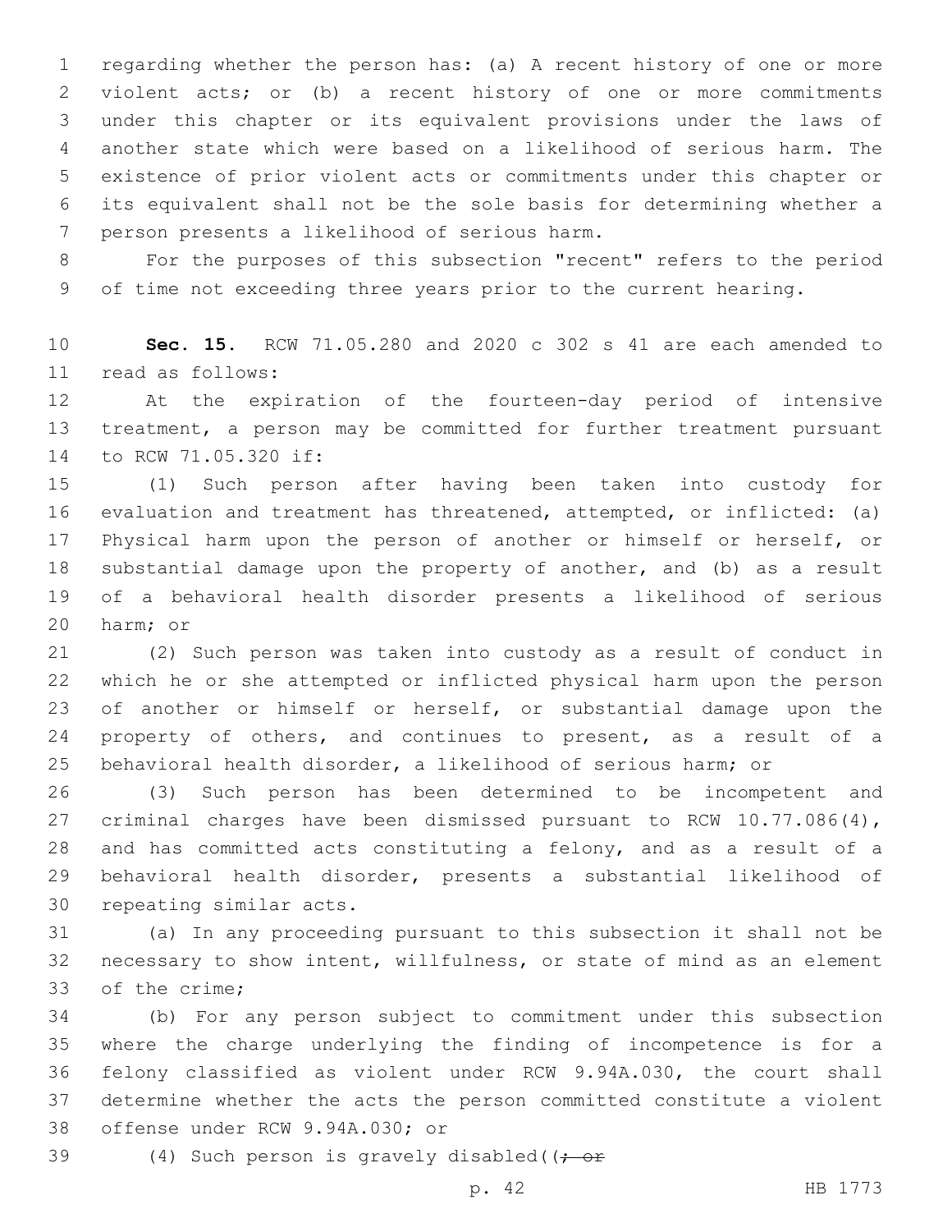regarding whether the person has: (a) A recent history of one or more violent acts; or (b) a recent history of one or more commitments under this chapter or its equivalent provisions under the laws of another state which were based on a likelihood of serious harm. The existence of prior violent acts or commitments under this chapter or its equivalent shall not be the sole basis for determining whether a person presents a likelihood of serious harm.

For the purposes of this subsection "recent" refers to the period of time not exceeding three years prior to the current hearing.

**Sec. 15.** RCW 71.05.280 and 2020 c 302 s 41 are each amended to read as follows:

At the expiration of the fourteen-day period of intensive treatment, a person may be committed for further treatment pursuant to RCW 71.05.320 if:

(1) Such person after having been taken into custody for evaluation and treatment has threatened, attempted, or inflicted: (a) Physical harm upon the person of another or himself or herself, or substantial damage upon the property of another, and (b) as a result of a behavioral health disorder presents a likelihood of serious harm; or

(2) Such person was taken into custody as a result of conduct in which he or she attempted or inflicted physical harm upon the person of another or himself or herself, or substantial damage upon the property of others, and continues to present, as a result of a behavioral health disorder, a likelihood of serious harm; or

(3) Such person has been determined to be incompetent and criminal charges have been dismissed pursuant to RCW 10.77.086(4), and has committed acts constituting a felony, and as a result of a behavioral health disorder, presents a substantial likelihood of repeating similar acts.

(a) In any proceeding pursuant to this subsection it shall not be necessary to show intent, willfulness, or state of mind as an element of the crime;

(b) For any person subject to commitment under this subsection where the charge underlying the finding of incompetence is for a felony classified as violent under RCW 9.94A.030, the court shall determine whether the acts the person committed constitute a violent offense under RCW 9.94A.030; or

(4) Such person is gravely disabled((~~; or~~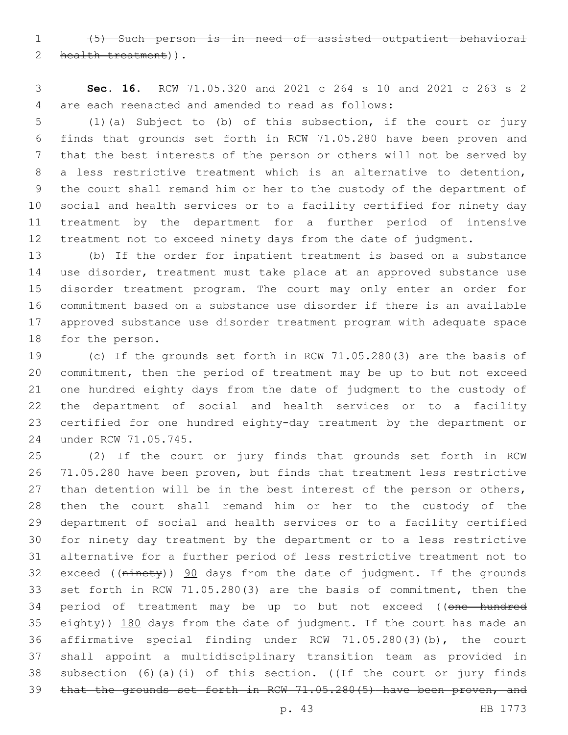~~(5) Such person is in need of assisted outpatient behavioral health treatment~~)).

**Sec. 16.** RCW 71.05.320 and 2021 c 264 s 10 and 2021 c 263 s 2 are each reenacted and amended to read as follows:

(1)(a) Subject to (b) of this subsection, if the court or jury finds that grounds set forth in RCW 71.05.280 have been proven and that the best interests of the person or others will not be served by a less restrictive treatment which is an alternative to detention, the court shall remand him or her to the custody of the department of social and health services or to a facility certified for ninety day treatment by the department for a further period of intensive treatment not to exceed ninety days from the date of judgment.

(b) If the order for inpatient treatment is based on a substance use disorder, treatment must take place at an approved substance use disorder treatment program. The court may only enter an order for commitment based on a substance use disorder if there is an available approved substance use disorder treatment program with adequate space for the person.

(c) If the grounds set forth in RCW 71.05.280(3) are the basis of commitment, then the period of treatment may be up to but not exceed one hundred eighty days from the date of judgment to the custody of the department of social and health services or to a facility certified for one hundred eighty-day treatment by the department or under RCW 71.05.745.

(2) If the court or jury finds that grounds set forth in RCW 71.05.280 have been proven, but finds that treatment less restrictive than detention will be in the best interest of the person or others, then the court shall remand him or her to the custody of the department of social and health services or to a facility certified for ninety day treatment by the department or to a less restrictive alternative for a further period of less restrictive treatment not to exceed ((~~ninety~~)) 90 days from the date of judgment. If the grounds set forth in RCW 71.05.280(3) are the basis of commitment, then the period of treatment may be up to but not exceed ((~~one hundred eighty~~)) 180 days from the date of judgment. If the court has made an affirmative special finding under RCW 71.05.280(3)(b), the court shall appoint a multidisciplinary transition team as provided in subsection (6)(a)(i) of this section. ((~~If the court or jury finds that the grounds set forth in RCW 71.05.280(5) have been proven, and~~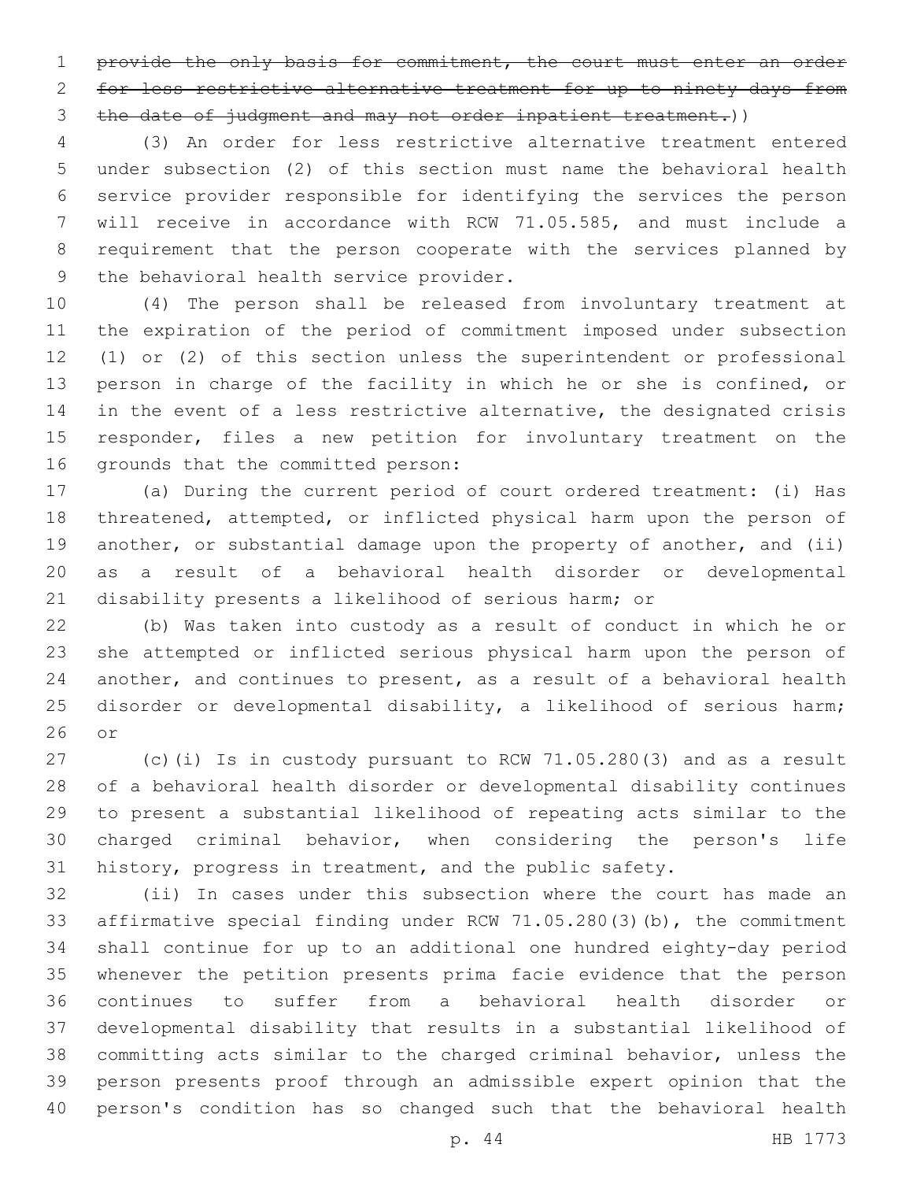~~provide the only basis for commitment, the court must enter an order for less restrictive alternative treatment for up to ninety days from the date of judgment and may not order inpatient treatment.~~))

(3) An order for less restrictive alternative treatment entered under subsection (2) of this section must name the behavioral health service provider responsible for identifying the services the person will receive in accordance with RCW 71.05.585, and must include a requirement that the person cooperate with the services planned by the behavioral health service provider.

(4) The person shall be released from involuntary treatment at the expiration of the period of commitment imposed under subsection (1) or (2) of this section unless the superintendent or professional person in charge of the facility in which he or she is confined, or in the event of a less restrictive alternative, the designated crisis responder, files a new petition for involuntary treatment on the grounds that the committed person:

(a) During the current period of court ordered treatment: (i) Has threatened, attempted, or inflicted physical harm upon the person of another, or substantial damage upon the property of another, and (ii) as a result of a behavioral health disorder or developmental disability presents a likelihood of serious harm; or

(b) Was taken into custody as a result of conduct in which he or she attempted or inflicted serious physical harm upon the person of another, and continues to present, as a result of a behavioral health disorder or developmental disability, a likelihood of serious harm; or

(c)(i) Is in custody pursuant to RCW 71.05.280(3) and as a result of a behavioral health disorder or developmental disability continues to present a substantial likelihood of repeating acts similar to the charged criminal behavior, when considering the person's life history, progress in treatment, and the public safety.

(ii) In cases under this subsection where the court has made an affirmative special finding under RCW 71.05.280(3)(b), the commitment shall continue for up to an additional one hundred eighty-day period whenever the petition presents prima facie evidence that the person continues to suffer from a behavioral health disorder or developmental disability that results in a substantial likelihood of committing acts similar to the charged criminal behavior, unless the person presents proof through an admissible expert opinion that the person's condition has so changed such that the behavioral health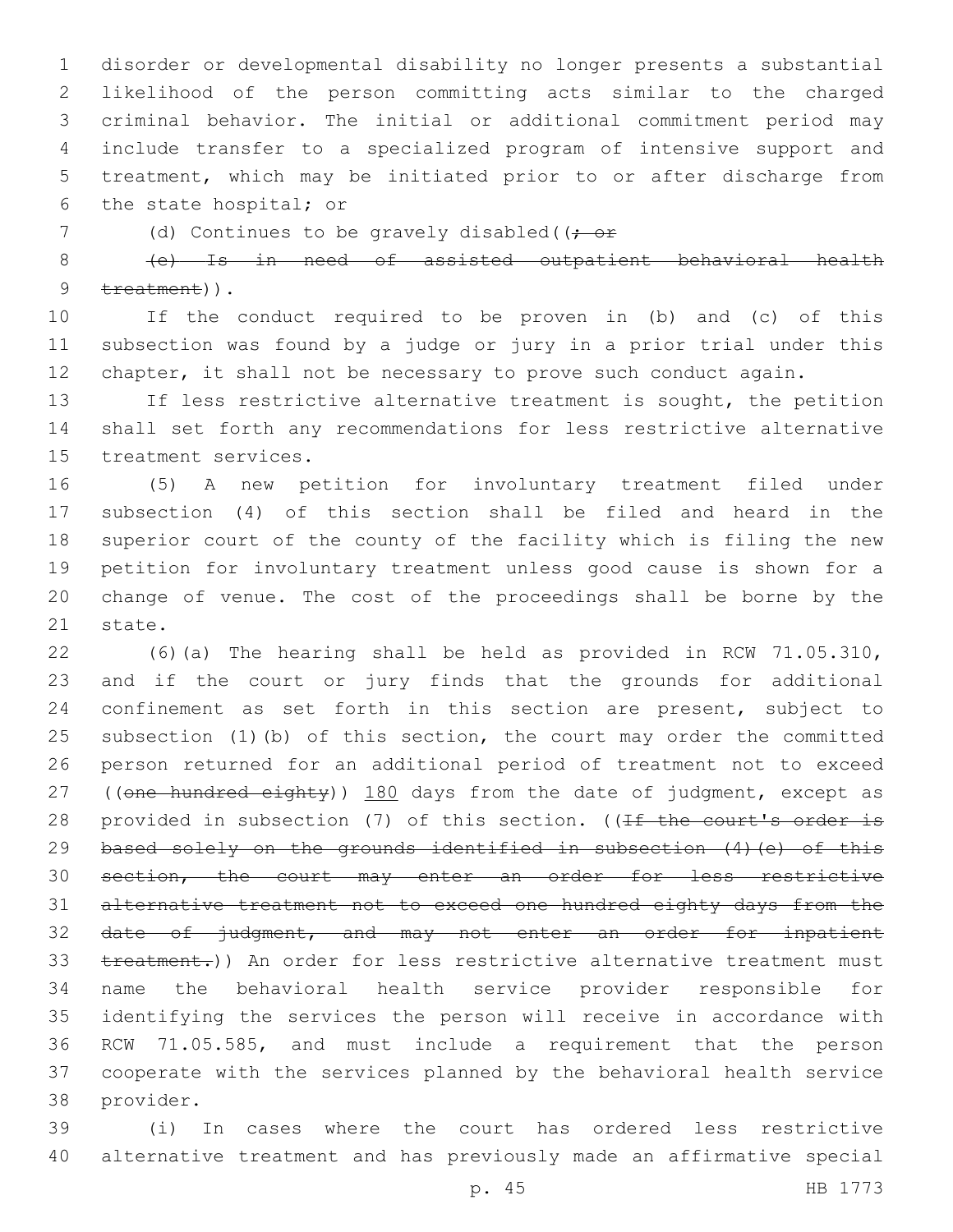disorder or developmental disability no longer presents a substantial likelihood of the person committing acts similar to the charged criminal behavior. The initial or additional commitment period may include transfer to a specialized program of intensive support and treatment, which may be initiated prior to or after discharge from the state hospital; or

(d) Continues to be gravely disabled((~~; or~~

~~(e) Is in need of assisted outpatient behavioral health treatment~~)).

If the conduct required to be proven in (b) and (c) of this subsection was found by a judge or jury in a prior trial under this chapter, it shall not be necessary to prove such conduct again.

If less restrictive alternative treatment is sought, the petition shall set forth any recommendations for less restrictive alternative treatment services.

(5) A new petition for involuntary treatment filed under subsection (4) of this section shall be filed and heard in the superior court of the county of the facility which is filing the new petition for involuntary treatment unless good cause is shown for a change of venue. The cost of the proceedings shall be borne by the state.

(6)(a) The hearing shall be held as provided in RCW 71.05.310, and if the court or jury finds that the grounds for additional confinement as set forth in this section are present, subject to subsection (1)(b) of this section, the court may order the committed person returned for an additional period of treatment not to exceed ((~~one hundred eighty~~)) <u>180</u> days from the date of judgment, except as provided in subsection (7) of this section. ((~~If the court's order is based solely on the grounds identified in subsection (4)(e) of this section, the court may enter an order for less restrictive alternative treatment not to exceed one hundred eighty days from the date of judgment, and may not enter an order for inpatient treatment.~~)) An order for less restrictive alternative treatment must name the behavioral health service provider responsible for identifying the services the person will receive in accordance with RCW 71.05.585, and must include a requirement that the person cooperate with the services planned by the behavioral health service provider.

(i) In cases where the court has ordered less restrictive alternative treatment and has previously made an affirmative special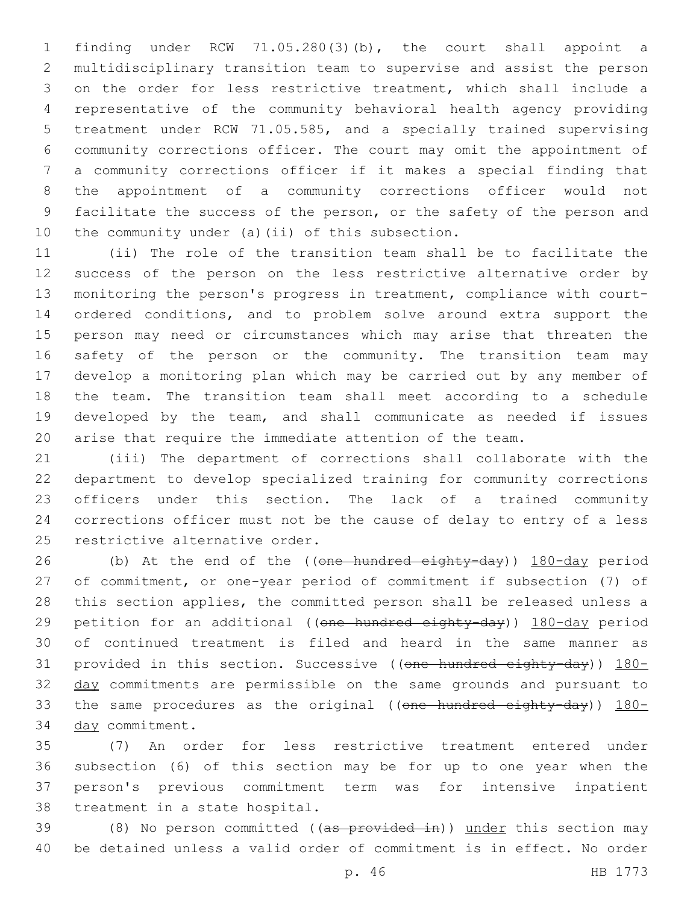finding under RCW 71.05.280(3)(b), the court shall appoint a multidisciplinary transition team to supervise and assist the person on the order for less restrictive treatment, which shall include a representative of the community behavioral health agency providing treatment under RCW 71.05.585, and a specially trained supervising community corrections officer. The court may omit the appointment of a community corrections officer if it makes a special finding that the appointment of a community corrections officer would not facilitate the success of the person, or the safety of the person and the community under (a)(ii) of this subsection.

(ii) The role of the transition team shall be to facilitate the success of the person on the less restrictive alternative order by monitoring the person's progress in treatment, compliance with court-ordered conditions, and to problem solve around extra support the person may need or circumstances which may arise that threaten the safety of the person or the community. The transition team may develop a monitoring plan which may be carried out by any member of the team. The transition team shall meet according to a schedule developed by the team, and shall communicate as needed if issues arise that require the immediate attention of the team.

(iii) The department of corrections shall collaborate with the department to develop specialized training for community corrections officers under this section. The lack of a trained community corrections officer must not be the cause of delay to entry of a less restrictive alternative order.

(b) At the end of the ((~~one hundred eighty-day~~)) <u>180-day</u> period of commitment, or one-year period of commitment if subsection (7) of this section applies, the committed person shall be released unless a petition for an additional ((~~one hundred eighty-day~~)) <u>180-day</u> period of continued treatment is filed and heard in the same manner as provided in this section. Successive ((~~one hundred eighty-day~~)) <u>180-day</u> commitments are permissible on the same grounds and pursuant to the same procedures as the original ((~~one hundred eighty-day~~)) <u>180-day</u> commitment.

(7) An order for less restrictive treatment entered under subsection (6) of this section may be for up to one year when the person's previous commitment term was for intensive inpatient treatment in a state hospital.

(8) No person committed ((~~as provided in~~)) <u>under</u> this section may be detained unless a valid order of commitment is in effect. No order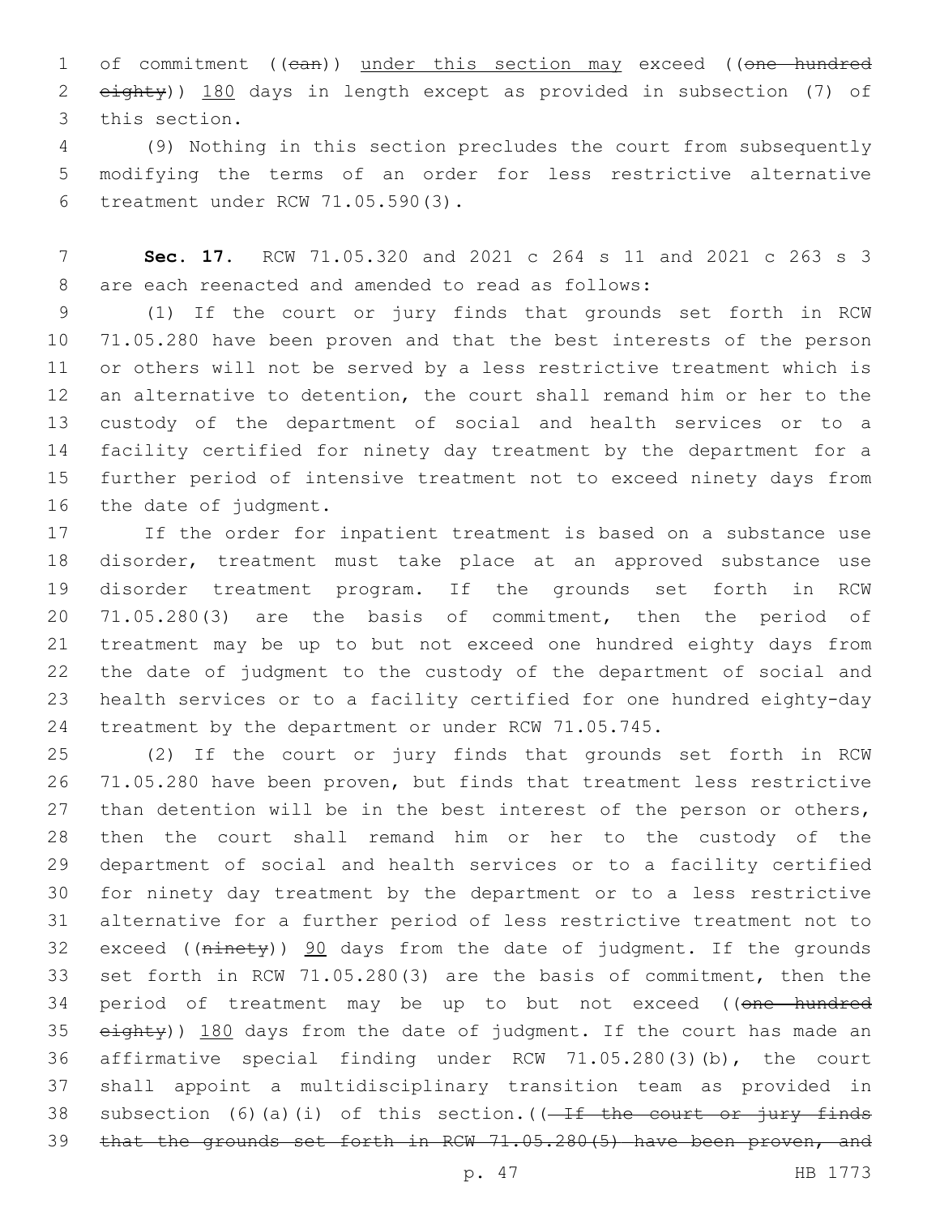of commitment ((can)) under this section may exceed ((one hundred eighty)) 180 days in length except as provided in subsection (7) of this section.

(9) Nothing in this section precludes the court from subsequently modifying the terms of an order for less restrictive alternative treatment under RCW 71.05.590(3).

**Sec. 17.** RCW 71.05.320 and 2021 c 264 s 11 and 2021 c 263 s 3 are each reenacted and amended to read as follows:

(1) If the court or jury finds that grounds set forth in RCW 71.05.280 have been proven and that the best interests of the person or others will not be served by a less restrictive treatment which is an alternative to detention, the court shall remand him or her to the custody of the department of social and health services or to a facility certified for ninety day treatment by the department for a further period of intensive treatment not to exceed ninety days from the date of judgment.

If the order for inpatient treatment is based on a substance use disorder, treatment must take place at an approved substance use disorder treatment program. If the grounds set forth in RCW 71.05.280(3) are the basis of commitment, then the period of treatment may be up to but not exceed one hundred eighty days from the date of judgment to the custody of the department of social and health services or to a facility certified for one hundred eighty-day treatment by the department or under RCW 71.05.745.

(2) If the court or jury finds that grounds set forth in RCW 71.05.280 have been proven, but finds that treatment less restrictive than detention will be in the best interest of the person or others, then the court shall remand him or her to the custody of the department of social and health services or to a facility certified for ninety day treatment by the department or to a less restrictive alternative for a further period of less restrictive treatment not to exceed ((ninety)) 90 days from the date of judgment. If the grounds set forth in RCW 71.05.280(3) are the basis of commitment, then the period of treatment may be up to but not exceed ((one hundred eighty)) 180 days from the date of judgment. If the court has made an affirmative special finding under RCW 71.05.280(3)(b), the court shall appoint a multidisciplinary transition team as provided in subsection (6)(a)(i) of this section.((~~ If the court or jury finds that the grounds set forth in RCW 71.05.280(5) have been proven, and~~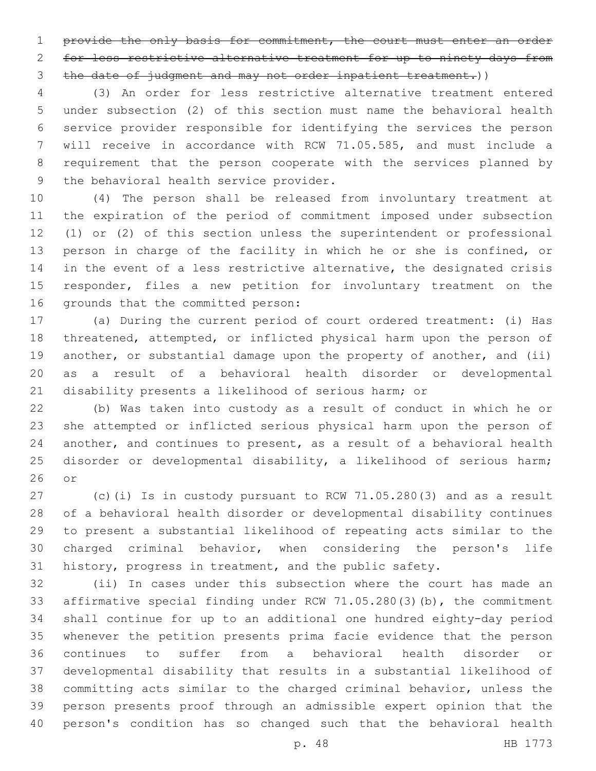~~provide the only basis for commitment, the court must enter an order for less restrictive alternative treatment for up to ninety days from the date of judgment and may not order inpatient treatment.~~))

(3) An order for less restrictive alternative treatment entered under subsection (2) of this section must name the behavioral health service provider responsible for identifying the services the person will receive in accordance with RCW 71.05.585, and must include a requirement that the person cooperate with the services planned by the behavioral health service provider.

(4) The person shall be released from involuntary treatment at the expiration of the period of commitment imposed under subsection (1) or (2) of this section unless the superintendent or professional person in charge of the facility in which he or she is confined, or in the event of a less restrictive alternative, the designated crisis responder, files a new petition for involuntary treatment on the grounds that the committed person:

(a) During the current period of court ordered treatment: (i) Has threatened, attempted, or inflicted physical harm upon the person of another, or substantial damage upon the property of another, and (ii) as a result of a behavioral health disorder or developmental disability presents a likelihood of serious harm; or

(b) Was taken into custody as a result of conduct in which he or she attempted or inflicted serious physical harm upon the person of another, and continues to present, as a result of a behavioral health disorder or developmental disability, a likelihood of serious harm; or

(c)(i) Is in custody pursuant to RCW 71.05.280(3) and as a result of a behavioral health disorder or developmental disability continues to present a substantial likelihood of repeating acts similar to the charged criminal behavior, when considering the person's life history, progress in treatment, and the public safety.

(ii) In cases under this subsection where the court has made an affirmative special finding under RCW 71.05.280(3)(b), the commitment shall continue for up to an additional one hundred eighty-day period whenever the petition presents prima facie evidence that the person continues to suffer from a behavioral health disorder or developmental disability that results in a substantial likelihood of committing acts similar to the charged criminal behavior, unless the person presents proof through an admissible expert opinion that the person's condition has so changed such that the behavioral health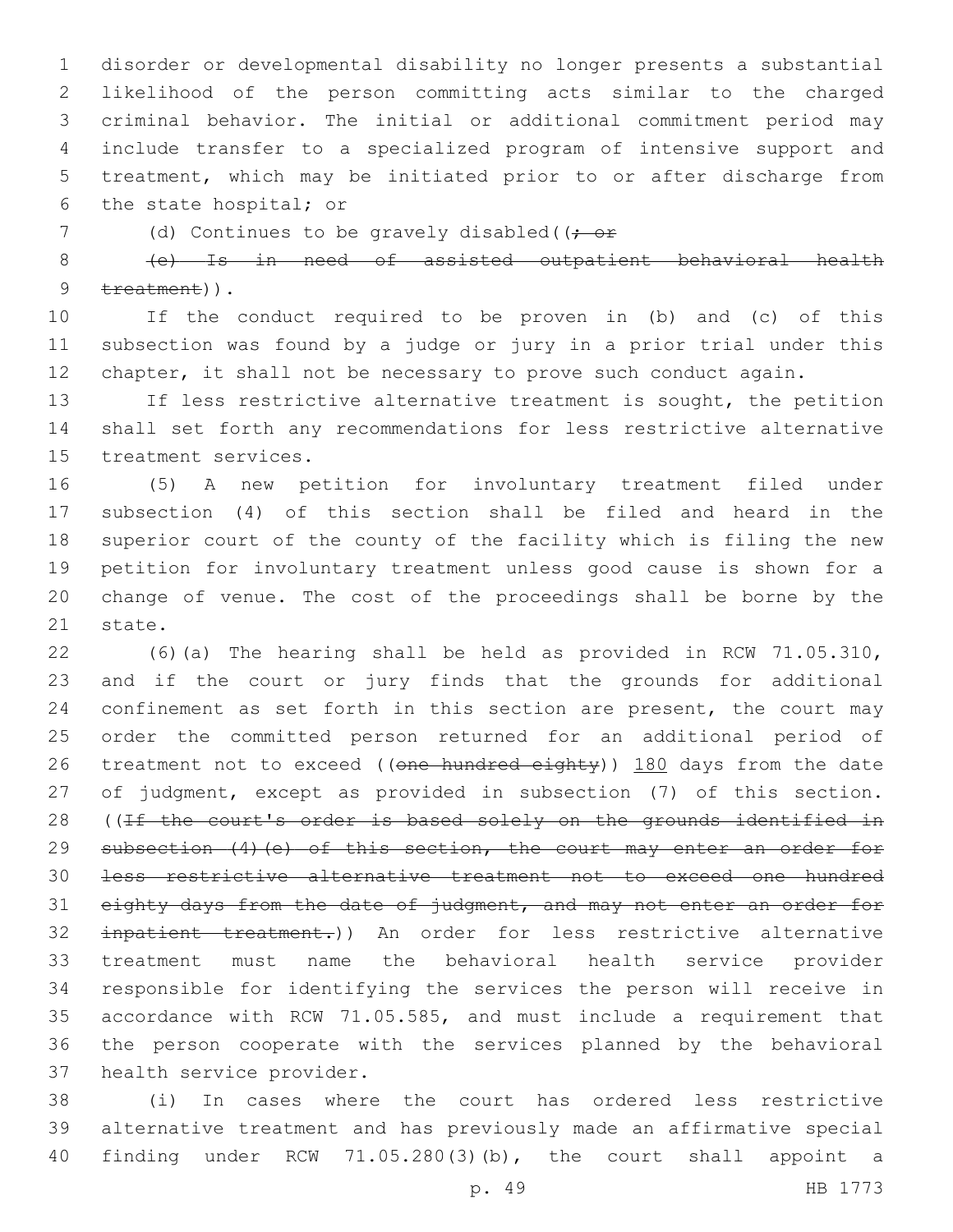disorder or developmental disability no longer presents a substantial likelihood of the person committing acts similar to the charged criminal behavior. The initial or additional commitment period may include transfer to a specialized program of intensive support and treatment, which may be initiated prior to or after discharge from the state hospital; or

(d) Continues to be gravely disabled((~~; or~~

~~(e) Is in need of assisted outpatient behavioral health treatment~~)).

If the conduct required to be proven in (b) and (c) of this subsection was found by a judge or jury in a prior trial under this chapter, it shall not be necessary to prove such conduct again.

If less restrictive alternative treatment is sought, the petition shall set forth any recommendations for less restrictive alternative treatment services.

(5) A new petition for involuntary treatment filed under subsection (4) of this section shall be filed and heard in the superior court of the county of the facility which is filing the new petition for involuntary treatment unless good cause is shown for a change of venue. The cost of the proceedings shall be borne by the state.

(6)(a) The hearing shall be held as provided in RCW 71.05.310, and if the court or jury finds that the grounds for additional confinement as set forth in this section are present, the court may order the committed person returned for an additional period of treatment not to exceed ((~~one hundred eighty~~)) <u>180</u> days from the date of judgment, except as provided in subsection (7) of this section. ((~~If the court's order is based solely on the grounds identified in subsection (4)(e) of this section, the court may enter an order for less restrictive alternative treatment not to exceed one hundred eighty days from the date of judgment, and may not enter an order for inpatient treatment.~~)) An order for less restrictive alternative treatment must name the behavioral health service provider responsible for identifying the services the person will receive in accordance with RCW 71.05.585, and must include a requirement that the person cooperate with the services planned by the behavioral health service provider.

(i) In cases where the court has ordered less restrictive alternative treatment and has previously made an affirmative special finding under RCW 71.05.280(3)(b), the court shall appoint a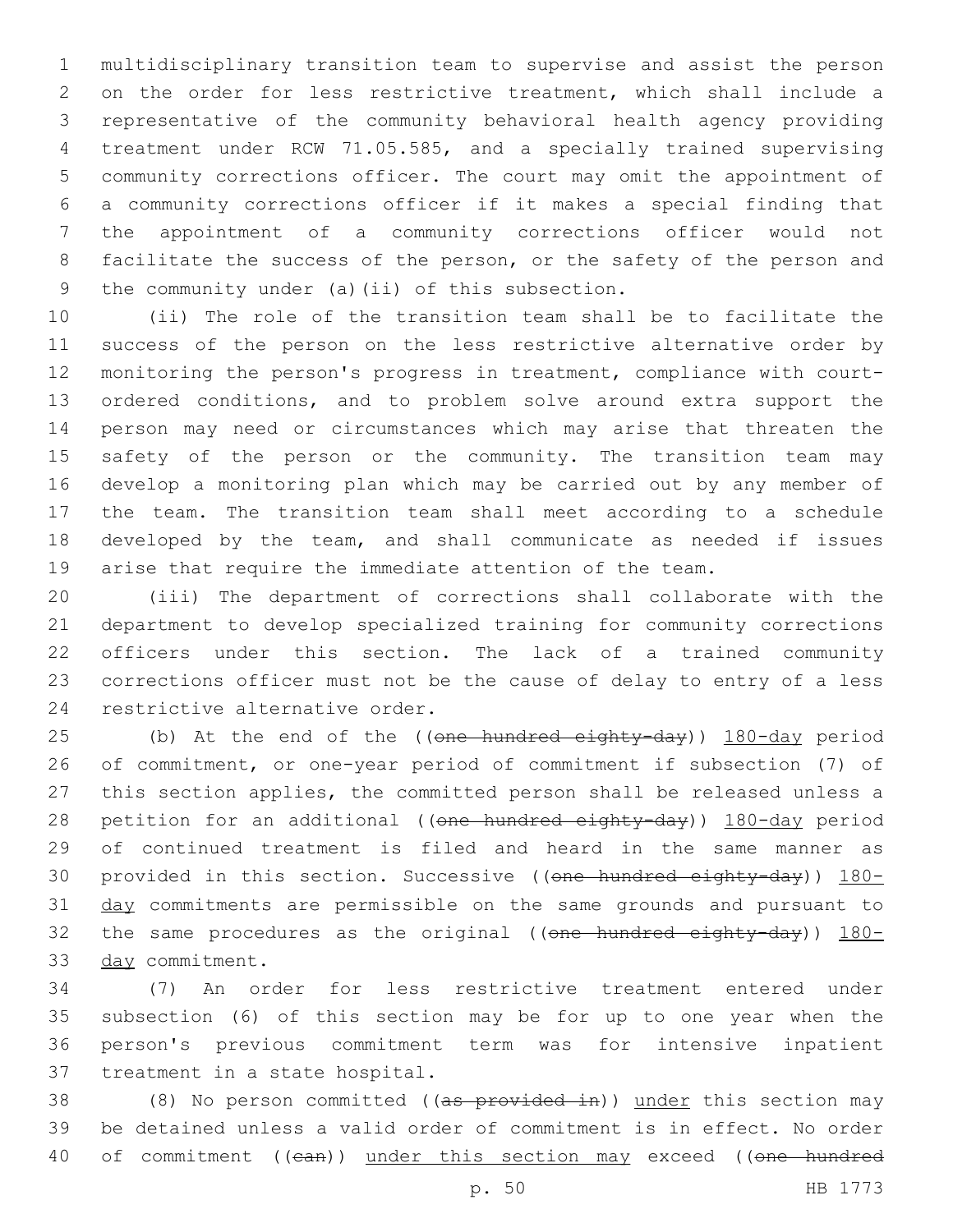multidisciplinary transition team to supervise and assist the person on the order for less restrictive treatment, which shall include a representative of the community behavioral health agency providing treatment under RCW 71.05.585, and a specially trained supervising community corrections officer. The court may omit the appointment of a community corrections officer if it makes a special finding that the appointment of a community corrections officer would not facilitate the success of the person, or the safety of the person and the community under (a)(ii) of this subsection.

(ii) The role of the transition team shall be to facilitate the success of the person on the less restrictive alternative order by monitoring the person's progress in treatment, compliance with court-ordered conditions, and to problem solve around extra support the person may need or circumstances which may arise that threaten the safety of the person or the community. The transition team may develop a monitoring plan which may be carried out by any member of the team. The transition team shall meet according to a schedule developed by the team, and shall communicate as needed if issues arise that require the immediate attention of the team.

(iii) The department of corrections shall collaborate with the department to develop specialized training for community corrections officers under this section. The lack of a trained community corrections officer must not be the cause of delay to entry of a less restrictive alternative order.

(b) At the end of the ((~~one hundred eighty-day~~)) 180-day period of commitment, or one-year period of commitment if subsection (7) of this section applies, the committed person shall be released unless a petition for an additional ((~~one hundred eighty-day~~)) 180-day period of continued treatment is filed and heard in the same manner as provided in this section. Successive ((~~one hundred eighty-day~~)) 180-day commitments are permissible on the same grounds and pursuant to the same procedures as the original ((~~one hundred eighty-day~~)) 180-day commitment.

(7) An order for less restrictive treatment entered under subsection (6) of this section may be for up to one year when the person's previous commitment term was for intensive inpatient treatment in a state hospital.

(8) No person committed ((~~as provided in~~)) under this section may be detained unless a valid order of commitment is in effect. No order of commitment ((~~can~~)) under this section may exceed ((~~one hundred~~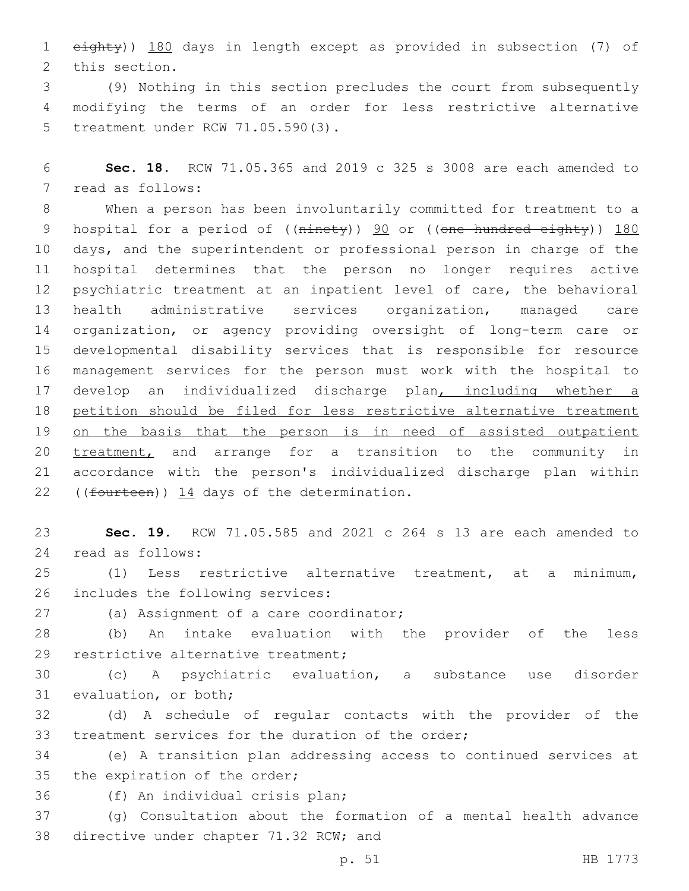~~eighty~~)) 180 days in length except as provided in subsection (7) of this section.

(9) Nothing in this section precludes the court from subsequently modifying the terms of an order for less restrictive alternative treatment under RCW 71.05.590(3).

**Sec. 18.** RCW 71.05.365 and 2019 c 325 s 3008 are each amended to read as follows:

When a person has been involuntarily committed for treatment to a hospital for a period of ((~~ninety~~)) 90 or ((~~one hundred eighty~~)) 180 days, and the superintendent or professional person in charge of the hospital determines that the person no longer requires active psychiatric treatment at an inpatient level of care, the behavioral health administrative services organization, managed care organization, or agency providing oversight of long-term care or developmental disability services that is responsible for resource management services for the person must work with the hospital to develop an individualized discharge plan, including whether a petition should be filed for less restrictive alternative treatment on the basis that the person is in need of assisted outpatient treatment, and arrange for a transition to the community in accordance with the person's individualized discharge plan within ((~~fourteen~~)) 14 days of the determination.

**Sec. 19.** RCW 71.05.585 and 2021 c 264 s 13 are each amended to read as follows:

(1) Less restrictive alternative treatment, at a minimum, includes the following services:

(a) Assignment of a care coordinator;

(b) An intake evaluation with the provider of the less restrictive alternative treatment;

(c) A psychiatric evaluation, a substance use disorder evaluation, or both;

(d) A schedule of regular contacts with the provider of the treatment services for the duration of the order;

(e) A transition plan addressing access to continued services at the expiration of the order;

(f) An individual crisis plan;

(g) Consultation about the formation of a mental health advance directive under chapter 71.32 RCW; and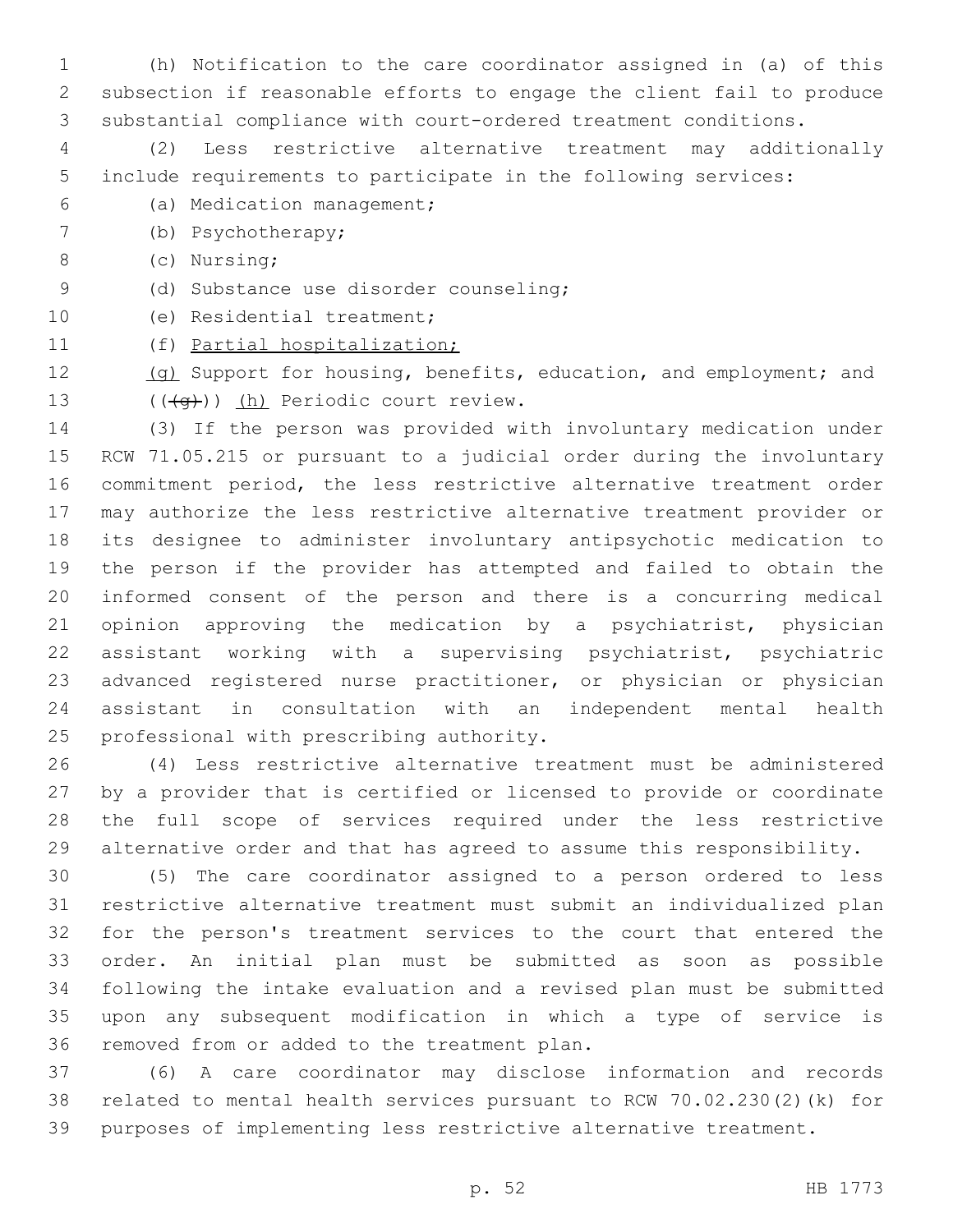(h) Notification to the care coordinator assigned in (a) of this subsection if reasonable efforts to engage the client fail to produce substantial compliance with court-ordered treatment conditions.

(2) Less restrictive alternative treatment may additionally include requirements to participate in the following services:

(a) Medication management;

(b) Psychotherapy;

(c) Nursing;

(d) Substance use disorder counseling;

(e) Residential treatment;

(f) Partial hospitalization;

(g) Support for housing, benefits, education, and employment; and

(((g))) (h) Periodic court review.

(3) If the person was provided with involuntary medication under RCW 71.05.215 or pursuant to a judicial order during the involuntary commitment period, the less restrictive alternative treatment order may authorize the less restrictive alternative treatment provider or its designee to administer involuntary antipsychotic medication to the person if the provider has attempted and failed to obtain the informed consent of the person and there is a concurring medical opinion approving the medication by a psychiatrist, physician assistant working with a supervising psychiatrist, psychiatric advanced registered nurse practitioner, or physician or physician assistant in consultation with an independent mental health professional with prescribing authority.

(4) Less restrictive alternative treatment must be administered by a provider that is certified or licensed to provide or coordinate the full scope of services required under the less restrictive alternative order and that has agreed to assume this responsibility.

(5) The care coordinator assigned to a person ordered to less restrictive alternative treatment must submit an individualized plan for the person's treatment services to the court that entered the order. An initial plan must be submitted as soon as possible following the intake evaluation and a revised plan must be submitted upon any subsequent modification in which a type of service is removed from or added to the treatment plan.

(6) A care coordinator may disclose information and records related to mental health services pursuant to RCW 70.02.230(2)(k) for purposes of implementing less restrictive alternative treatment.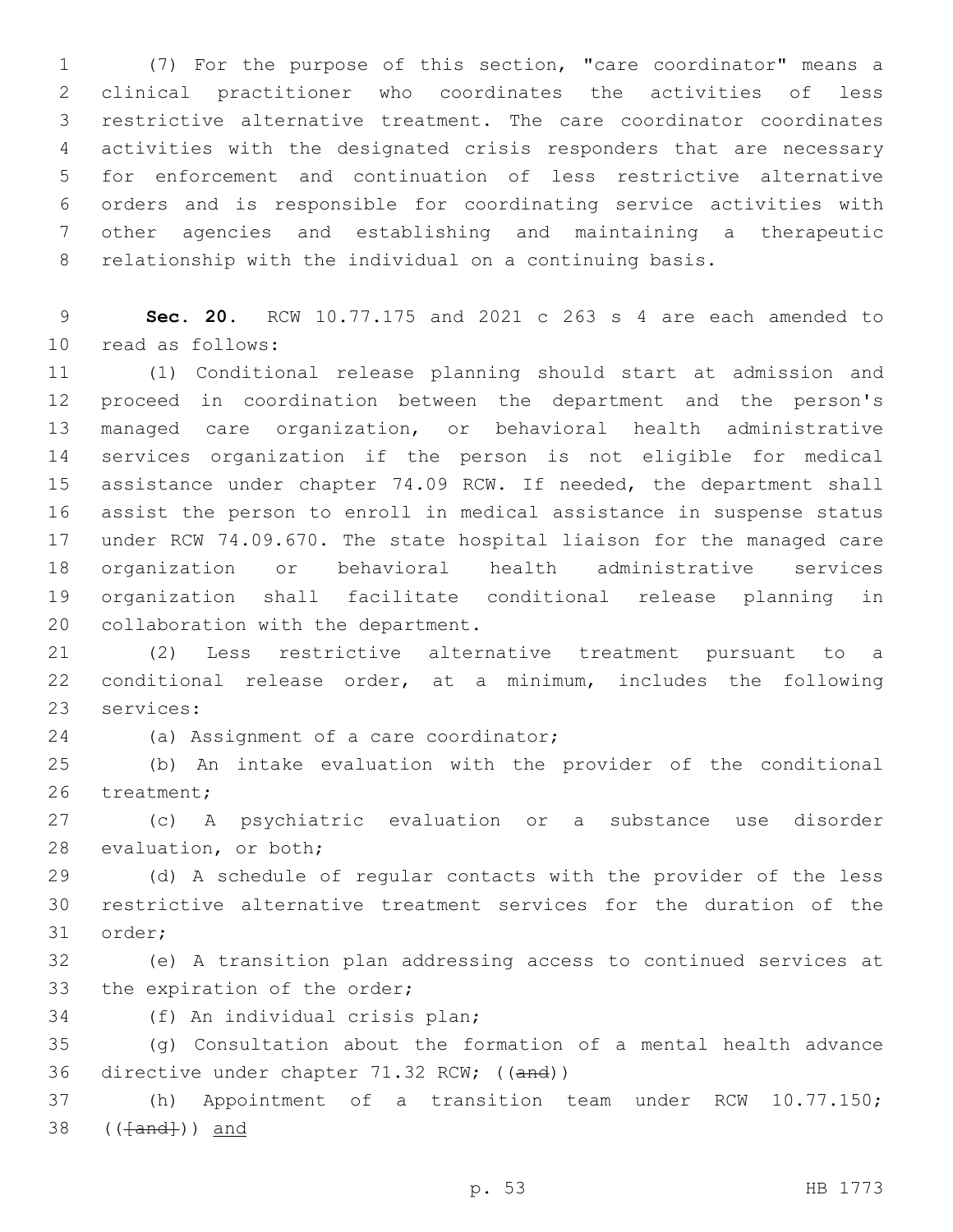(7) For the purpose of this section, "care coordinator" means a clinical practitioner who coordinates the activities of less restrictive alternative treatment. The care coordinator coordinates activities with the designated crisis responders that are necessary for enforcement and continuation of less restrictive alternative orders and is responsible for coordinating service activities with other agencies and establishing and maintaining a therapeutic relationship with the individual on a continuing basis.

**Sec. 20.** RCW 10.77.175 and 2021 c 263 s 4 are each amended to read as follows:

(1) Conditional release planning should start at admission and proceed in coordination between the department and the person's managed care organization, or behavioral health administrative services organization if the person is not eligible for medical assistance under chapter 74.09 RCW. If needed, the department shall assist the person to enroll in medical assistance in suspense status under RCW 74.09.670. The state hospital liaison for the managed care organization or behavioral health administrative services organization shall facilitate conditional release planning in collaboration with the department.

(2) Less restrictive alternative treatment pursuant to a conditional release order, at a minimum, includes the following services:

(a) Assignment of a care coordinator;

(b) An intake evaluation with the provider of the conditional treatment;

(c) A psychiatric evaluation or a substance use disorder evaluation, or both;

(d) A schedule of regular contacts with the provider of the less restrictive alternative treatment services for the duration of the order;

(e) A transition plan addressing access to continued services at the expiration of the order;

(f) An individual crisis plan;

(g) Consultation about the formation of a mental health advance directive under chapter 71.32 RCW; ((~~and~~))

(h) Appointment of a transition team under RCW 10.77.150; ((~~[and]~~)) <u>and</u>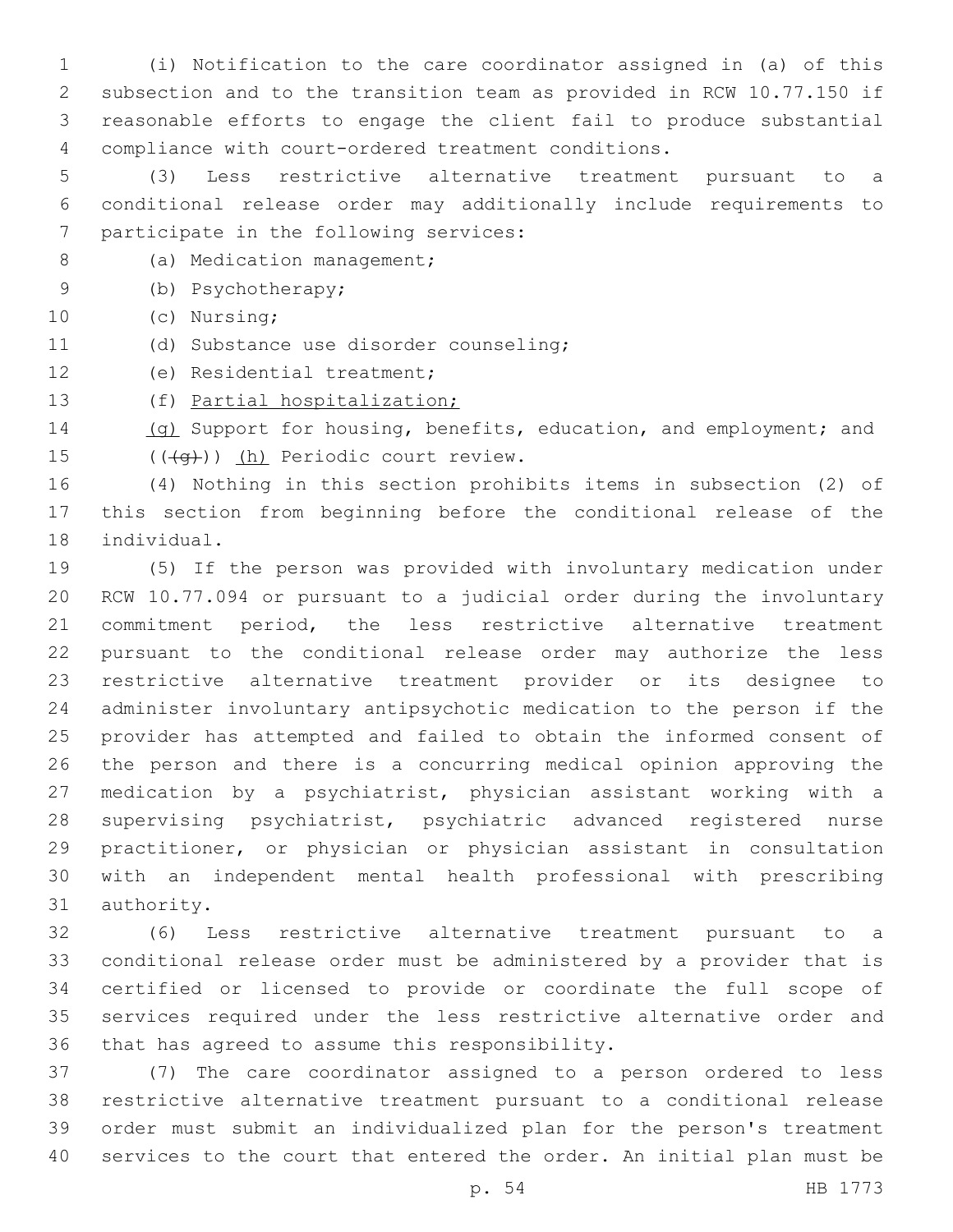(i) Notification to the care coordinator assigned in (a) of this subsection and to the transition team as provided in RCW 10.77.150 if reasonable efforts to engage the client fail to produce substantial compliance with court-ordered treatment conditions.

(3) Less restrictive alternative treatment pursuant to a conditional release order may additionally include requirements to participate in the following services:

(a) Medication management;

(b) Psychotherapy;

(c) Nursing;

(d) Substance use disorder counseling;

(e) Residential treatment;

(f) Partial hospitalization;

(g) Support for housing, benefits, education, and employment; and

(((g))) (h) Periodic court review.

(4) Nothing in this section prohibits items in subsection (2) of this section from beginning before the conditional release of the individual.

(5) If the person was provided with involuntary medication under RCW 10.77.094 or pursuant to a judicial order during the involuntary commitment period, the less restrictive alternative treatment pursuant to the conditional release order may authorize the less restrictive alternative treatment provider or its designee to administer involuntary antipsychotic medication to the person if the provider has attempted and failed to obtain the informed consent of the person and there is a concurring medical opinion approving the medication by a psychiatrist, physician assistant working with a supervising psychiatrist, psychiatric advanced registered nurse practitioner, or physician or physician assistant in consultation with an independent mental health professional with prescribing authority.

(6) Less restrictive alternative treatment pursuant to a conditional release order must be administered by a provider that is certified or licensed to provide or coordinate the full scope of services required under the less restrictive alternative order and that has agreed to assume this responsibility.

(7) The care coordinator assigned to a person ordered to less restrictive alternative treatment pursuant to a conditional release order must submit an individualized plan for the person's treatment services to the court that entered the order. An initial plan must be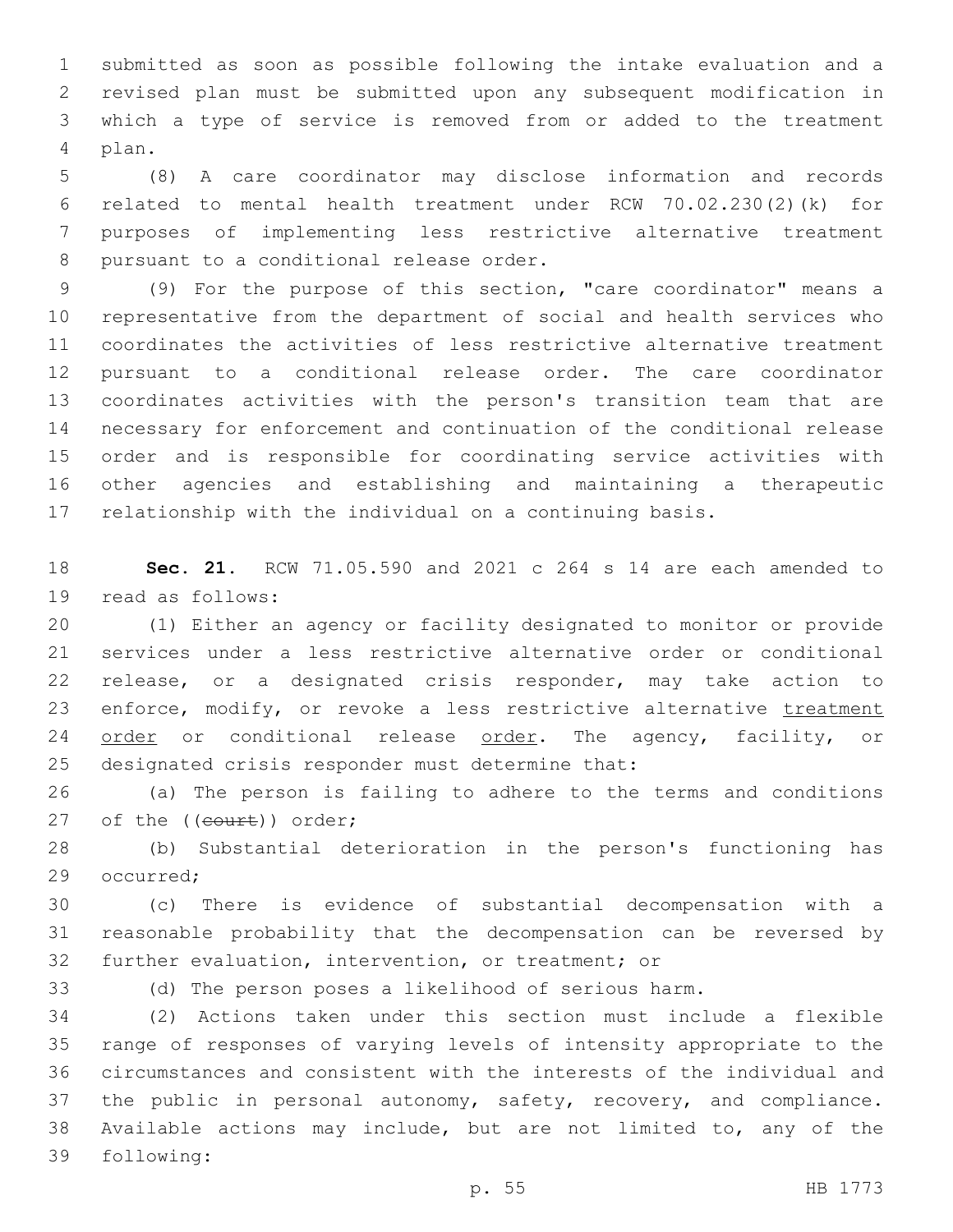submitted as soon as possible following the intake evaluation and a revised plan must be submitted upon any subsequent modification in which a type of service is removed from or added to the treatment plan.

(8) A care coordinator may disclose information and records related to mental health treatment under RCW 70.02.230(2)(k) for purposes of implementing less restrictive alternative treatment pursuant to a conditional release order.

(9) For the purpose of this section, "care coordinator" means a representative from the department of social and health services who coordinates the activities of less restrictive alternative treatment pursuant to a conditional release order. The care coordinator coordinates activities with the person's transition team that are necessary for enforcement and continuation of the conditional release order and is responsible for coordinating service activities with other agencies and establishing and maintaining a therapeutic relationship with the individual on a continuing basis.

**Sec. 21.** RCW 71.05.590 and 2021 c 264 s 14 are each amended to read as follows:

(1) Either an agency or facility designated to monitor or provide services under a less restrictive alternative order or conditional release, or a designated crisis responder, may take action to enforce, modify, or revoke a less restrictive alternative treatment order or conditional release order. The agency, facility, or designated crisis responder must determine that:

(a) The person is failing to adhere to the terms and conditions of the ((~~court~~)) order;

(b) Substantial deterioration in the person's functioning has occurred;

(c) There is evidence of substantial decompensation with a reasonable probability that the decompensation can be reversed by further evaluation, intervention, or treatment; or

(d) The person poses a likelihood of serious harm.

(2) Actions taken under this section must include a flexible range of responses of varying levels of intensity appropriate to the circumstances and consistent with the interests of the individual and the public in personal autonomy, safety, recovery, and compliance. Available actions may include, but are not limited to, any of the following: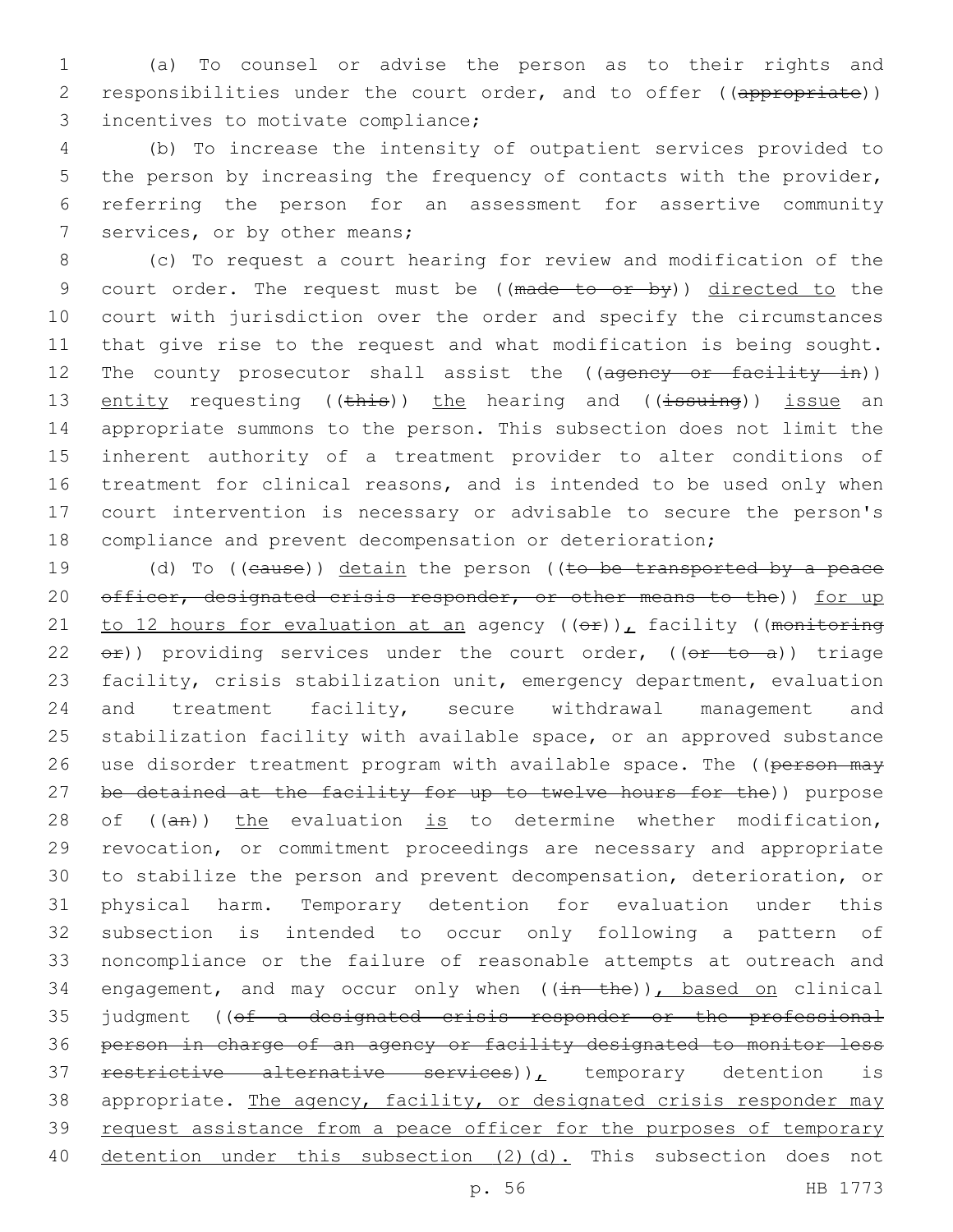(a) To counsel or advise the person as to their rights and responsibilities under the court order, and to offer ((appropriate)) incentives to motivate compliance;

(b) To increase the intensity of outpatient services provided to the person by increasing the frequency of contacts with the provider, referring the person for an assessment for assertive community services, or by other means;

(c) To request a court hearing for review and modification of the court order. The request must be ((made to or by)) directed to the court with jurisdiction over the order and specify the circumstances that give rise to the request and what modification is being sought. The county prosecutor shall assist the ((agency or facility in)) entity requesting ((this)) the hearing and ((issuing)) issue an appropriate summons to the person. This subsection does not limit the inherent authority of a treatment provider to alter conditions of treatment for clinical reasons, and is intended to be used only when court intervention is necessary or advisable to secure the person's compliance and prevent decompensation or deterioration;

(d) To ((cause)) detain the person ((to be transported by a peace officer, designated crisis responder, or other means to the)) for up to 12 hours for evaluation at an agency ((or)), facility ((monitoring or)) providing services under the court order, ((or to a)) triage facility, crisis stabilization unit, emergency department, evaluation and treatment facility, secure withdrawal management and stabilization facility with available space, or an approved substance use disorder treatment program with available space. The ((person may be detained at the facility for up to twelve hours for the)) purpose of ((an)) the evaluation is to determine whether modification, revocation, or commitment proceedings are necessary and appropriate to stabilize the person and prevent decompensation, deterioration, or physical harm. Temporary detention for evaluation under this subsection is intended to occur only following a pattern of noncompliance or the failure of reasonable attempts at outreach and engagement, and may occur only when ((in the)), based on clinical judgment ((of a designated crisis responder or the professional person in charge of an agency or facility designated to monitor less restrictive alternative services)), temporary detention is appropriate. The agency, facility, or designated crisis responder may request assistance from a peace officer for the purposes of temporary detention under this subsection (2)(d). This subsection does not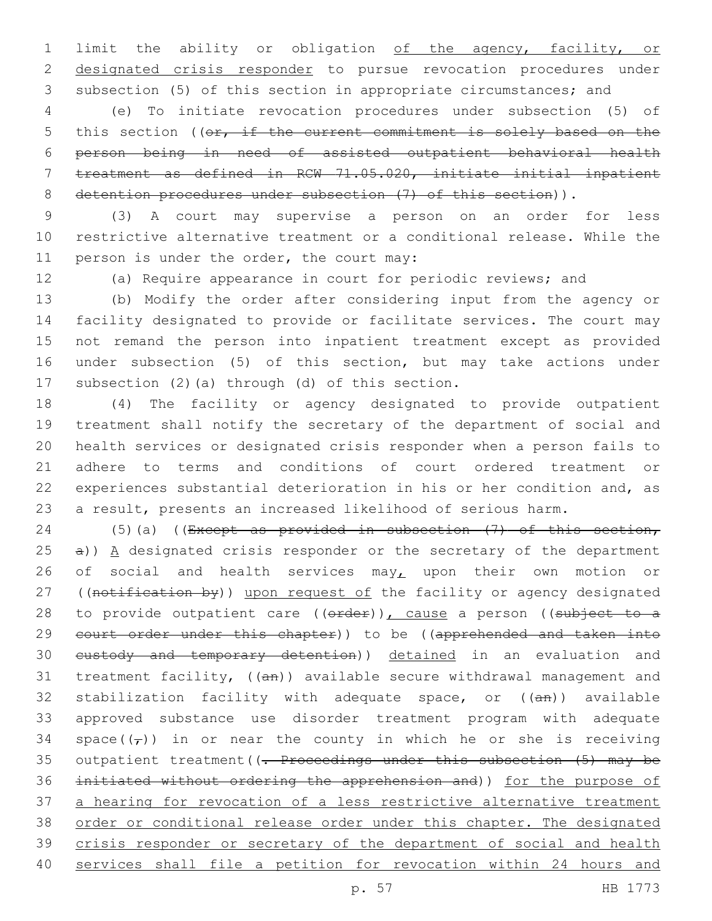limit the ability or obligation of the agency, facility, or designated crisis responder to pursue revocation procedures under subsection (5) of this section in appropriate circumstances; and

(e) To initiate revocation procedures under subsection (5) of this section ((~~or, if the current commitment is solely based on the person being in need of assisted outpatient behavioral health treatment as defined in RCW 71.05.020, initiate initial inpatient detention procedures under subsection (7) of this section~~)).

(3) A court may supervise a person on an order for less restrictive alternative treatment or a conditional release. While the person is under the order, the court may:

(a) Require appearance in court for periodic reviews; and

(b) Modify the order after considering input from the agency or facility designated to provide or facilitate services. The court may not remand the person into inpatient treatment except as provided under subsection (5) of this section, but may take actions under subsection (2)(a) through (d) of this section.

(4) The facility or agency designated to provide outpatient treatment shall notify the secretary of the department of social and health services or designated crisis responder when a person fails to adhere to terms and conditions of court ordered treatment or experiences substantial deterioration in his or her condition and, as a result, presents an increased likelihood of serious harm.

(5)(a) ((~~Except as provided in subsection (7) of this section, a~~)) A designated crisis responder or the secretary of the department of social and health services may, upon their own motion or ((~~notification by~~)) upon request of the facility or agency designated to provide outpatient care ((~~order~~)), cause a person ((~~subject to a court order under this chapter~~)) to be ((~~apprehended and taken into custody and temporary detention~~)) detained in an evaluation and treatment facility, ((~~an~~)) available secure withdrawal management and stabilization facility with adequate space, or ((~~an~~)) available approved substance use disorder treatment program with adequate space((~~,~~)) in or near the county in which he or she is receiving outpatient treatment((~~. Proceedings under this subsection (5) may be initiated without ordering the apprehension and~~)) for the purpose of a hearing for revocation of a less restrictive alternative treatment order or conditional release order under this chapter. The designated crisis responder or secretary of the department of social and health services shall file a petition for revocation within 24 hours and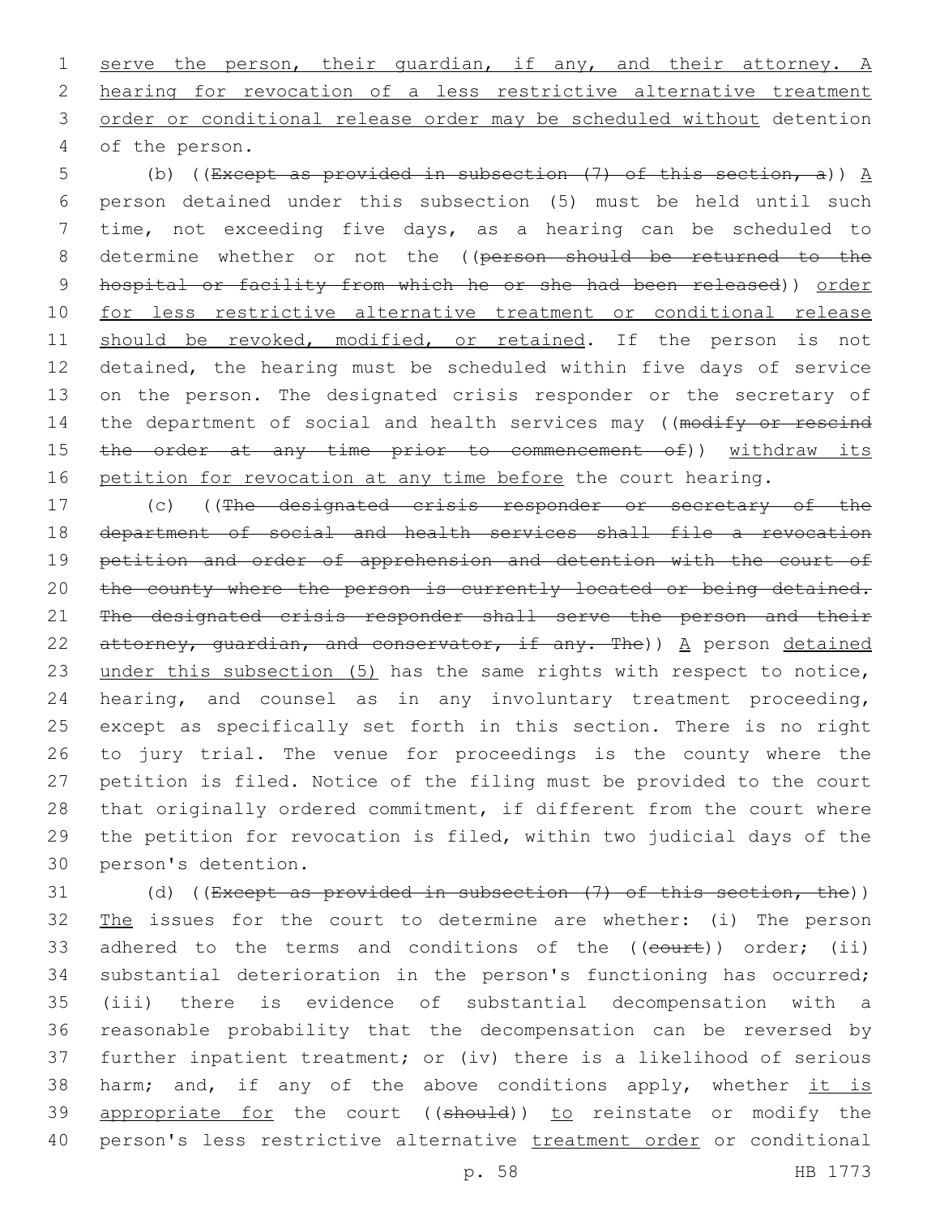serve the person, their guardian, if any, and their attorney. A hearing for revocation of a less restrictive alternative treatment order or conditional release order may be scheduled without detention of the person.

(b) ((~~Except as provided in subsection (7) of this section, a~~)) A person detained under this subsection (5) must be held until such time, not exceeding five days, as a hearing can be scheduled to determine whether or not the ((~~person should be returned to the hospital or facility from which he or she had been released~~)) order for less restrictive alternative treatment or conditional release should be revoked, modified, or retained. If the person is not detained, the hearing must be scheduled within five days of service on the person. The designated crisis responder or the secretary of the department of social and health services may ((~~modify or rescind the order at any time prior to commencement of~~)) withdraw its petition for revocation at any time before the court hearing.

(c) ((~~The designated crisis responder or secretary of the department of social and health services shall file a revocation petition and order of apprehension and detention with the court of the county where the person is currently located or being detained. The designated crisis responder shall serve the person and their attorney, guardian, and conservator, if any. The~~)) A person detained under this subsection (5) has the same rights with respect to notice, hearing, and counsel as in any involuntary treatment proceeding, except as specifically set forth in this section. There is no right to jury trial. The venue for proceedings is the county where the petition is filed. Notice of the filing must be provided to the court that originally ordered commitment, if different from the court where the petition for revocation is filed, within two judicial days of the person's detention.

(d) ((~~Except as provided in subsection (7) of this section, the~~)) The issues for the court to determine are whether: (i) The person adhered to the terms and conditions of the ((~~court~~)) order; (ii) substantial deterioration in the person's functioning has occurred; (iii) there is evidence of substantial decompensation with a reasonable probability that the decompensation can be reversed by further inpatient treatment; or (iv) there is a likelihood of serious harm; and, if any of the above conditions apply, whether it is appropriate for the court ((~~should~~)) to reinstate or modify the person's less restrictive alternative treatment order or conditional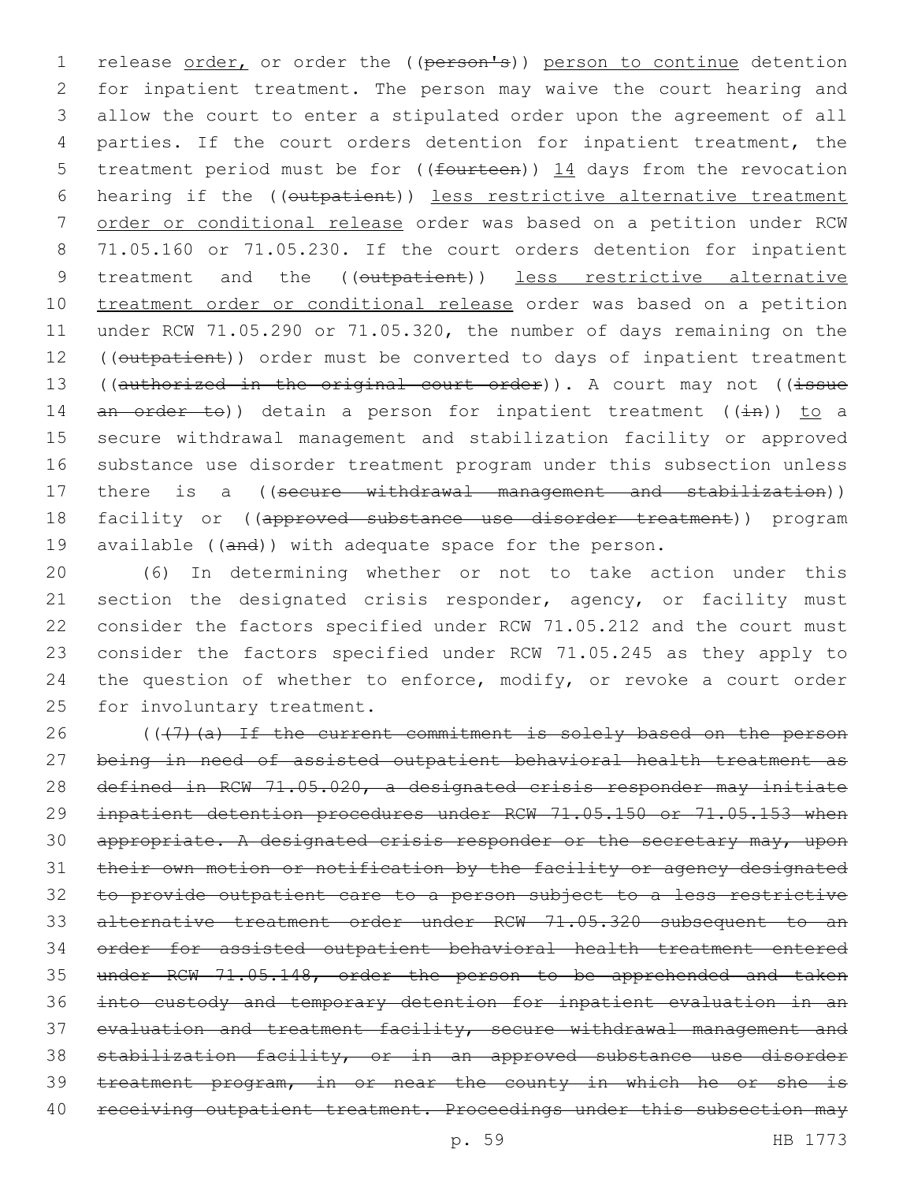release order, or order the ((person's)) person to continue detention for inpatient treatment. The person may waive the court hearing and allow the court to enter a stipulated order upon the agreement of all parties. If the court orders detention for inpatient treatment, the treatment period must be for ((fourteen)) 14 days from the revocation hearing if the ((outpatient)) less restrictive alternative treatment order or conditional release order was based on a petition under RCW 71.05.160 or 71.05.230. If the court orders detention for inpatient treatment and the ((outpatient)) less restrictive alternative treatment order or conditional release order was based on a petition under RCW 71.05.290 or 71.05.320, the number of days remaining on the ((outpatient)) order must be converted to days of inpatient treatment ((authorized in the original court order)). A court may not ((issue an order to)) detain a person for inpatient treatment ((in)) to a secure withdrawal management and stabilization facility or approved substance use disorder treatment program under this subsection unless there is a ((secure withdrawal management and stabilization)) facility or ((approved substance use disorder treatment)) program available ((and)) with adequate space for the person.

(6) In determining whether or not to take action under this section the designated crisis responder, agency, or facility must consider the factors specified under RCW 71.05.212 and the court must consider the factors specified under RCW 71.05.245 as they apply to the question of whether to enforce, modify, or revoke a court order for involuntary treatment.

(((7)(a) If the current commitment is solely based on the person being in need of assisted outpatient behavioral health treatment as defined in RCW 71.05.020, a designated crisis responder may initiate inpatient detention procedures under RCW 71.05.150 or 71.05.153 when appropriate. A designated crisis responder or the secretary may, upon their own motion or notification by the facility or agency designated to provide outpatient care to a person subject to a less restrictive alternative treatment order under RCW 71.05.320 subsequent to an order for assisted outpatient behavioral health treatment entered under RCW 71.05.148, order the person to be apprehended and taken into custody and temporary detention for inpatient evaluation in an evaluation and treatment facility, secure withdrawal management and stabilization facility, or in an approved substance use disorder treatment program, in or near the county in which he or she is receiving outpatient treatment. Proceedings under this subsection may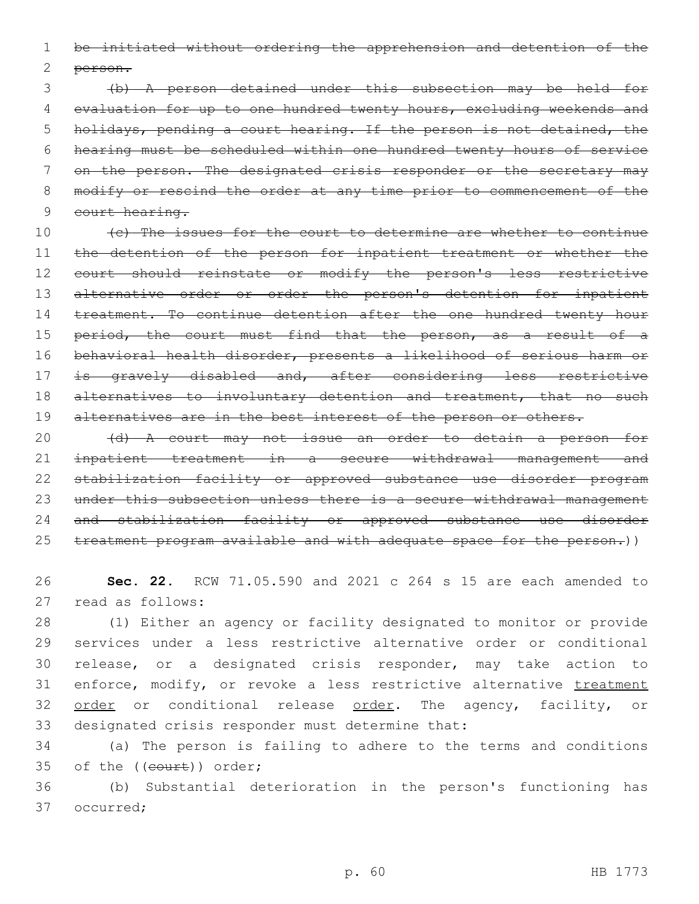~~be initiated without ordering the apprehension and detention of the person.~~

~~(b) A person detained under this subsection may be held for evaluation for up to one hundred twenty hours, excluding weekends and holidays, pending a court hearing. If the person is not detained, the hearing must be scheduled within one hundred twenty hours of service on the person. The designated crisis responder or the secretary may modify or rescind the order at any time prior to commencement of the court hearing.~~

~~(c) The issues for the court to determine are whether to continue the detention of the person for inpatient treatment or whether the court should reinstate or modify the person's less restrictive alternative order or order the person's detention for inpatient treatment. To continue detention after the one hundred twenty hour period, the court must find that the person, as a result of a behavioral health disorder, presents a likelihood of serious harm or is gravely disabled and, after considering less restrictive alternatives to involuntary detention and treatment, that no such alternatives are in the best interest of the person or others.~~

~~(d) A court may not issue an order to detain a person for inpatient treatment in a secure withdrawal management and stabilization facility or approved substance use disorder program under this subsection unless there is a secure withdrawal management and stabilization facility or approved substance use disorder treatment program available and with adequate space for the person.~~))

**Sec. 22.** RCW 71.05.590 and 2021 c 264 s 15 are each amended to read as follows:

(1) Either an agency or facility designated to monitor or provide services under a less restrictive alternative order or conditional release, or a designated crisis responder, may take action to enforce, modify, or revoke a less restrictive alternative <u>treatment order</u> or conditional release <u>order</u>. The agency, facility, or designated crisis responder must determine that:

(a) The person is failing to adhere to the terms and conditions of the ((~~court~~)) order;

(b) Substantial deterioration in the person's functioning has occurred;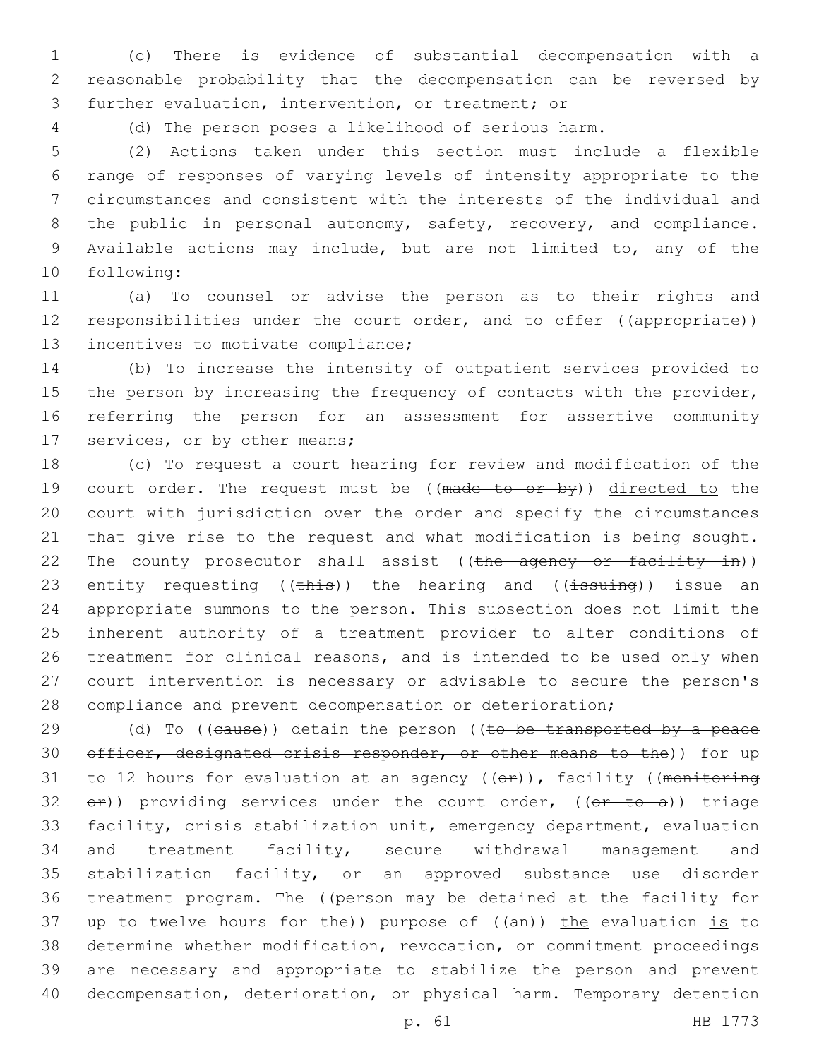(c) There is evidence of substantial decompensation with a reasonable probability that the decompensation can be reversed by further evaluation, intervention, or treatment; or

(d) The person poses a likelihood of serious harm.

(2) Actions taken under this section must include a flexible range of responses of varying levels of intensity appropriate to the circumstances and consistent with the interests of the individual and the public in personal autonomy, safety, recovery, and compliance. Available actions may include, but are not limited to, any of the following:

(a) To counsel or advise the person as to their rights and responsibilities under the court order, and to offer ((~~appropriate~~)) incentives to motivate compliance;

(b) To increase the intensity of outpatient services provided to the person by increasing the frequency of contacts with the provider, referring the person for an assessment for assertive community services, or by other means;

(c) To request a court hearing for review and modification of the court order. The request must be ((~~made to or by~~)) <u>directed to</u> the court with jurisdiction over the order and specify the circumstances that give rise to the request and what modification is being sought. The county prosecutor shall assist ((~~the agency or facility in~~)) <u>entity</u> requesting ((~~this~~)) <u>the</u> hearing and ((~~issuing~~)) <u>issue</u> an appropriate summons to the person. This subsection does not limit the inherent authority of a treatment provider to alter conditions of treatment for clinical reasons, and is intended to be used only when court intervention is necessary or advisable to secure the person's compliance and prevent decompensation or deterioration;

(d) To ((~~cause~~)) <u>detain</u> the person ((~~to be transported by a peace officer, designated crisis responder, or other means to the~~)) <u>for up to 12 hours for evaluation at an</u> agency ((~~or~~))<u>,</u> facility ((~~monitoring or~~)) providing services under the court order, ((~~or to a~~)) triage facility, crisis stabilization unit, emergency department, evaluation and treatment facility, secure withdrawal management and stabilization facility, or an approved substance use disorder treatment program. The ((~~person may be detained at the facility for up to twelve hours for the~~)) purpose of ((~~an~~)) <u>the</u> evaluation <u>is</u> to determine whether modification, revocation, or commitment proceedings are necessary and appropriate to stabilize the person and prevent decompensation, deterioration, or physical harm. Temporary detention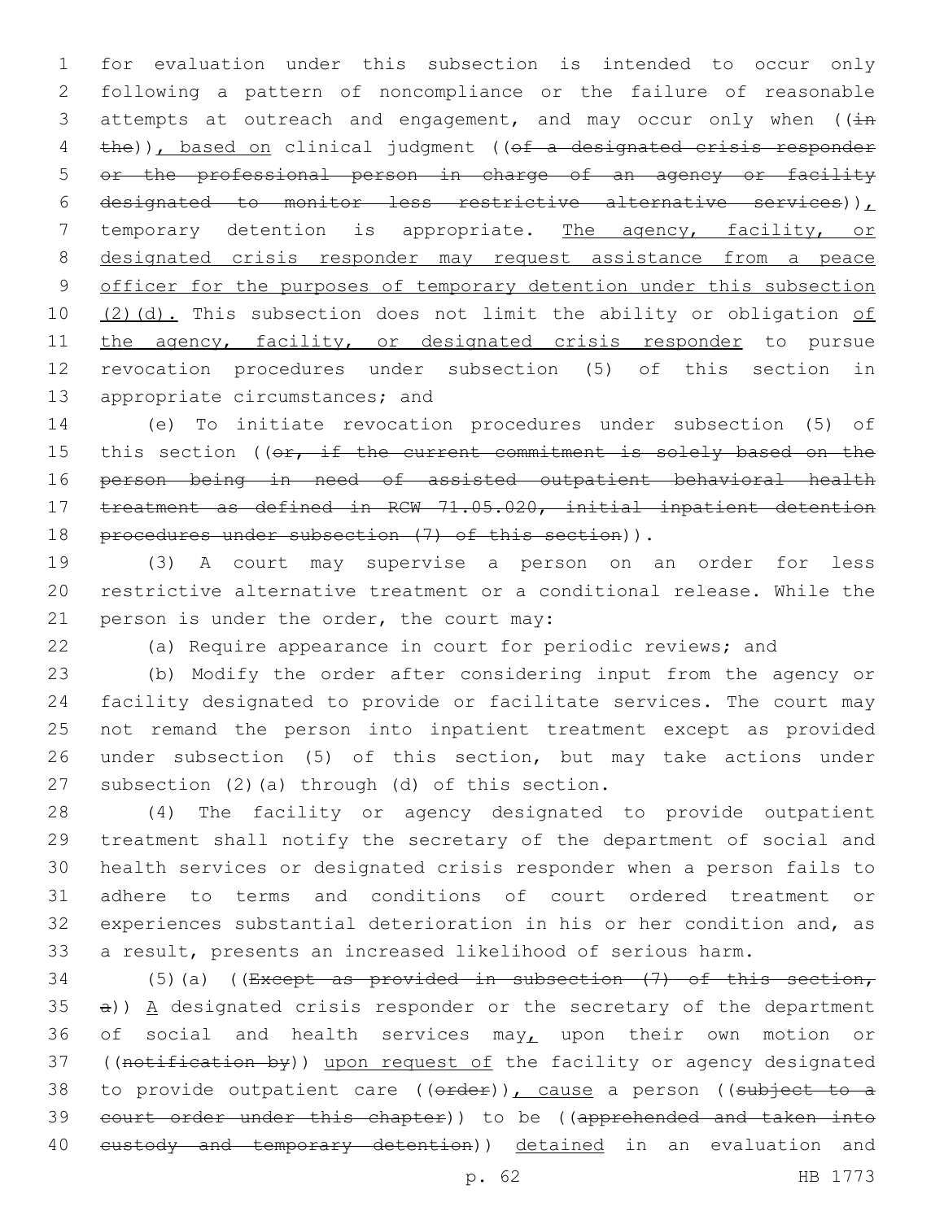for evaluation under this subsection is intended to occur only following a pattern of noncompliance or the failure of reasonable attempts at outreach and engagement, and may occur only when ((~~in the~~)), based on clinical judgment ((~~of a designated crisis responder or the professional person in charge of an agency or facility designated to monitor less restrictive alternative services~~)), temporary detention is appropriate. The agency, facility, or designated crisis responder may request assistance from a peace officer for the purposes of temporary detention under this subsection (2)(d). This subsection does not limit the ability or obligation of the agency, facility, or designated crisis responder to pursue revocation procedures under subsection (5) of this section in appropriate circumstances; and

(e) To initiate revocation procedures under subsection (5) of this section ((~~or, if the current commitment is solely based on the person being in need of assisted outpatient behavioral health treatment as defined in RCW 71.05.020, initial inpatient detention procedures under subsection (7) of this section~~)).

(3) A court may supervise a person on an order for less restrictive alternative treatment or a conditional release. While the person is under the order, the court may:

(a) Require appearance in court for periodic reviews; and

(b) Modify the order after considering input from the agency or facility designated to provide or facilitate services. The court may not remand the person into inpatient treatment except as provided under subsection (5) of this section, but may take actions under subsection (2)(a) through (d) of this section.

(4) The facility or agency designated to provide outpatient treatment shall notify the secretary of the department of social and health services or designated crisis responder when a person fails to adhere to terms and conditions of court ordered treatment or experiences substantial deterioration in his or her condition and, as a result, presents an increased likelihood of serious harm.

(5)(a) ((~~Except as provided in subsection (7) of this section, a~~)) A designated crisis responder or the secretary of the department of social and health services may, upon their own motion or ((~~notification by~~)) upon request of the facility or agency designated to provide outpatient care ((~~order~~)), cause a person ((~~subject to a court order under this chapter~~)) to be ((~~apprehended and taken into custody and temporary detention~~)) detained in an evaluation and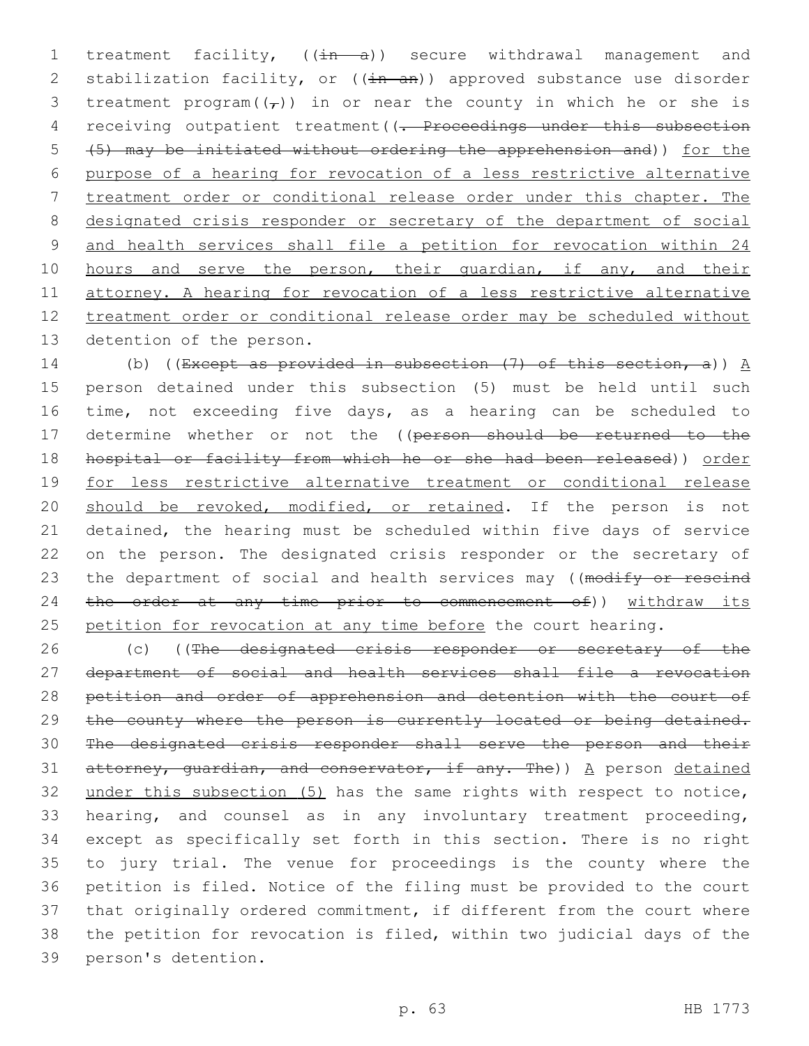treatment facility, ((~~in a~~)) secure withdrawal management and stabilization facility, or ((~~in an~~)) approved substance use disorder treatment program((~~,~~)) in or near the county in which he or she is receiving outpatient treatment((~~. Proceedings under this subsection (5) may be initiated without ordering the apprehension and~~)) <u>for the purpose of a hearing for revocation of a less restrictive alternative treatment order or conditional release order under this chapter. The designated crisis responder or secretary of the department of social and health services shall file a petition for revocation within 24 hours and serve the person, their guardian, if any, and their attorney. A hearing for revocation of a less restrictive alternative treatment order or conditional release order may be scheduled without</u> detention of the person.

(b) ((~~Except as provided in subsection (7) of this section, a~~)) <u>A</u> person detained under this subsection (5) must be held until such time, not exceeding five days, as a hearing can be scheduled to determine whether or not the ((~~person should be returned to the hospital or facility from which he or she had been released~~)) <u>order for less restrictive alternative treatment or conditional release should be revoked, modified, or retained</u>. If the person is not detained, the hearing must be scheduled within five days of service on the person. The designated crisis responder or the secretary of the department of social and health services may ((~~modify or rescind the order at any time prior to commencement of~~)) <u>withdraw its petition for revocation at any time before</u> the court hearing.

(c) ((~~The designated crisis responder or secretary of the department of social and health services shall file a revocation petition and order of apprehension and detention with the court of the county where the person is currently located or being detained. The designated crisis responder shall serve the person and their attorney, guardian, and conservator, if any. The~~)) <u>A</u> person <u>detained under this subsection (5)</u> has the same rights with respect to notice, hearing, and counsel as in any involuntary treatment proceeding, except as specifically set forth in this section. There is no right to jury trial. The venue for proceedings is the county where the petition is filed. Notice of the filing must be provided to the court that originally ordered commitment, if different from the court where the petition for revocation is filed, within two judicial days of the person's detention.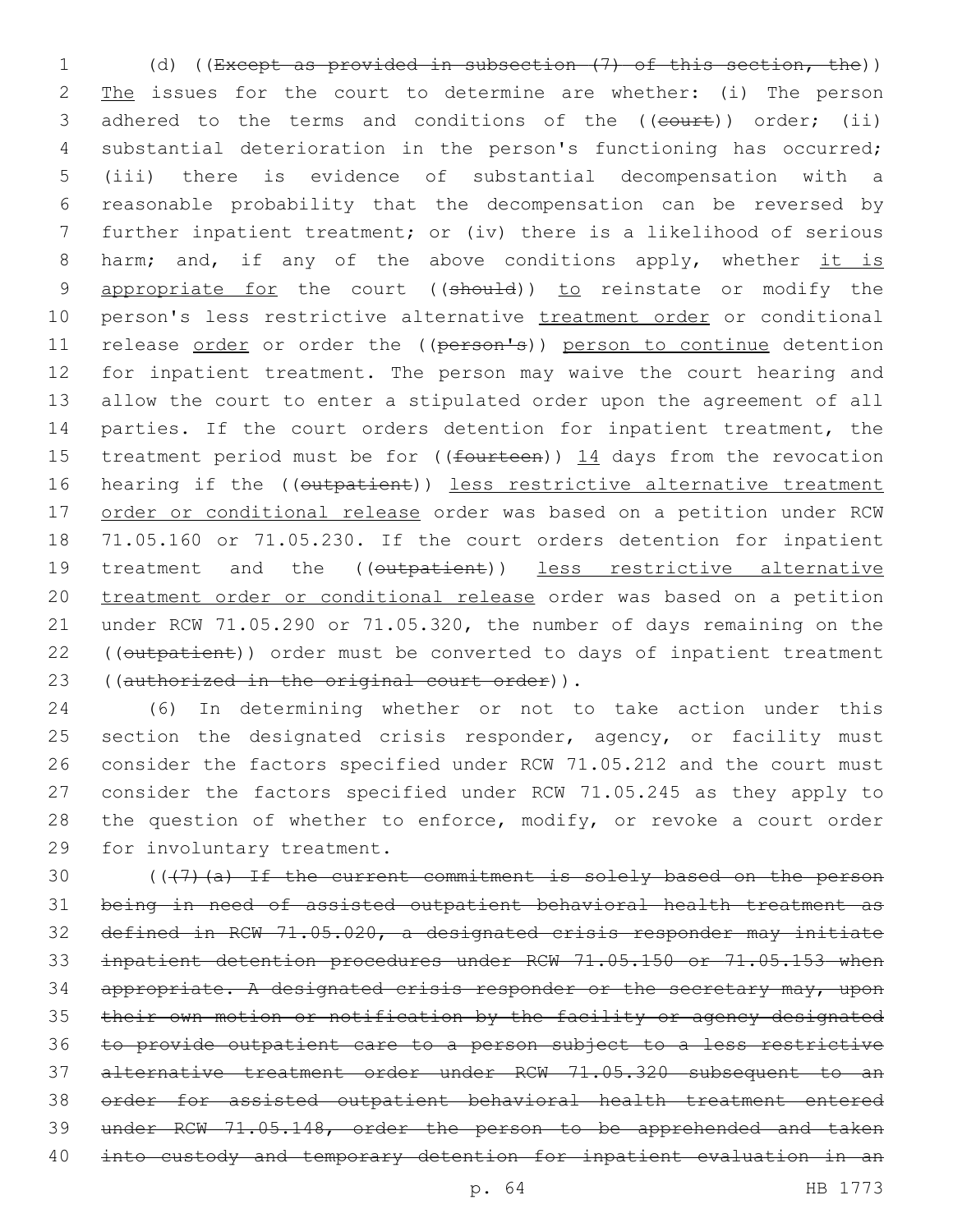(d) ((~~Except as provided in subsection (7) of this section, the~~)) <u>The</u> issues for the court to determine are whether: (i) The person adhered to the terms and conditions of the ((~~court~~)) order; (ii) substantial deterioration in the person's functioning has occurred; (iii) there is evidence of substantial decompensation with a reasonable probability that the decompensation can be reversed by further inpatient treatment; or (iv) there is a likelihood of serious harm; and, if any of the above conditions apply, whether <u>it is appropriate for</u> the court ((~~should~~)) <u>to</u> reinstate or modify the person's less restrictive alternative <u>treatment order</u> or conditional release <u>order</u> or order the ((~~person's~~)) <u>person to continue</u> detention for inpatient treatment. The person may waive the court hearing and allow the court to enter a stipulated order upon the agreement of all parties. If the court orders detention for inpatient treatment, the treatment period must be for ((~~fourteen~~)) <u>14</u> days from the revocation hearing if the ((~~outpatient~~)) <u>less restrictive alternative treatment order or conditional release</u> order was based on a petition under RCW 71.05.160 or 71.05.230. If the court orders detention for inpatient treatment and the ((~~outpatient~~)) <u>less restrictive alternative treatment order or conditional release</u> order was based on a petition under RCW 71.05.290 or 71.05.320, the number of days remaining on the ((~~outpatient~~)) order must be converted to days of inpatient treatment ((~~authorized in the original court order~~)).

(6) In determining whether or not to take action under this section the designated crisis responder, agency, or facility must consider the factors specified under RCW 71.05.212 and the court must consider the factors specified under RCW 71.05.245 as they apply to the question of whether to enforce, modify, or revoke a court order for involuntary treatment.

((~~(7)(a) If the current commitment is solely based on the person being in need of assisted outpatient behavioral health treatment as defined in RCW 71.05.020, a designated crisis responder may initiate inpatient detention procedures under RCW 71.05.150 or 71.05.153 when appropriate. A designated crisis responder or the secretary may, upon their own motion or notification by the facility or agency designated to provide outpatient care to a person subject to a less restrictive alternative treatment order under RCW 71.05.320 subsequent to an order for assisted outpatient behavioral health treatment entered under RCW 71.05.148, order the person to be apprehended and taken into custody and temporary detention for inpatient evaluation in an~~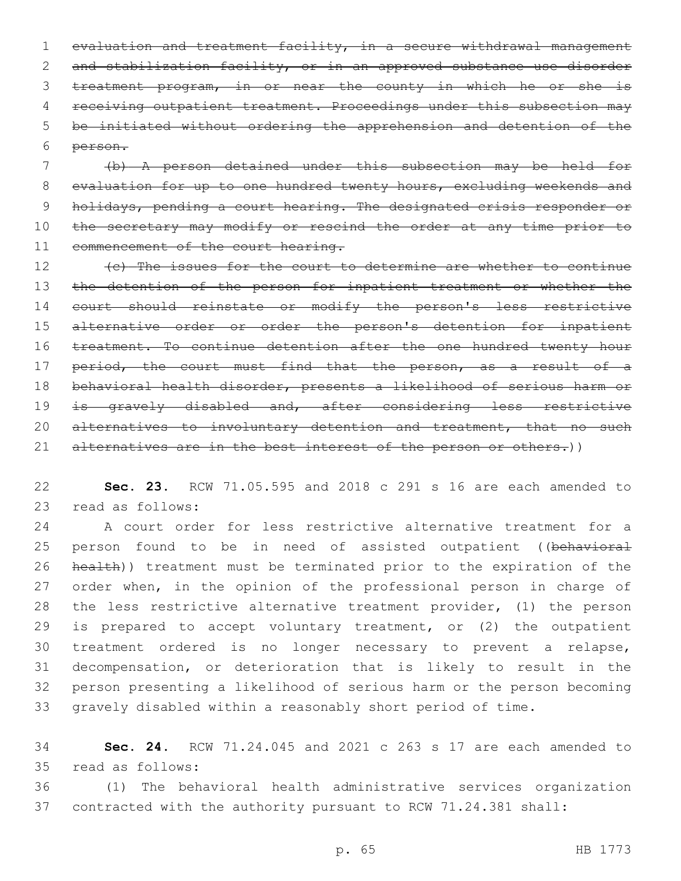~~evaluation and treatment facility, in a secure withdrawal management and stabilization facility, or in an approved substance use disorder treatment program, in or near the county in which he or she is receiving outpatient treatment. Proceedings under this subsection may be initiated without ordering the apprehension and detention of the person.~~

~~(b) A person detained under this subsection may be held for evaluation for up to one hundred twenty hours, excluding weekends and holidays, pending a court hearing. The designated crisis responder or the secretary may modify or rescind the order at any time prior to commencement of the court hearing.~~

~~(c) The issues for the court to determine are whether to continue the detention of the person for inpatient treatment or whether the court should reinstate or modify the person's less restrictive alternative order or order the person's detention for inpatient treatment. To continue detention after the one hundred twenty hour period, the court must find that the person, as a result of a behavioral health disorder, presents a likelihood of serious harm or is gravely disabled and, after considering less restrictive alternatives to involuntary detention and treatment, that no such alternatives are in the best interest of the person or others.~~))

**Sec. 23.** RCW 71.05.595 and 2018 c 291 s 16 are each amended to read as follows:

A court order for less restrictive alternative treatment for a person found to be in need of assisted outpatient ((~~behavioral health~~)) treatment must be terminated prior to the expiration of the order when, in the opinion of the professional person in charge of the less restrictive alternative treatment provider, (1) the person is prepared to accept voluntary treatment, or (2) the outpatient treatment ordered is no longer necessary to prevent a relapse, decompensation, or deterioration that is likely to result in the person presenting a likelihood of serious harm or the person becoming gravely disabled within a reasonably short period of time.

**Sec. 24.** RCW 71.24.045 and 2021 c 263 s 17 are each amended to read as follows:

(1) The behavioral health administrative services organization contracted with the authority pursuant to RCW 71.24.381 shall: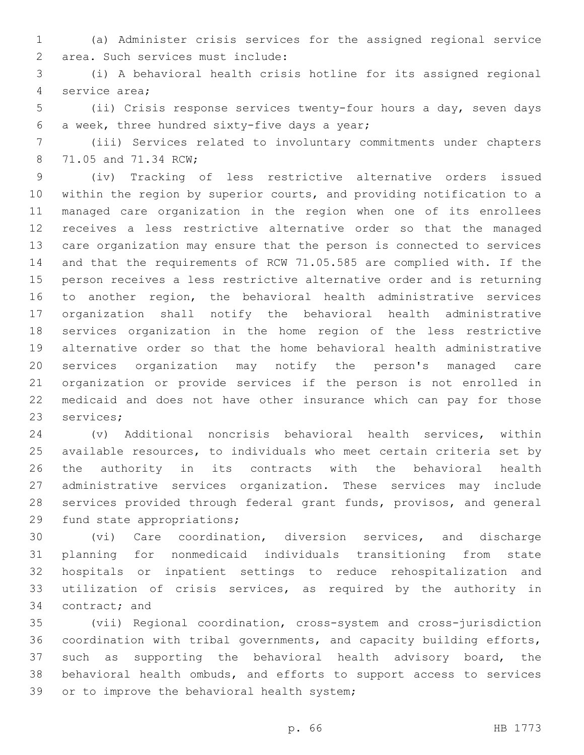(a) Administer crisis services for the assigned regional service area. Such services must include:

(i) A behavioral health crisis hotline for its assigned regional service area;

(ii) Crisis response services twenty-four hours a day, seven days a week, three hundred sixty-five days a year;

(iii) Services related to involuntary commitments under chapters 71.05 and 71.34 RCW;

(iv) Tracking of less restrictive alternative orders issued within the region by superior courts, and providing notification to a managed care organization in the region when one of its enrollees receives a less restrictive alternative order so that the managed care organization may ensure that the person is connected to services and that the requirements of RCW 71.05.585 are complied with. If the person receives a less restrictive alternative order and is returning to another region, the behavioral health administrative services organization shall notify the behavioral health administrative services organization in the home region of the less restrictive alternative order so that the home behavioral health administrative services organization may notify the person's managed care organization or provide services if the person is not enrolled in medicaid and does not have other insurance which can pay for those services;

(v) Additional noncrisis behavioral health services, within available resources, to individuals who meet certain criteria set by the authority in its contracts with the behavioral health administrative services organization. These services may include services provided through federal grant funds, provisos, and general fund state appropriations;

(vi) Care coordination, diversion services, and discharge planning for nonmedicaid individuals transitioning from state hospitals or inpatient settings to reduce rehospitalization and utilization of crisis services, as required by the authority in contract; and

(vii) Regional coordination, cross-system and cross-jurisdiction coordination with tribal governments, and capacity building efforts, such as supporting the behavioral health advisory board, the behavioral health ombuds, and efforts to support access to services or to improve the behavioral health system;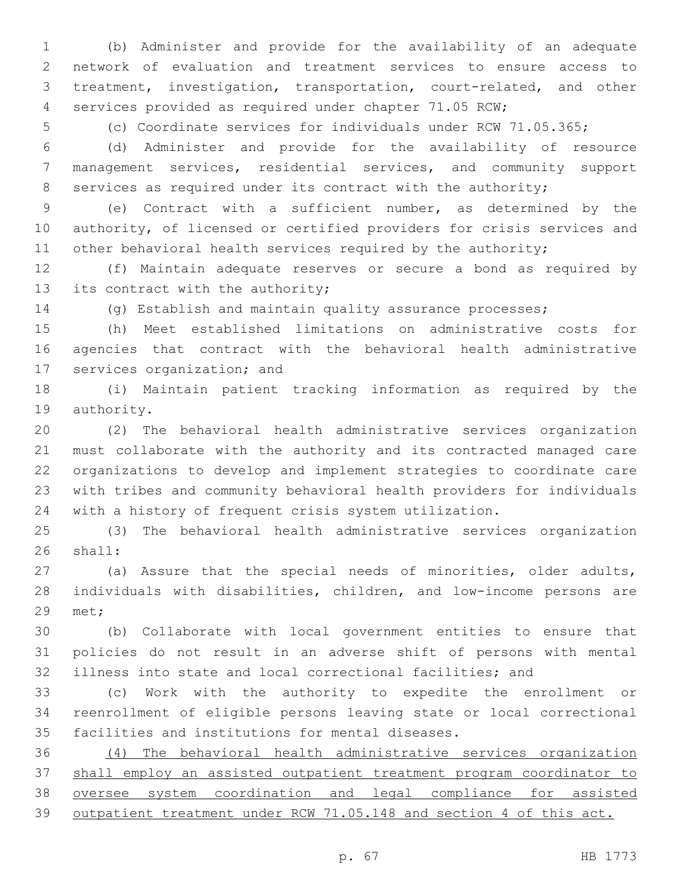(b) Administer and provide for the availability of an adequate network of evaluation and treatment services to ensure access to treatment, investigation, transportation, court-related, and other services provided as required under chapter 71.05 RCW;

(c) Coordinate services for individuals under RCW 71.05.365;

(d) Administer and provide for the availability of resource management services, residential services, and community support services as required under its contract with the authority;

(e) Contract with a sufficient number, as determined by the authority, of licensed or certified providers for crisis services and other behavioral health services required by the authority;

(f) Maintain adequate reserves or secure a bond as required by its contract with the authority;

(g) Establish and maintain quality assurance processes;

(h) Meet established limitations on administrative costs for agencies that contract with the behavioral health administrative services organization; and

(i) Maintain patient tracking information as required by the authority.

(2) The behavioral health administrative services organization must collaborate with the authority and its contracted managed care organizations to develop and implement strategies to coordinate care with tribes and community behavioral health providers for individuals with a history of frequent crisis system utilization.

(3) The behavioral health administrative services organization shall:

(a) Assure that the special needs of minorities, older adults, individuals with disabilities, children, and low-income persons are met;

(b) Collaborate with local government entities to ensure that policies do not result in an adverse shift of persons with mental illness into state and local correctional facilities; and

(c) Work with the authority to expedite the enrollment or reenrollment of eligible persons leaving state or local correctional facilities and institutions for mental diseases.

<u>(4) The behavioral health administrative services organization shall employ an assisted outpatient treatment program coordinator to oversee system coordination and legal compliance for assisted outpatient treatment under RCW 71.05.148 and section 4 of this act.</u>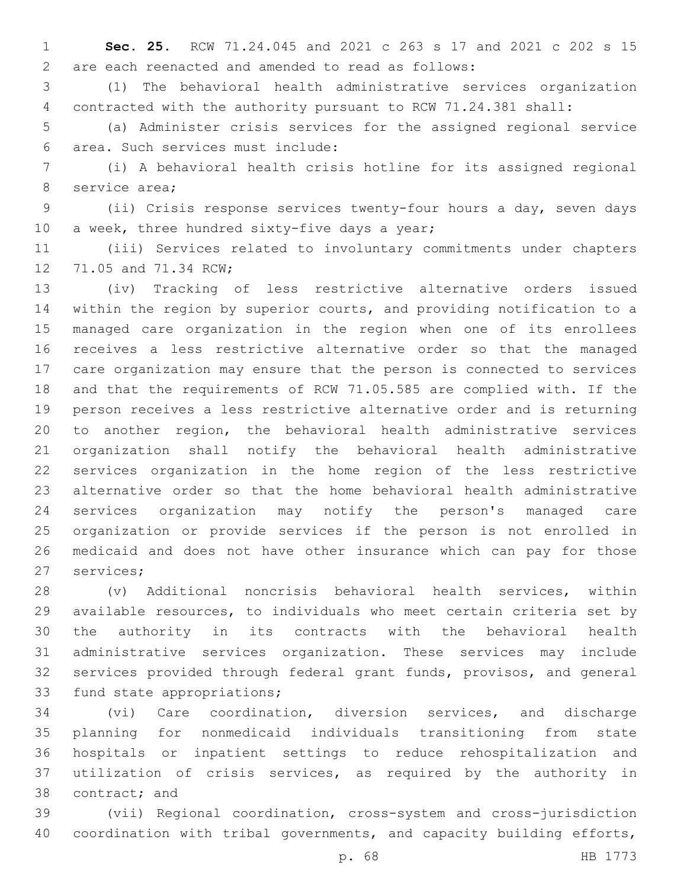**Sec. 25.** RCW 71.24.045 and 2021 c 263 s 17 and 2021 c 202 s 15 are each reenacted and amended to read as follows:

(1) The behavioral health administrative services organization contracted with the authority pursuant to RCW 71.24.381 shall:

(a) Administer crisis services for the assigned regional service area. Such services must include:

(i) A behavioral health crisis hotline for its assigned regional service area;

(ii) Crisis response services twenty-four hours a day, seven days a week, three hundred sixty-five days a year;

(iii) Services related to involuntary commitments under chapters 71.05 and 71.34 RCW;

(iv) Tracking of less restrictive alternative orders issued within the region by superior courts, and providing notification to a managed care organization in the region when one of its enrollees receives a less restrictive alternative order so that the managed care organization may ensure that the person is connected to services and that the requirements of RCW 71.05.585 are complied with. If the person receives a less restrictive alternative order and is returning to another region, the behavioral health administrative services organization shall notify the behavioral health administrative services organization in the home region of the less restrictive alternative order so that the home behavioral health administrative services organization may notify the person's managed care organization or provide services if the person is not enrolled in medicaid and does not have other insurance which can pay for those services;

(v) Additional noncrisis behavioral health services, within available resources, to individuals who meet certain criteria set by the authority in its contracts with the behavioral health administrative services organization. These services may include services provided through federal grant funds, provisos, and general fund state appropriations;

(vi) Care coordination, diversion services, and discharge planning for nonmedicaid individuals transitioning from state hospitals or inpatient settings to reduce rehospitalization and utilization of crisis services, as required by the authority in contract; and

(vii) Regional coordination, cross-system and cross-jurisdiction coordination with tribal governments, and capacity building efforts,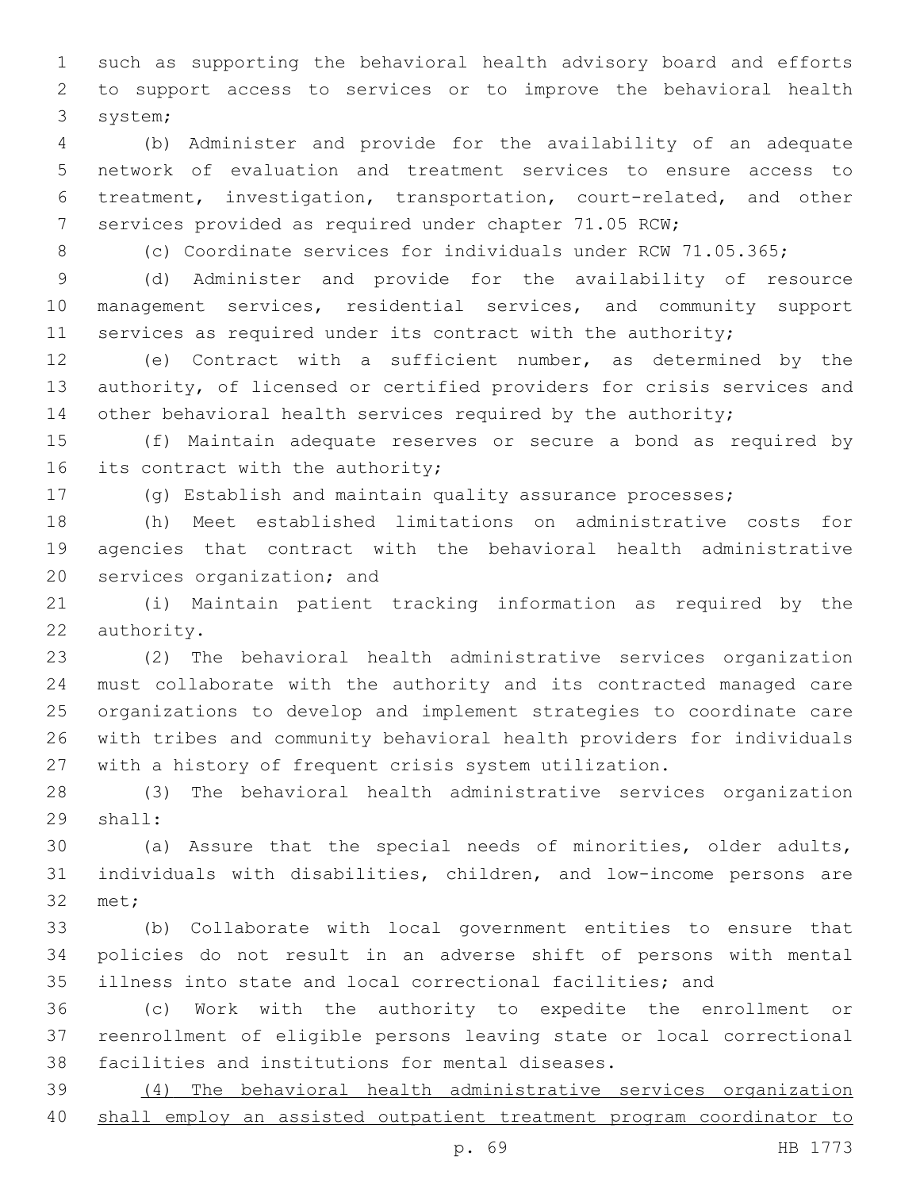such as supporting the behavioral health advisory board and efforts to support access to services or to improve the behavioral health system;

(b) Administer and provide for the availability of an adequate network of evaluation and treatment services to ensure access to treatment, investigation, transportation, court-related, and other services provided as required under chapter 71.05 RCW;

(c) Coordinate services for individuals under RCW 71.05.365;

(d) Administer and provide for the availability of resource management services, residential services, and community support services as required under its contract with the authority;

(e) Contract with a sufficient number, as determined by the authority, of licensed or certified providers for crisis services and other behavioral health services required by the authority;

(f) Maintain adequate reserves or secure a bond as required by its contract with the authority;

(g) Establish and maintain quality assurance processes;

(h) Meet established limitations on administrative costs for agencies that contract with the behavioral health administrative services organization; and

(i) Maintain patient tracking information as required by the authority.

(2) The behavioral health administrative services organization must collaborate with the authority and its contracted managed care organizations to develop and implement strategies to coordinate care with tribes and community behavioral health providers for individuals with a history of frequent crisis system utilization.

(3) The behavioral health administrative services organization shall:

(a) Assure that the special needs of minorities, older adults, individuals with disabilities, children, and low-income persons are met;

(b) Collaborate with local government entities to ensure that policies do not result in an adverse shift of persons with mental illness into state and local correctional facilities; and

(c) Work with the authority to expedite the enrollment or reenrollment of eligible persons leaving state or local correctional facilities and institutions for mental diseases.

<u>(4) The behavioral health administrative services organization shall employ an assisted outpatient treatment program coordinator to</u>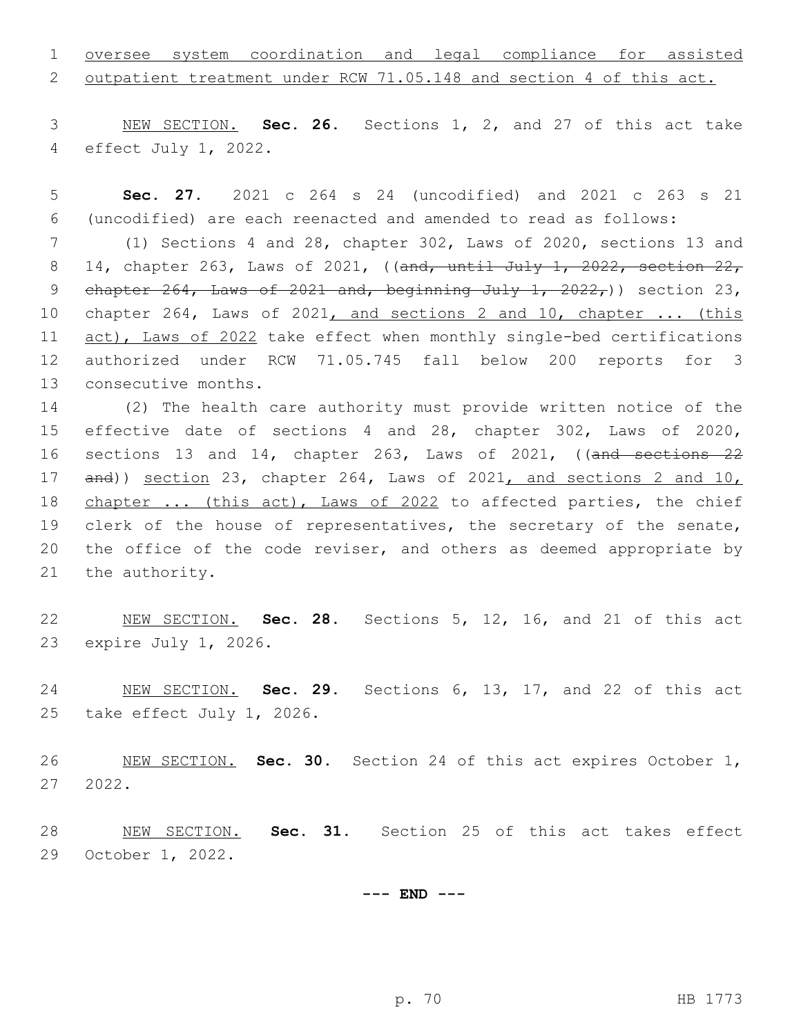oversee system coordination and legal compliance for assisted outpatient treatment under RCW 71.05.148 and section 4 of this act.

NEW SECTION. **Sec. 26.** Sections 1, 2, and 27 of this act take effect July 1, 2022.

**Sec. 27.** 2021 c 264 s 24 (uncodified) and 2021 c 263 s 21 (uncodified) are each reenacted and amended to read as follows:

(1) Sections 4 and 28, chapter 302, Laws of 2020, sections 13 and 14, chapter 263, Laws of 2021, ((~~and, until July 1, 2022, section 22, chapter 264, Laws of 2021 and, beginning July 1, 2022,~~)) section 23, chapter 264, Laws of 2021, and sections 2 and 10, chapter ... (this act), Laws of 2022 take effect when monthly single-bed certifications authorized under RCW 71.05.745 fall below 200 reports for 3 consecutive months.

(2) The health care authority must provide written notice of the effective date of sections 4 and 28, chapter 302, Laws of 2020, sections 13 and 14, chapter 263, Laws of 2021, ((~~and sections 22 and~~)) section 23, chapter 264, Laws of 2021, and sections 2 and 10, chapter ... (this act), Laws of 2022 to affected parties, the chief clerk of the house of representatives, the secretary of the senate, the office of the code reviser, and others as deemed appropriate by the authority.

NEW SECTION. **Sec. 28.** Sections 5, 12, 16, and 21 of this act expire July 1, 2026.

NEW SECTION. **Sec. 29.** Sections 6, 13, 17, and 22 of this act take effect July 1, 2026.

NEW SECTION. **Sec. 30.** Section 24 of this act expires October 1, 2022.

NEW SECTION. **Sec. 31.** Section 25 of this act takes effect October 1, 2022.

**--- END ---**